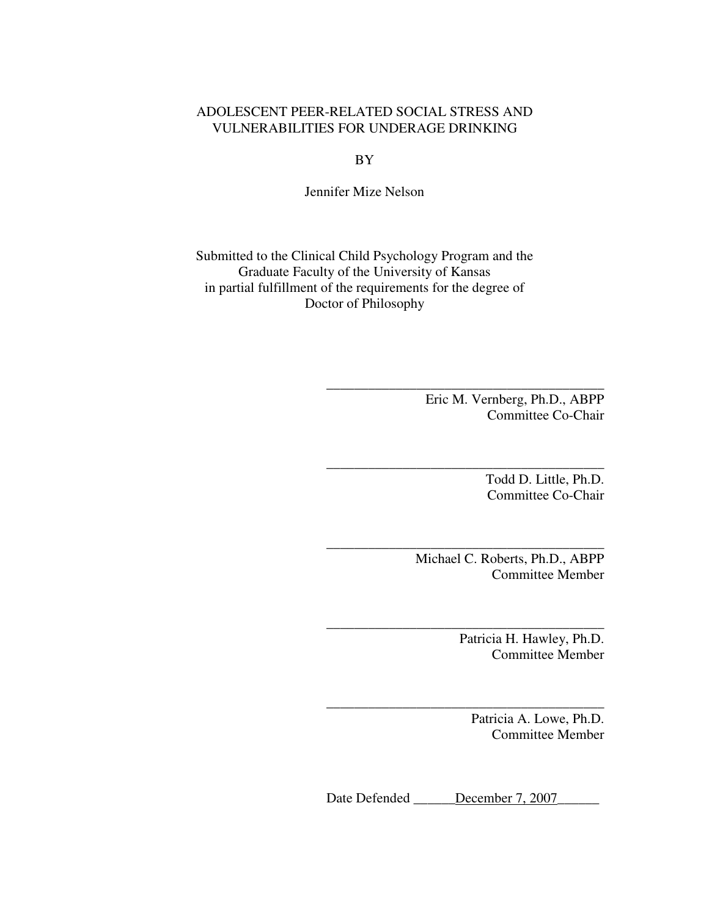# ADOLESCENT PEER-RELATED SOCIAL STRESS AND VULNERABILITIES FOR UNDERAGE DRINKING

BY

Jennifer Mize Nelson

Submitted to the Clinical Child Psychology Program and the Graduate Faculty of the University of Kansas in partial fulfillment of the requirements for the degree of Doctor of Philosophy

\_\_\_\_\_\_\_\_\_\_\_\_\_\_\_\_\_\_\_\_\_\_\_\_\_\_\_\_\_\_\_\_\_\_\_\_\_\_\_\_
Eric M. Vernberg, Ph.D., ABPP
Committee Co-Chair

\_\_\_\_\_\_\_\_\_\_\_\_\_\_\_\_\_\_\_\_\_\_\_\_\_\_\_\_\_\_\_\_\_\_\_\_\_\_\_\_
Todd D. Little, Ph.D.
Committee Co-Chair

\_\_\_\_\_\_\_\_\_\_\_\_\_\_\_\_\_\_\_\_\_\_\_\_\_\_\_\_\_\_\_\_\_\_\_\_\_\_\_\_
Michael C. Roberts, Ph.D., ABPP
Committee Member

\_\_\_\_\_\_\_\_\_\_\_\_\_\_\_\_\_\_\_\_\_\_\_\_\_\_\_\_\_\_\_\_\_\_\_\_\_\_\_\_
Patricia H. Hawley, Ph.D.
Committee Member

\_\_\_\_\_\_\_\_\_\_\_\_\_\_\_\_\_\_\_\_\_\_\_\_\_\_\_\_\_\_\_\_\_\_\_\_\_\_\_\_
Patricia A. Lowe, Ph.D.
Committee Member

Date Defended \_\_\_\_\_\_December 7, 2007\_\_\_\_\_\_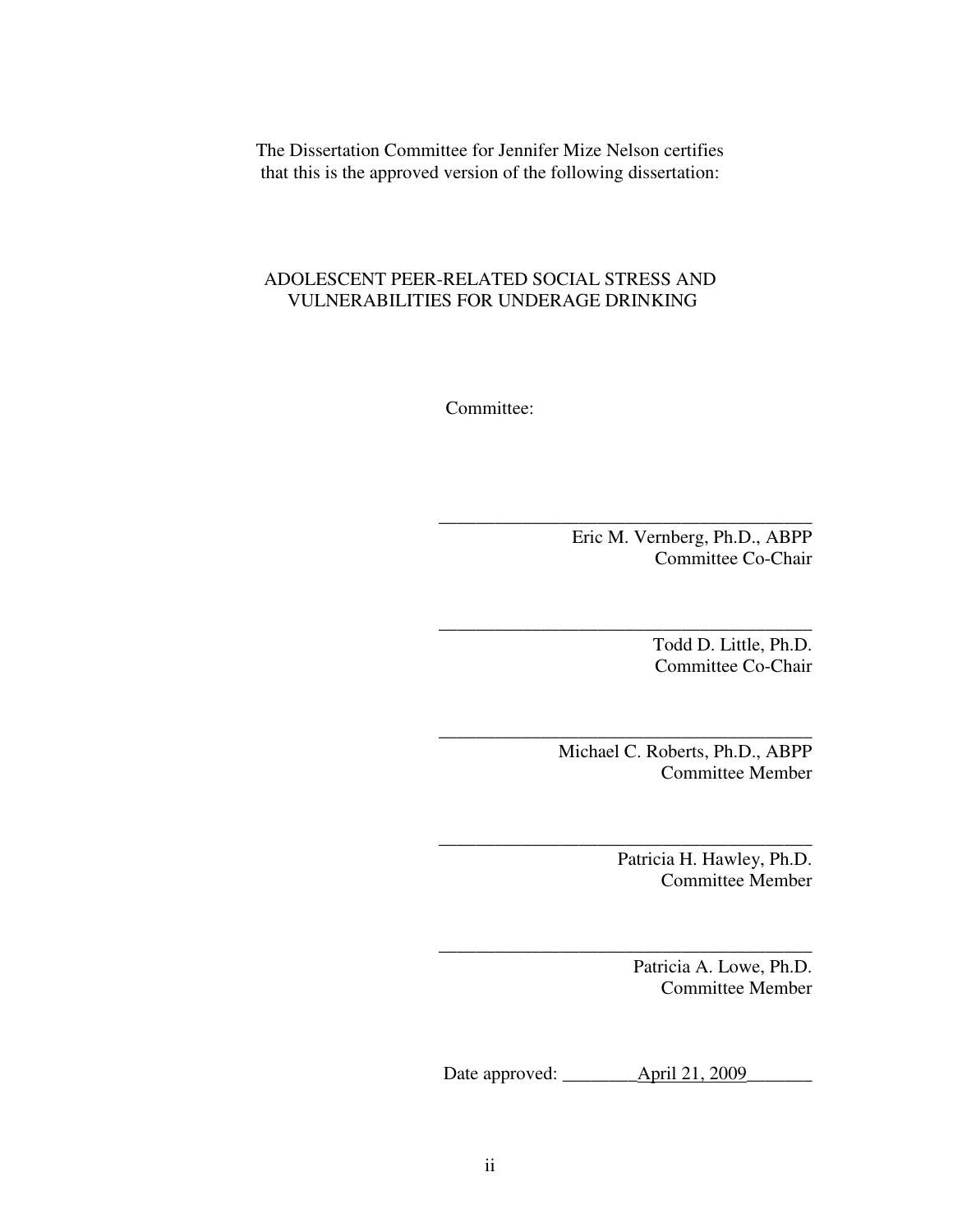The Dissertation Committee for Jennifer Mize Nelson certifies that this is the approved version of the following dissertation:

ADOLESCENT PEER-RELATED SOCIAL STRESS AND VULNERABILITIES FOR UNDERAGE DRINKING

Committee:

\_\_\_\_\_\_\_\_\_\_\_\_\_\_\_\_\_\_\_\_\_\_\_\_\_\_\_\_\_\_\_\_\_\_\_\_\_\_\_\_\_
Eric M. Vernberg, Ph.D., ABPP
Committee Co-Chair

\_\_\_\_\_\_\_\_\_\_\_\_\_\_\_\_\_\_\_\_\_\_\_\_\_\_\_\_\_\_\_\_\_\_\_\_\_\_\_\_\_
Todd D. Little, Ph.D.
Committee Co-Chair

\_\_\_\_\_\_\_\_\_\_\_\_\_\_\_\_\_\_\_\_\_\_\_\_\_\_\_\_\_\_\_\_\_\_\_\_\_\_\_\_\_
Michael C. Roberts, Ph.D., ABPP
Committee Member

\_\_\_\_\_\_\_\_\_\_\_\_\_\_\_\_\_\_\_\_\_\_\_\_\_\_\_\_\_\_\_\_\_\_\_\_\_\_\_\_\_
Patricia H. Hawley, Ph.D.
Committee Member

\_\_\_\_\_\_\_\_\_\_\_\_\_\_\_\_\_\_\_\_\_\_\_\_\_\_\_\_\_\_\_\_\_\_\_\_\_\_\_\_\_
Patricia A. Lowe, Ph.D.
Committee Member

Date approved: April 21, 2009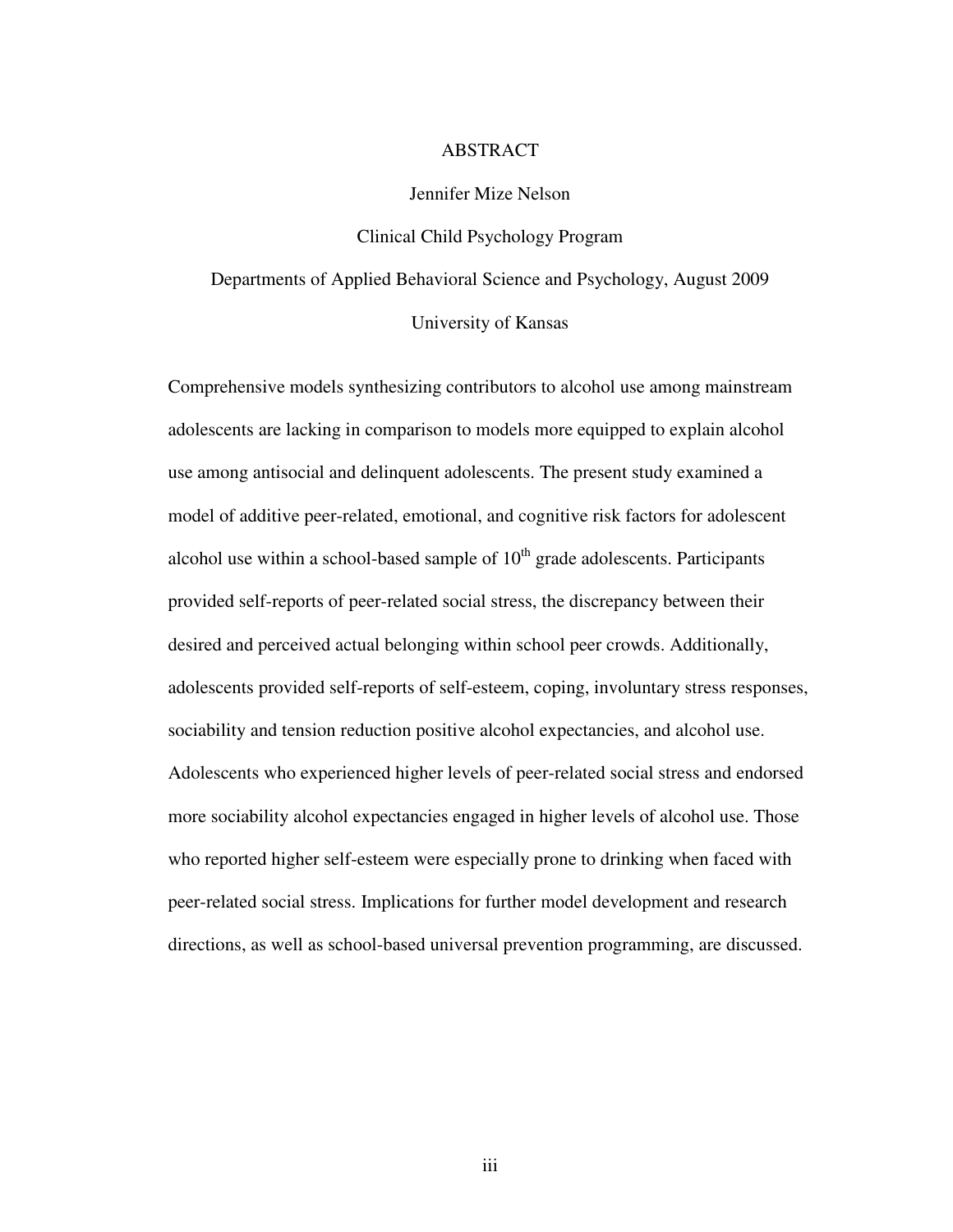# ABSTRACT

Jennifer Mize Nelson

Clinical Child Psychology Program

Departments of Applied Behavioral Science and Psychology, August 2009

University of Kansas

Comprehensive models synthesizing contributors to alcohol use among mainstream adolescents are lacking in comparison to models more equipped to explain alcohol use among antisocial and delinquent adolescents. The present study examined a model of additive peer-related, emotional, and cognitive risk factors for adolescent alcohol use within a school-based sample of 10th grade adolescents. Participants provided self-reports of peer-related social stress, the discrepancy between their desired and perceived actual belonging within school peer crowds. Additionally, adolescents provided self-reports of self-esteem, coping, involuntary stress responses, sociability and tension reduction positive alcohol expectancies, and alcohol use. Adolescents who experienced higher levels of peer-related social stress and endorsed more sociability alcohol expectancies engaged in higher levels of alcohol use. Those who reported higher self-esteem were especially prone to drinking when faced with peer-related social stress. Implications for further model development and research directions, as well as school-based universal prevention programming, are discussed.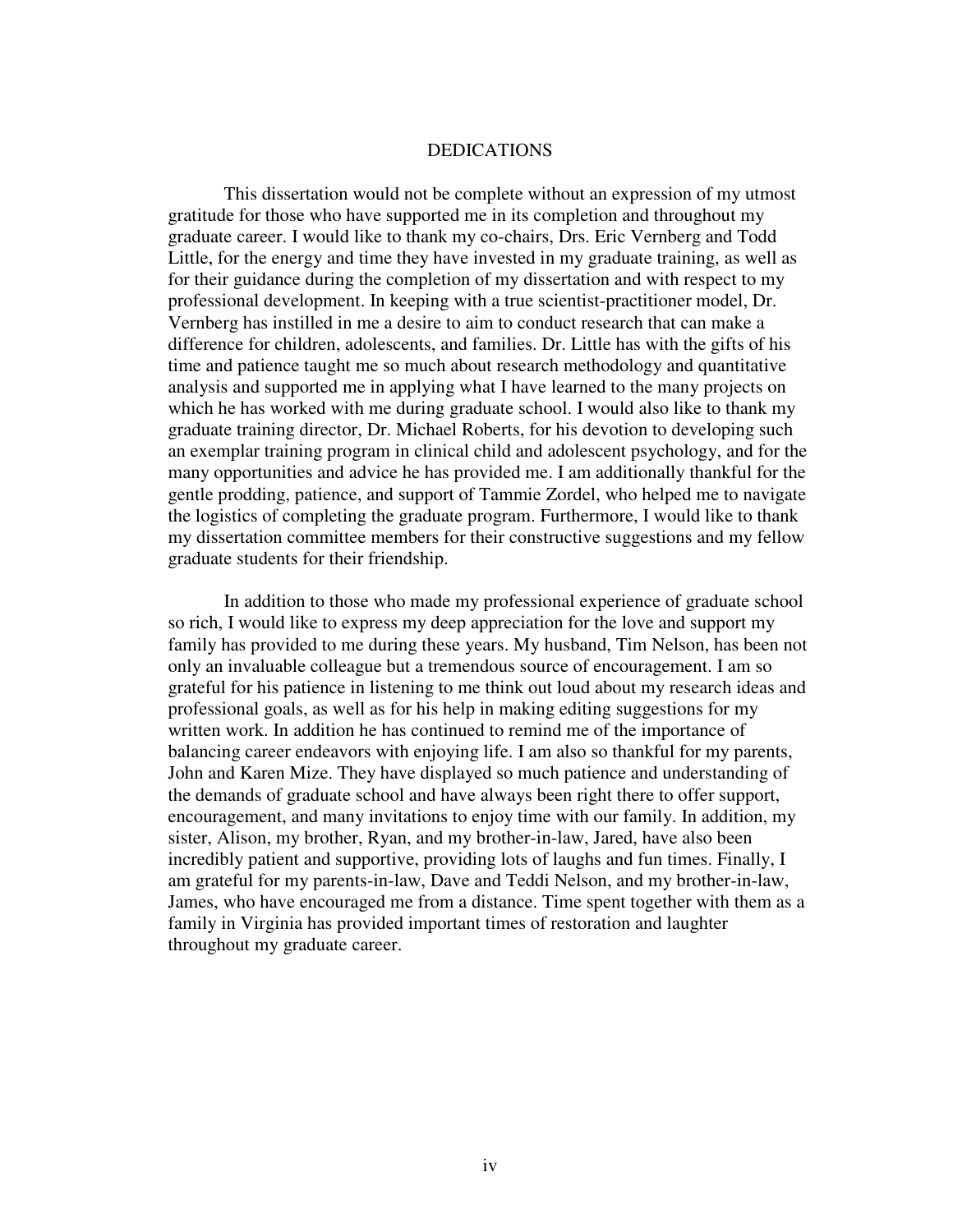# DEDICATIONS

This dissertation would not be complete without an expression of my utmost gratitude for those who have supported me in its completion and throughout my graduate career. I would like to thank my co-chairs, Drs. Eric Vernberg and Todd Little, for the energy and time they have invested in my graduate training, as well as for their guidance during the completion of my dissertation and with respect to my professional development. In keeping with a true scientist-practitioner model, Dr. Vernberg has instilled in me a desire to aim to conduct research that can make a difference for children, adolescents, and families. Dr. Little has with the gifts of his time and patience taught me so much about research methodology and quantitative analysis and supported me in applying what I have learned to the many projects on which he has worked with me during graduate school. I would also like to thank my graduate training director, Dr. Michael Roberts, for his devotion to developing such an exemplar training program in clinical child and adolescent psychology, and for the many opportunities and advice he has provided me. I am additionally thankful for the gentle prodding, patience, and support of Tammie Zordel, who helped me to navigate the logistics of completing the graduate program. Furthermore, I would like to thank my dissertation committee members for their constructive suggestions and my fellow graduate students for their friendship.

In addition to those who made my professional experience of graduate school so rich, I would like to express my deep appreciation for the love and support my family has provided to me during these years. My husband, Tim Nelson, has been not only an invaluable colleague but a tremendous source of encouragement. I am so grateful for his patience in listening to me think out loud about my research ideas and professional goals, as well as for his help in making editing suggestions for my written work. In addition he has continued to remind me of the importance of balancing career endeavors with enjoying life. I am also so thankful for my parents, John and Karen Mize. They have displayed so much patience and understanding of the demands of graduate school and have always been right there to offer support, encouragement, and many invitations to enjoy time with our family. In addition, my sister, Alison, my brother, Ryan, and my brother-in-law, Jared, have also been incredibly patient and supportive, providing lots of laughs and fun times. Finally, I am grateful for my parents-in-law, Dave and Teddi Nelson, and my brother-in-law, James, who have encouraged me from a distance. Time spent together with them as a family in Virginia has provided important times of restoration and laughter throughout my graduate career.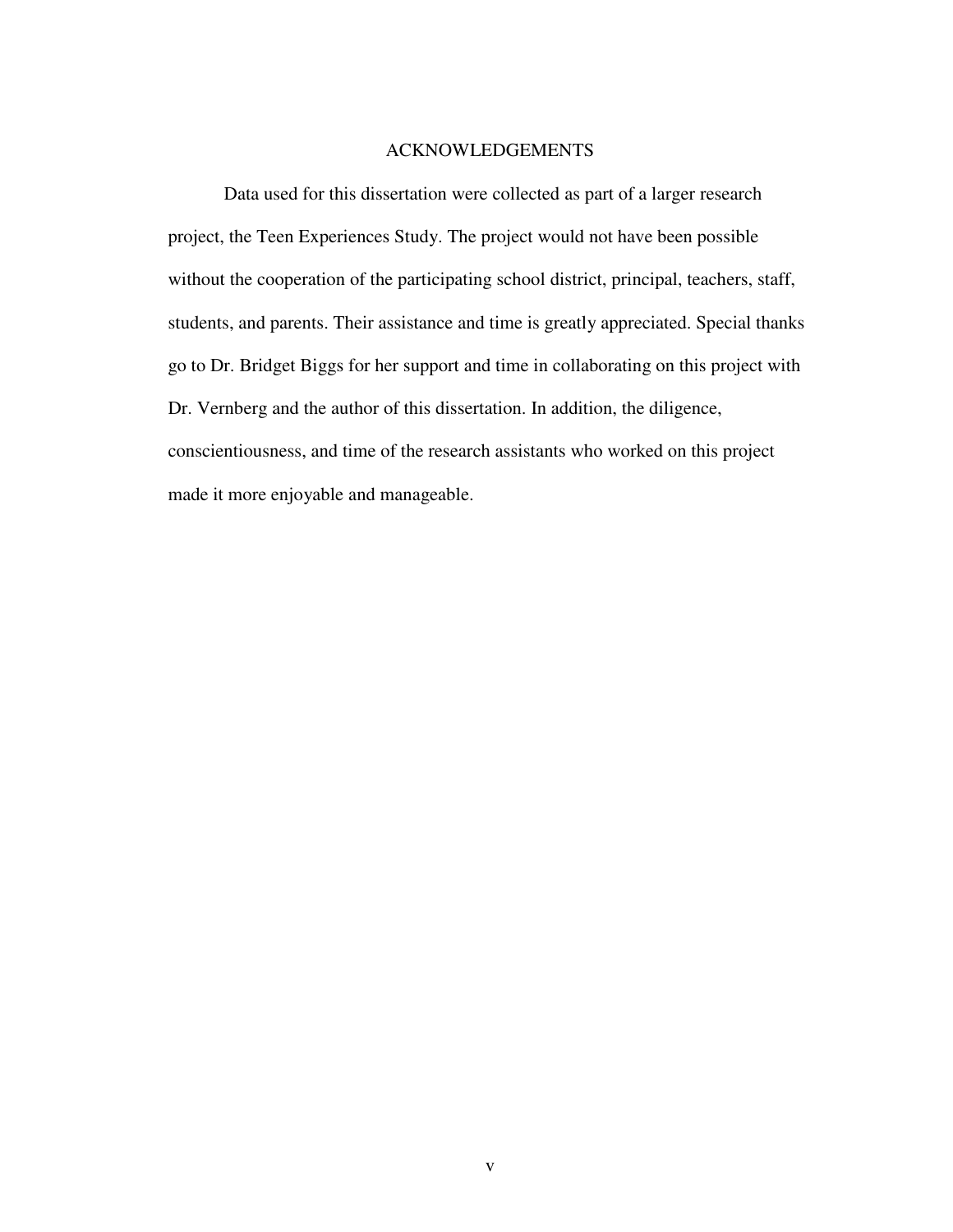# ACKNOWLEDGEMENTS

Data used for this dissertation were collected as part of a larger research project, the Teen Experiences Study. The project would not have been possible without the cooperation of the participating school district, principal, teachers, staff, students, and parents. Their assistance and time is greatly appreciated. Special thanks go to Dr. Bridget Biggs for her support and time in collaborating on this project with Dr. Vernberg and the author of this dissertation. In addition, the diligence, conscientiousness, and time of the research assistants who worked on this project made it more enjoyable and manageable.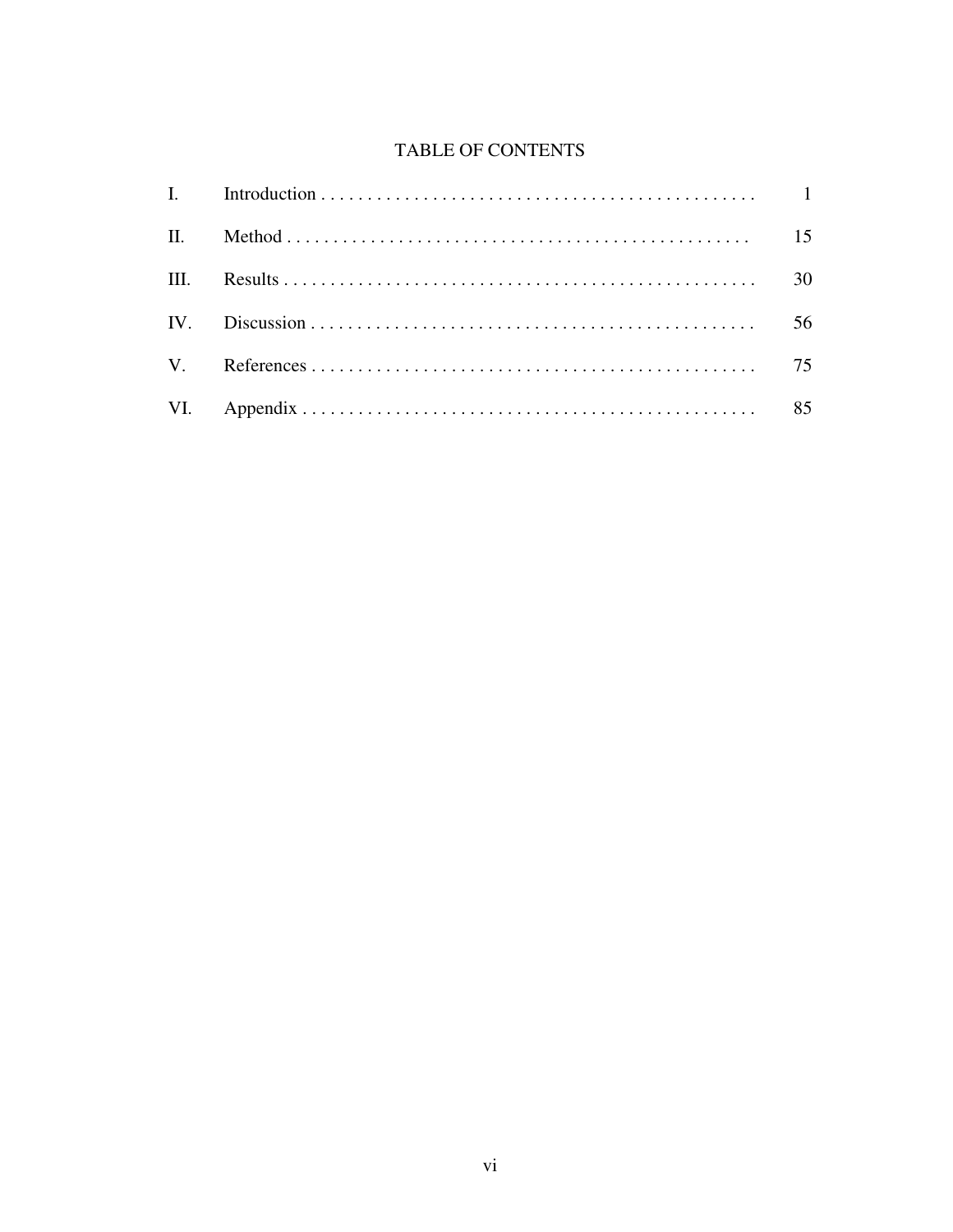# TABLE OF CONTENTS

| | | |
|---|---|---|
| I. | Introduction . . . . . . . . . . . . . . . . . . . . . . . . . . . . . . . . . . . . . . . . . . . . . . . | 1 |
| II. | Method . . . . . . . . . . . . . . . . . . . . . . . . . . . . . . . . . . . . . . . . . . . . . . . . . . | 15 |
| III. | Results . . . . . . . . . . . . . . . . . . . . . . . . . . . . . . . . . . . . . . . . . . . . . . . . . . | 30 |
| IV. | Discussion . . . . . . . . . . . . . . . . . . . . . . . . . . . . . . . . . . . . . . . . . . . . . . . . | 56 |
| V. | References . . . . . . . . . . . . . . . . . . . . . . . . . . . . . . . . . . . . . . . . . . . . . . . . | 75 |
| VI. | Appendix . . . . . . . . . . . . . . . . . . . . . . . . . . . . . . . . . . . . . . . . . . . . . . . . . | 85 |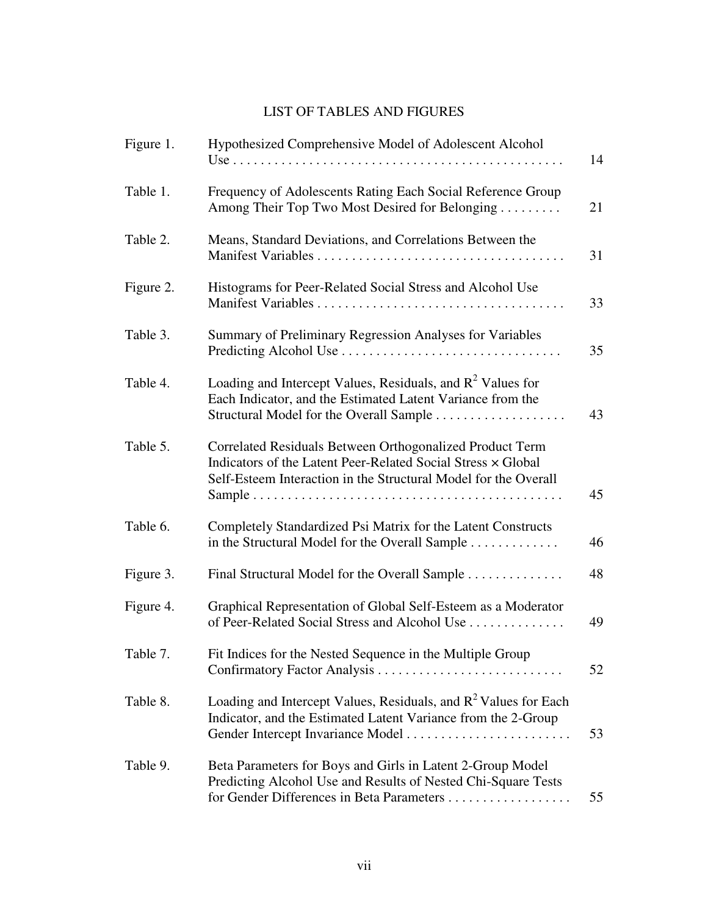# LIST OF TABLES AND FIGURES

| | | |
|---|---|---|
| Figure 1. | Hypothesized Comprehensive Model of Adolescent Alcohol Use | 14 |
| Table 1. | Frequency of Adolescents Rating Each Social Reference Group Among Their Top Two Most Desired for Belonging | 21 |
| Table 2. | Means, Standard Deviations, and Correlations Between the Manifest Variables | 31 |
| Figure 2. | Histograms for Peer-Related Social Stress and Alcohol Use Manifest Variables | 33 |
| Table 3. | Summary of Preliminary Regression Analyses for Variables Predicting Alcohol Use | 35 |
| Table 4. | Loading and Intercept Values, Residuals, and $R^2$ Values for Each Indicator, and the Estimated Latent Variance from the Structural Model for the Overall Sample | 43 |
| Table 5. | Correlated Residuals Between Orthogonalized Product Term Indicators of the Latent Peer-Related Social Stress × Global Self-Esteem Interaction in the Structural Model for the Overall Sample | 45 |
| Table 6. | Completely Standardized Psi Matrix for the Latent Constructs in the Structural Model for the Overall Sample | 46 |
| Figure 3. | Final Structural Model for the Overall Sample | 48 |
| Figure 4. | Graphical Representation of Global Self-Esteem as a Moderator of Peer-Related Social Stress and Alcohol Use | 49 |
| Table 7. | Fit Indices for the Nested Sequence in the Multiple Group Confirmatory Factor Analysis | 52 |
| Table 8. | Loading and Intercept Values, Residuals, and $R^2$ Values for Each Indicator, and the Estimated Latent Variance from the 2-Group Gender Intercept Invariance Model | 53 |
| Table 9. | Beta Parameters for Boys and Girls in Latent 2-Group Model Predicting Alcohol Use and Results of Nested Chi-Square Tests for Gender Differences in Beta Parameters | 55 |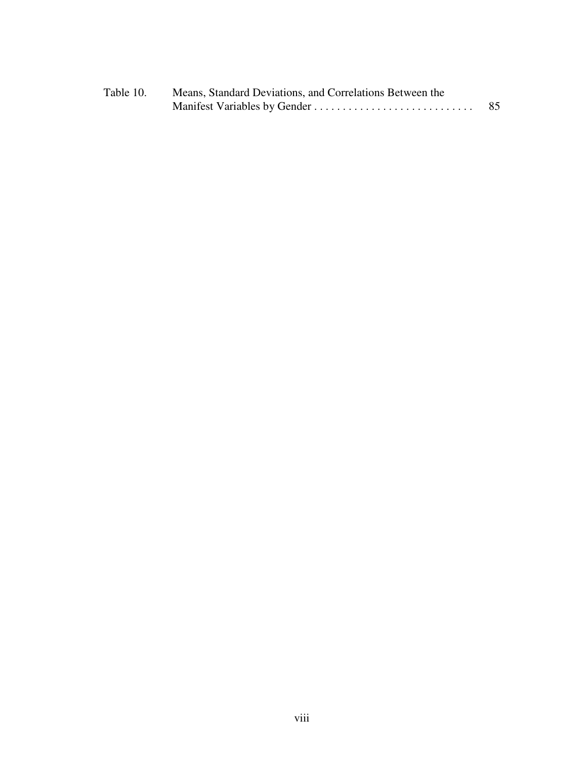Table 10. Means, Standard Deviations, and Correlations Between the Manifest Variables by Gender . . . . . . . . . . . . . . . . . . . . . . . . . . . . 85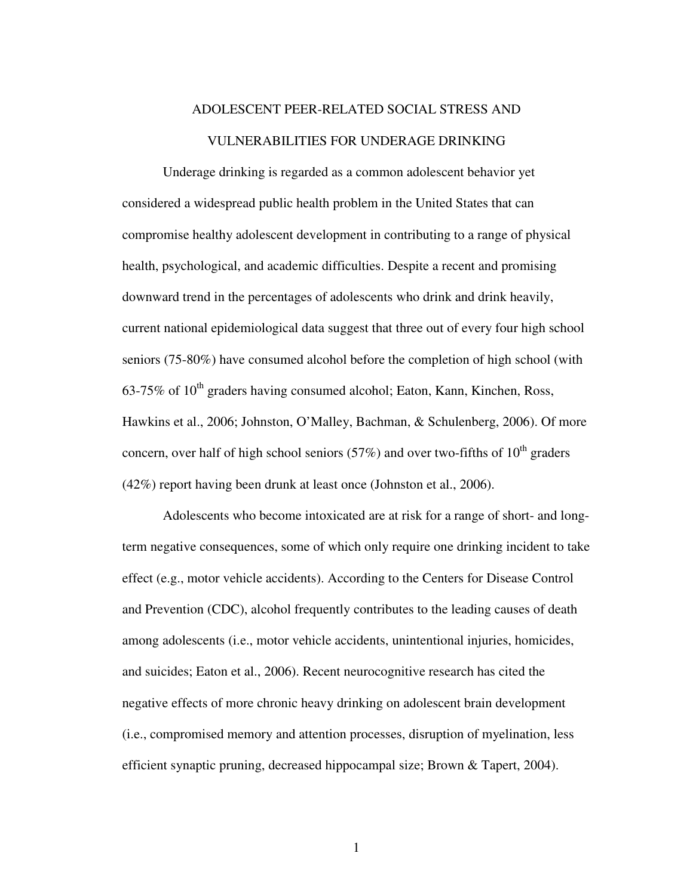# ADOLESCENT PEER-RELATED SOCIAL STRESS AND VULNERABILITIES FOR UNDERAGE DRINKING

Underage drinking is regarded as a common adolescent behavior yet considered a widespread public health problem in the United States that can compromise healthy adolescent development in contributing to a range of physical health, psychological, and academic difficulties. Despite a recent and promising downward trend in the percentages of adolescents who drink and drink heavily, current national epidemiological data suggest that three out of every four high school seniors (75-80%) have consumed alcohol before the completion of high school (with 63-75% of 10th graders having consumed alcohol; Eaton, Kann, Kinchen, Ross, Hawkins et al., 2006; Johnston, O'Malley, Bachman, & Schulenberg, 2006). Of more concern, over half of high school seniors (57%) and over two-fifths of 10th graders (42%) report having been drunk at least once (Johnston et al., 2006).

Adolescents who become intoxicated are at risk for a range of short- and long-term negative consequences, some of which only require one drinking incident to take effect (e.g., motor vehicle accidents). According to the Centers for Disease Control and Prevention (CDC), alcohol frequently contributes to the leading causes of death among adolescents (i.e., motor vehicle accidents, unintentional injuries, homicides, and suicides; Eaton et al., 2006). Recent neurocognitive research has cited the negative effects of more chronic heavy drinking on adolescent brain development (i.e., compromised memory and attention processes, disruption of myelination, less efficient synaptic pruning, decreased hippocampal size; Brown & Tapert, 2004).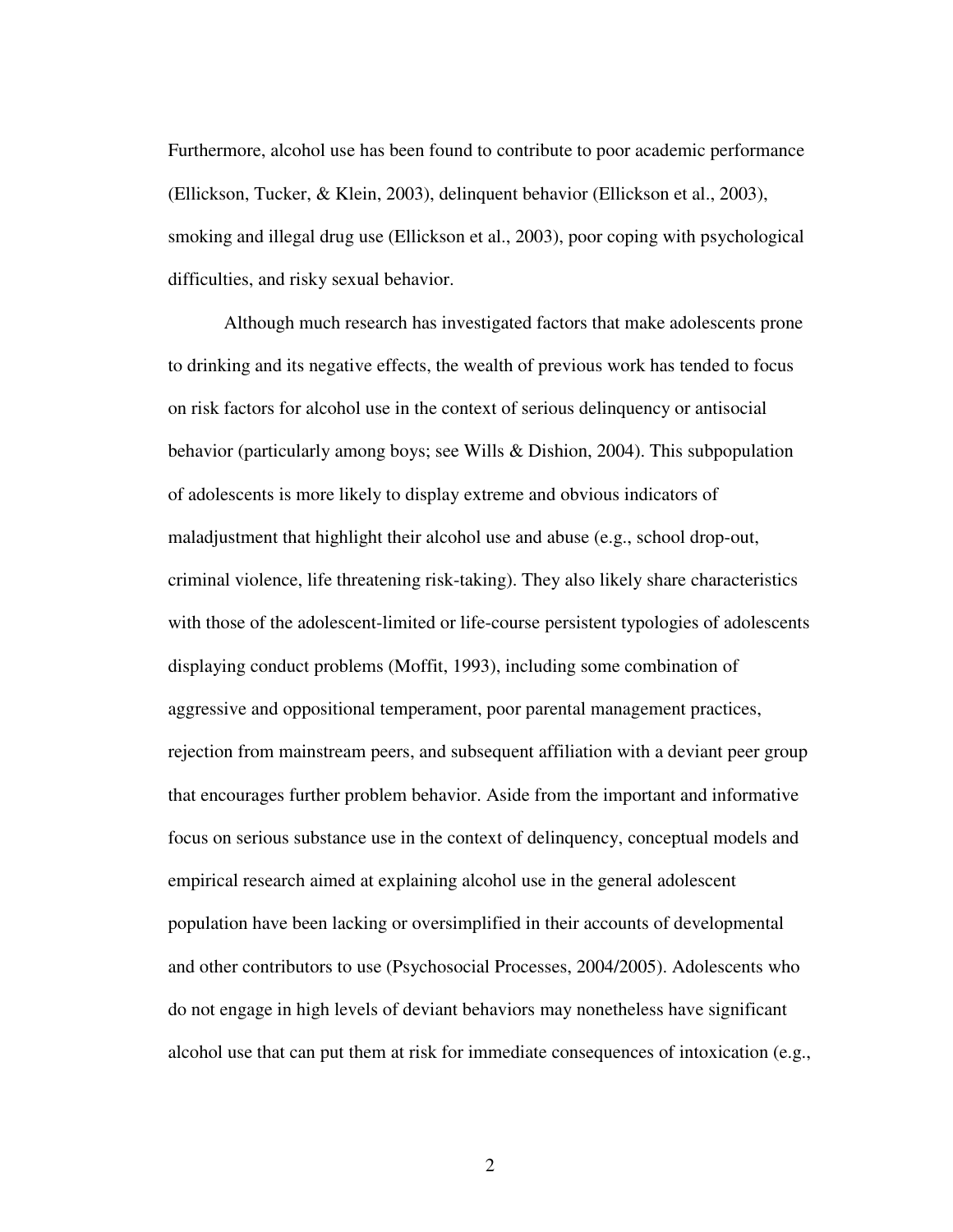Furthermore, alcohol use has been found to contribute to poor academic performance (Ellickson, Tucker, & Klein, 2003), delinquent behavior (Ellickson et al., 2003), smoking and illegal drug use (Ellickson et al., 2003), poor coping with psychological difficulties, and risky sexual behavior.

Although much research has investigated factors that make adolescents prone to drinking and its negative effects, the wealth of previous work has tended to focus on risk factors for alcohol use in the context of serious delinquency or antisocial behavior (particularly among boys; see Wills & Dishion, 2004). This subpopulation of adolescents is more likely to display extreme and obvious indicators of maladjustment that highlight their alcohol use and abuse (e.g., school drop-out, criminal violence, life threatening risk-taking). They also likely share characteristics with those of the adolescent-limited or life-course persistent typologies of adolescents displaying conduct problems (Moffit, 1993), including some combination of aggressive and oppositional temperament, poor parental management practices, rejection from mainstream peers, and subsequent affiliation with a deviant peer group that encourages further problem behavior. Aside from the important and informative focus on serious substance use in the context of delinquency, conceptual models and empirical research aimed at explaining alcohol use in the general adolescent population have been lacking or oversimplified in their accounts of developmental and other contributors to use (Psychosocial Processes, 2004/2005). Adolescents who do not engage in high levels of deviant behaviors may nonetheless have significant alcohol use that can put them at risk for immediate consequences of intoxication (e.g.,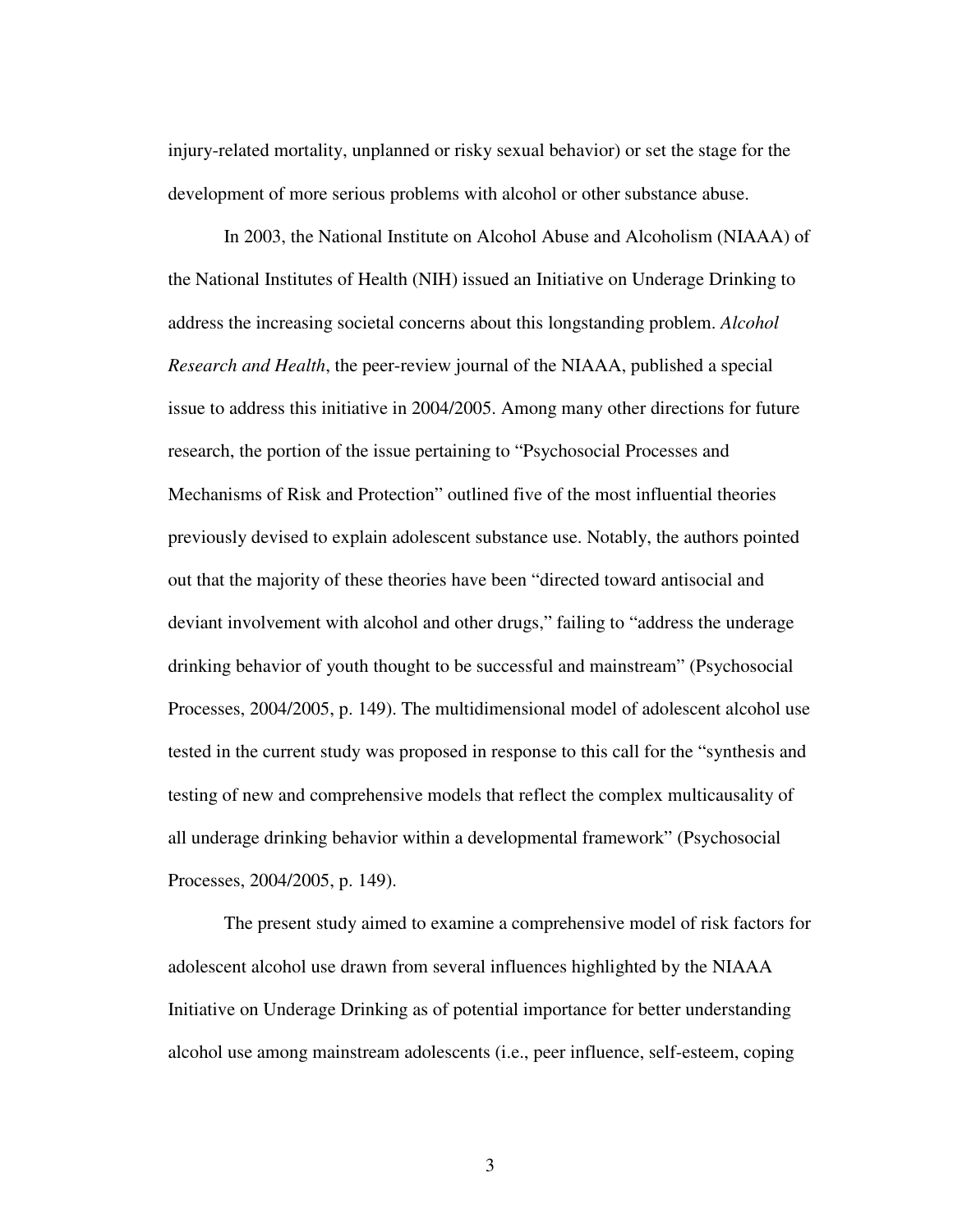injury-related mortality, unplanned or risky sexual behavior) or set the stage for the development of more serious problems with alcohol or other substance abuse.

In 2003, the National Institute on Alcohol Abuse and Alcoholism (NIAAA) of the National Institutes of Health (NIH) issued an Initiative on Underage Drinking to address the increasing societal concerns about this longstanding problem. *Alcohol Research and Health*, the peer-review journal of the NIAAA, published a special issue to address this initiative in 2004/2005. Among many other directions for future research, the portion of the issue pertaining to "Psychosocial Processes and Mechanisms of Risk and Protection" outlined five of the most influential theories previously devised to explain adolescent substance use. Notably, the authors pointed out that the majority of these theories have been "directed toward antisocial and deviant involvement with alcohol and other drugs," failing to "address the underage drinking behavior of youth thought to be successful and mainstream" (Psychosocial Processes, 2004/2005, p. 149). The multidimensional model of adolescent alcohol use tested in the current study was proposed in response to this call for the "synthesis and testing of new and comprehensive models that reflect the complex multicausality of all underage drinking behavior within a developmental framework" (Psychosocial Processes, 2004/2005, p. 149).

The present study aimed to examine a comprehensive model of risk factors for adolescent alcohol use drawn from several influences highlighted by the NIAAA Initiative on Underage Drinking as of potential importance for better understanding alcohol use among mainstream adolescents (i.e., peer influence, self-esteem, coping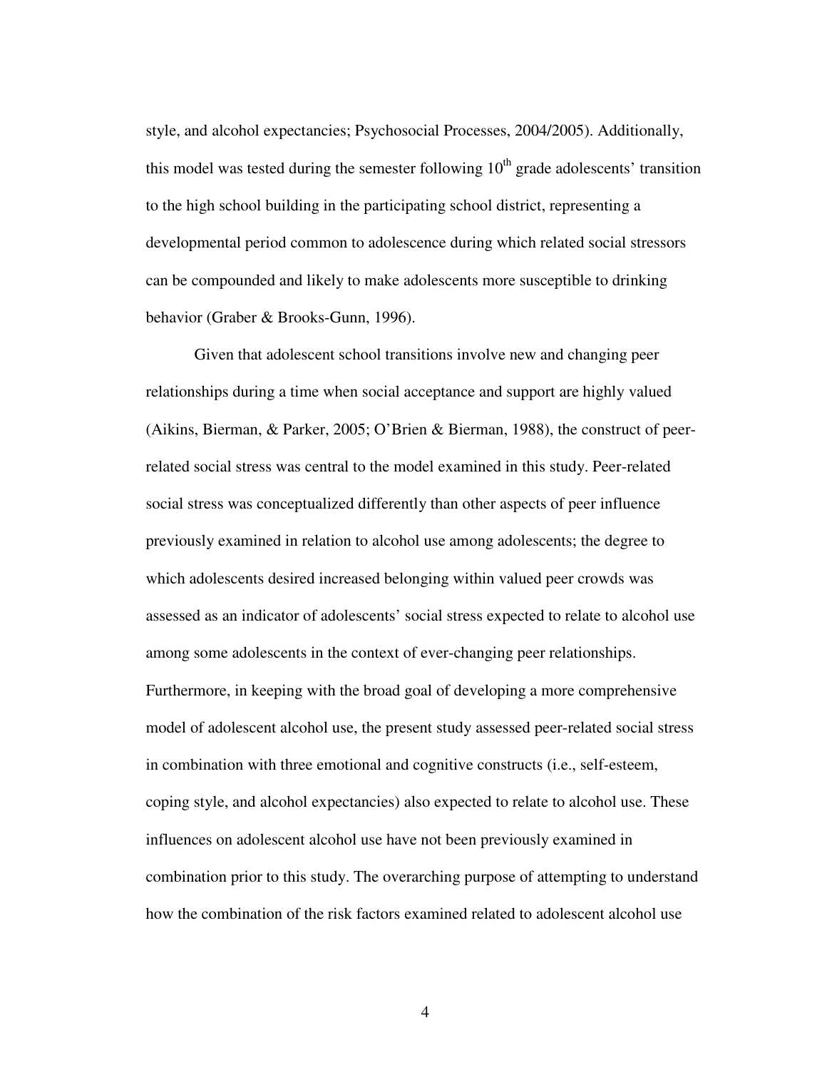style, and alcohol expectancies; Psychosocial Processes, 2004/2005). Additionally, this model was tested during the semester following 10th grade adolescents' transition to the high school building in the participating school district, representing a developmental period common to adolescence during which related social stressors can be compounded and likely to make adolescents more susceptible to drinking behavior (Graber & Brooks-Gunn, 1996).

Given that adolescent school transitions involve new and changing peer relationships during a time when social acceptance and support are highly valued (Aikins, Bierman, & Parker, 2005; O'Brien & Bierman, 1988), the construct of peer-related social stress was central to the model examined in this study. Peer-related social stress was conceptualized differently than other aspects of peer influence previously examined in relation to alcohol use among adolescents; the degree to which adolescents desired increased belonging within valued peer crowds was assessed as an indicator of adolescents' social stress expected to relate to alcohol use among some adolescents in the context of ever-changing peer relationships. Furthermore, in keeping with the broad goal of developing a more comprehensive model of adolescent alcohol use, the present study assessed peer-related social stress in combination with three emotional and cognitive constructs (i.e., self-esteem, coping style, and alcohol expectancies) also expected to relate to alcohol use. These influences on adolescent alcohol use have not been previously examined in combination prior to this study. The overarching purpose of attempting to understand how the combination of the risk factors examined related to adolescent alcohol use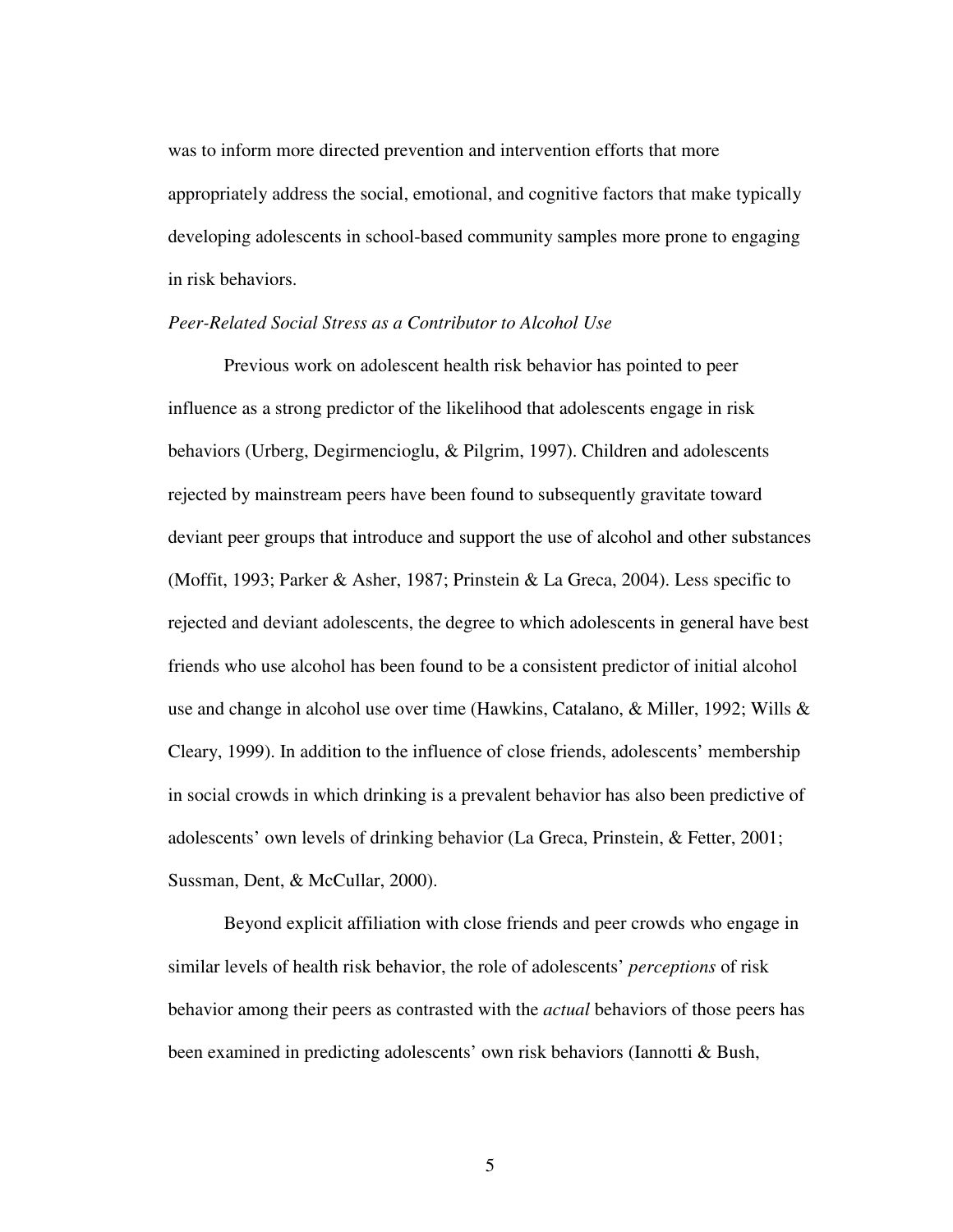was to inform more directed prevention and intervention efforts that more appropriately address the social, emotional, and cognitive factors that make typically developing adolescents in school-based community samples more prone to engaging in risk behaviors.

*Peer-Related Social Stress as a Contributor to Alcohol Use*

Previous work on adolescent health risk behavior has pointed to peer influence as a strong predictor of the likelihood that adolescents engage in risk behaviors (Urberg, Degirmencioglu, & Pilgrim, 1997). Children and adolescents rejected by mainstream peers have been found to subsequently gravitate toward deviant peer groups that introduce and support the use of alcohol and other substances (Moffit, 1993; Parker & Asher, 1987; Prinstein & La Greca, 2004). Less specific to rejected and deviant adolescents, the degree to which adolescents in general have best friends who use alcohol has been found to be a consistent predictor of initial alcohol use and change in alcohol use over time (Hawkins, Catalano, & Miller, 1992; Wills & Cleary, 1999). In addition to the influence of close friends, adolescents' membership in social crowds in which drinking is a prevalent behavior has also been predictive of adolescents' own levels of drinking behavior (La Greca, Prinstein, & Fetter, 2001; Sussman, Dent, & McCullar, 2000).

Beyond explicit affiliation with close friends and peer crowds who engage in similar levels of health risk behavior, the role of adolescents' *perceptions* of risk behavior among their peers as contrasted with the *actual* behaviors of those peers has been examined in predicting adolescents' own risk behaviors (Iannotti & Bush,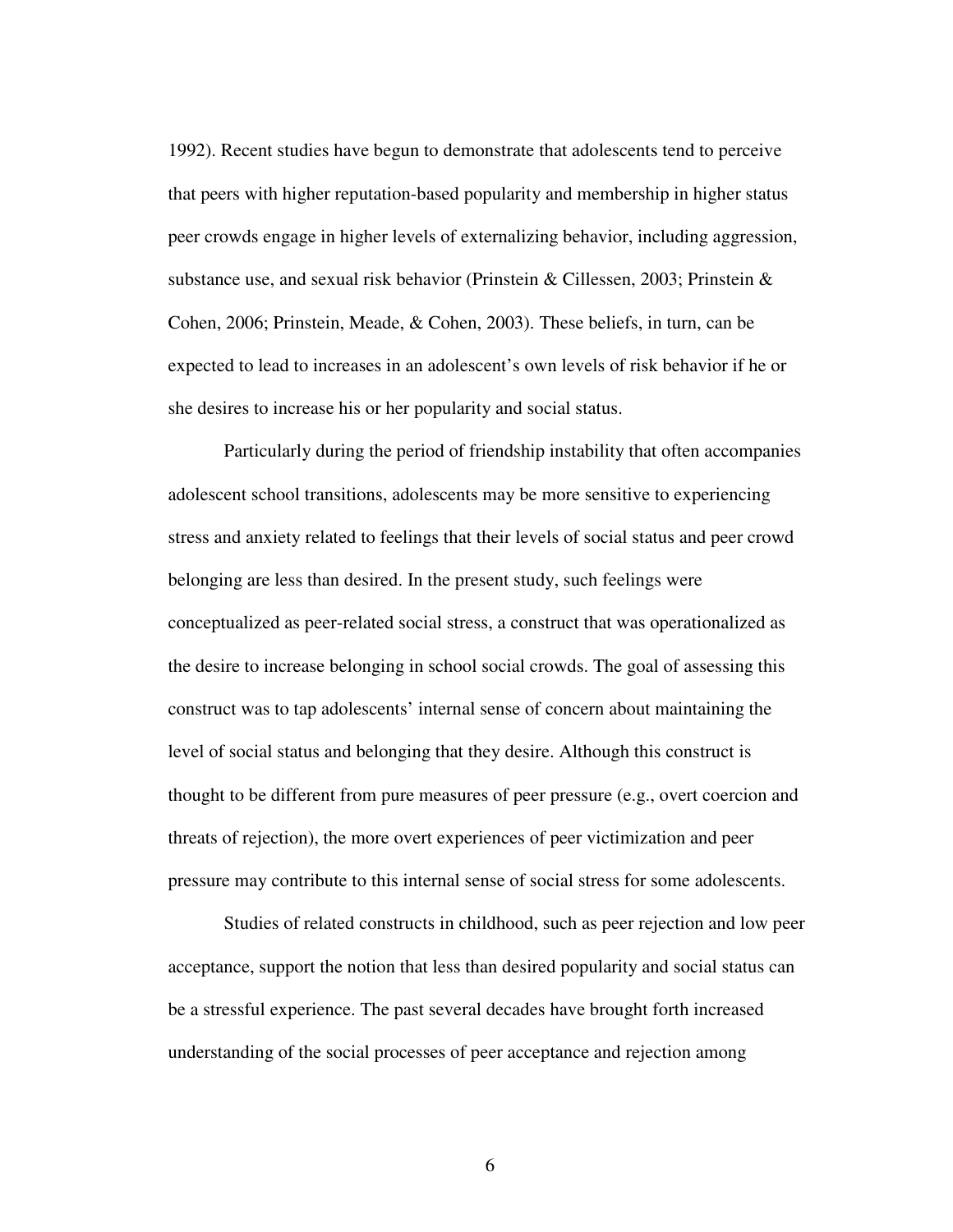1992). Recent studies have begun to demonstrate that adolescents tend to perceive that peers with higher reputation-based popularity and membership in higher status peer crowds engage in higher levels of externalizing behavior, including aggression, substance use, and sexual risk behavior (Prinstein & Cillessen, 2003; Prinstein & Cohen, 2006; Prinstein, Meade, & Cohen, 2003). These beliefs, in turn, can be expected to lead to increases in an adolescent's own levels of risk behavior if he or she desires to increase his or her popularity and social status.

Particularly during the period of friendship instability that often accompanies adolescent school transitions, adolescents may be more sensitive to experiencing stress and anxiety related to feelings that their levels of social status and peer crowd belonging are less than desired. In the present study, such feelings were conceptualized as peer-related social stress, a construct that was operationalized as the desire to increase belonging in school social crowds. The goal of assessing this construct was to tap adolescents' internal sense of concern about maintaining the level of social status and belonging that they desire. Although this construct is thought to be different from pure measures of peer pressure (e.g., overt coercion and threats of rejection), the more overt experiences of peer victimization and peer pressure may contribute to this internal sense of social stress for some adolescents.

Studies of related constructs in childhood, such as peer rejection and low peer acceptance, support the notion that less than desired popularity and social status can be a stressful experience. The past several decades have brought forth increased understanding of the social processes of peer acceptance and rejection among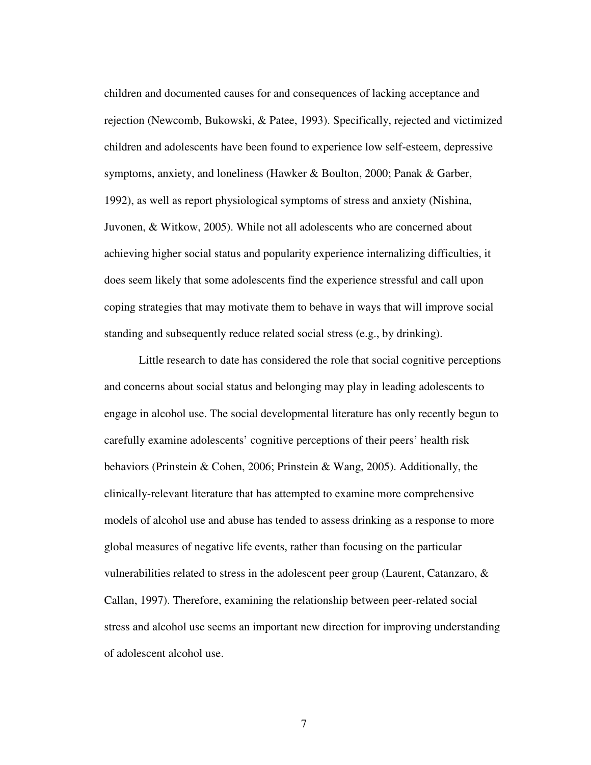children and documented causes for and consequences of lacking acceptance and rejection (Newcomb, Bukowski, & Patee, 1993). Specifically, rejected and victimized children and adolescents have been found to experience low self-esteem, depressive symptoms, anxiety, and loneliness (Hawker & Boulton, 2000; Panak & Garber, 1992), as well as report physiological symptoms of stress and anxiety (Nishina, Juvonen, & Witkow, 2005). While not all adolescents who are concerned about achieving higher social status and popularity experience internalizing difficulties, it does seem likely that some adolescents find the experience stressful and call upon coping strategies that may motivate them to behave in ways that will improve social standing and subsequently reduce related social stress (e.g., by drinking).

Little research to date has considered the role that social cognitive perceptions and concerns about social status and belonging may play in leading adolescents to engage in alcohol use. The social developmental literature has only recently begun to carefully examine adolescents' cognitive perceptions of their peers' health risk behaviors (Prinstein & Cohen, 2006; Prinstein & Wang, 2005). Additionally, the clinically-relevant literature that has attempted to examine more comprehensive models of alcohol use and abuse has tended to assess drinking as a response to more global measures of negative life events, rather than focusing on the particular vulnerabilities related to stress in the adolescent peer group (Laurent, Catanzaro, & Callan, 1997). Therefore, examining the relationship between peer-related social stress and alcohol use seems an important new direction for improving understanding of adolescent alcohol use.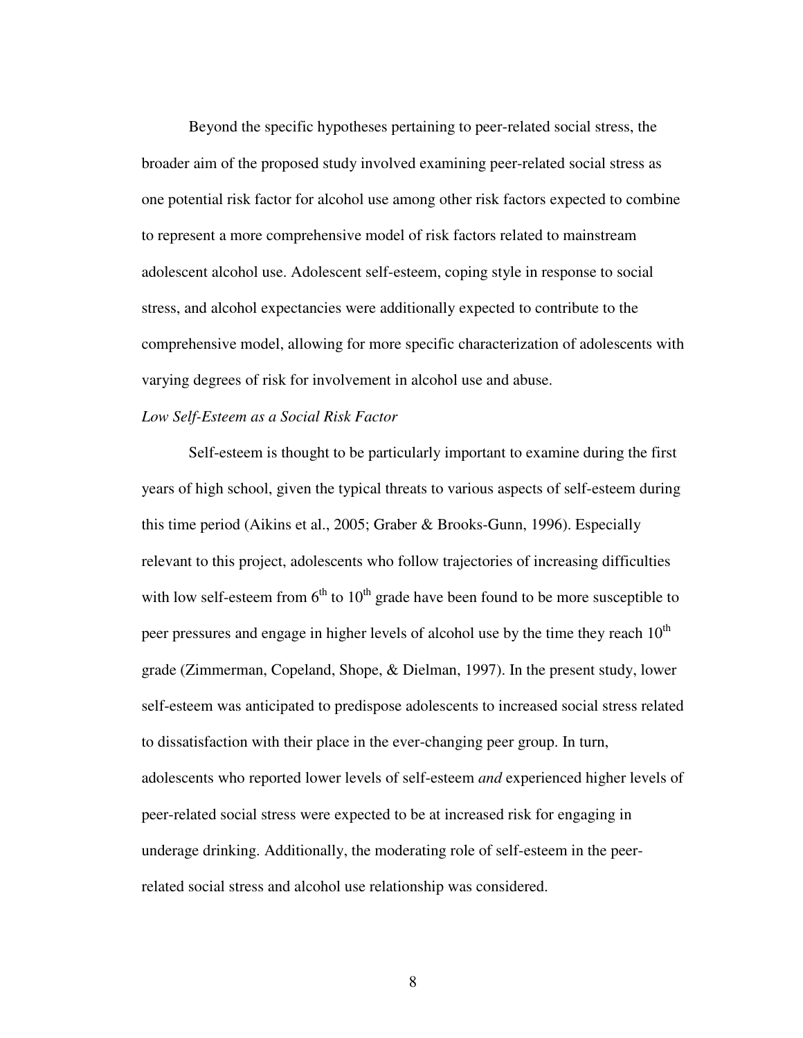Beyond the specific hypotheses pertaining to peer-related social stress, the broader aim of the proposed study involved examining peer-related social stress as one potential risk factor for alcohol use among other risk factors expected to combine to represent a more comprehensive model of risk factors related to mainstream adolescent alcohol use. Adolescent self-esteem, coping style in response to social stress, and alcohol expectancies were additionally expected to contribute to the comprehensive model, allowing for more specific characterization of adolescents with varying degrees of risk for involvement in alcohol use and abuse.

*Low Self-Esteem as a Social Risk Factor*

Self-esteem is thought to be particularly important to examine during the first years of high school, given the typical threats to various aspects of self-esteem during this time period (Aikins et al., 2005; Graber & Brooks-Gunn, 1996). Especially relevant to this project, adolescents who follow trajectories of increasing difficulties with low self-esteem from 6th to 10th grade have been found to be more susceptible to peer pressures and engage in higher levels of alcohol use by the time they reach 10th grade (Zimmerman, Copeland, Shope, & Dielman, 1997). In the present study, lower self-esteem was anticipated to predispose adolescents to increased social stress related to dissatisfaction with their place in the ever-changing peer group. In turn, adolescents who reported lower levels of self-esteem *and* experienced higher levels of peer-related social stress were expected to be at increased risk for engaging in underage drinking. Additionally, the moderating role of self-esteem in the peer-related social stress and alcohol use relationship was considered.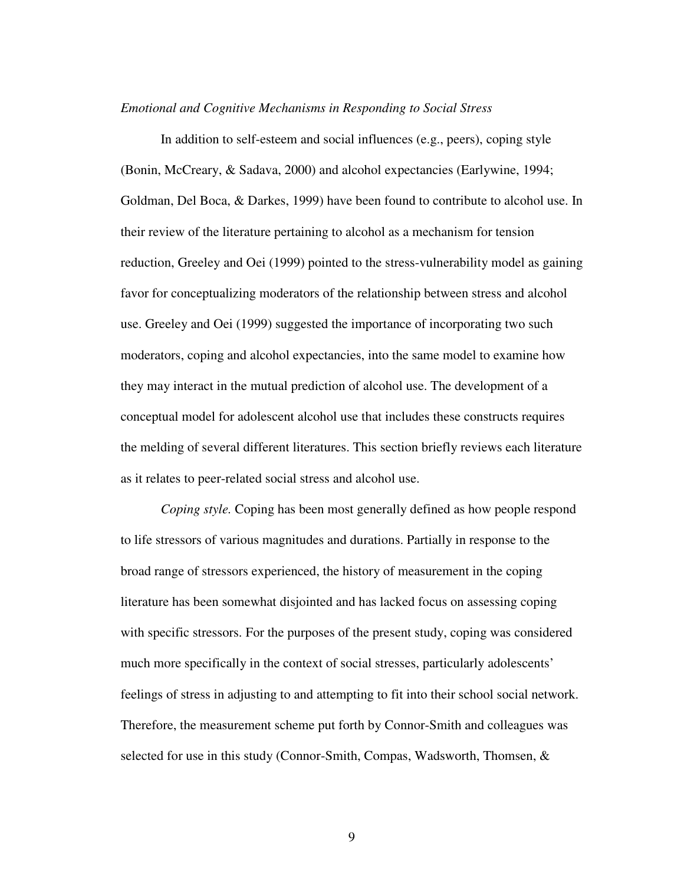*Emotional and Cognitive Mechanisms in Responding to Social Stress*

In addition to self-esteem and social influences (e.g., peers), coping style (Bonin, McCreary, & Sadava, 2000) and alcohol expectancies (Earlywine, 1994; Goldman, Del Boca, & Darkes, 1999) have been found to contribute to alcohol use. In their review of the literature pertaining to alcohol as a mechanism for tension reduction, Greeley and Oei (1999) pointed to the stress-vulnerability model as gaining favor for conceptualizing moderators of the relationship between stress and alcohol use. Greeley and Oei (1999) suggested the importance of incorporating two such moderators, coping and alcohol expectancies, into the same model to examine how they may interact in the mutual prediction of alcohol use. The development of a conceptual model for adolescent alcohol use that includes these constructs requires the melding of several different literatures. This section briefly reviews each literature as it relates to peer-related social stress and alcohol use.

*Coping style.* Coping has been most generally defined as how people respond to life stressors of various magnitudes and durations. Partially in response to the broad range of stressors experienced, the history of measurement in the coping literature has been somewhat disjointed and has lacked focus on assessing coping with specific stressors. For the purposes of the present study, coping was considered much more specifically in the context of social stresses, particularly adolescents' feelings of stress in adjusting to and attempting to fit into their school social network. Therefore, the measurement scheme put forth by Connor-Smith and colleagues was selected for use in this study (Connor-Smith, Compas, Wadsworth, Thomsen, &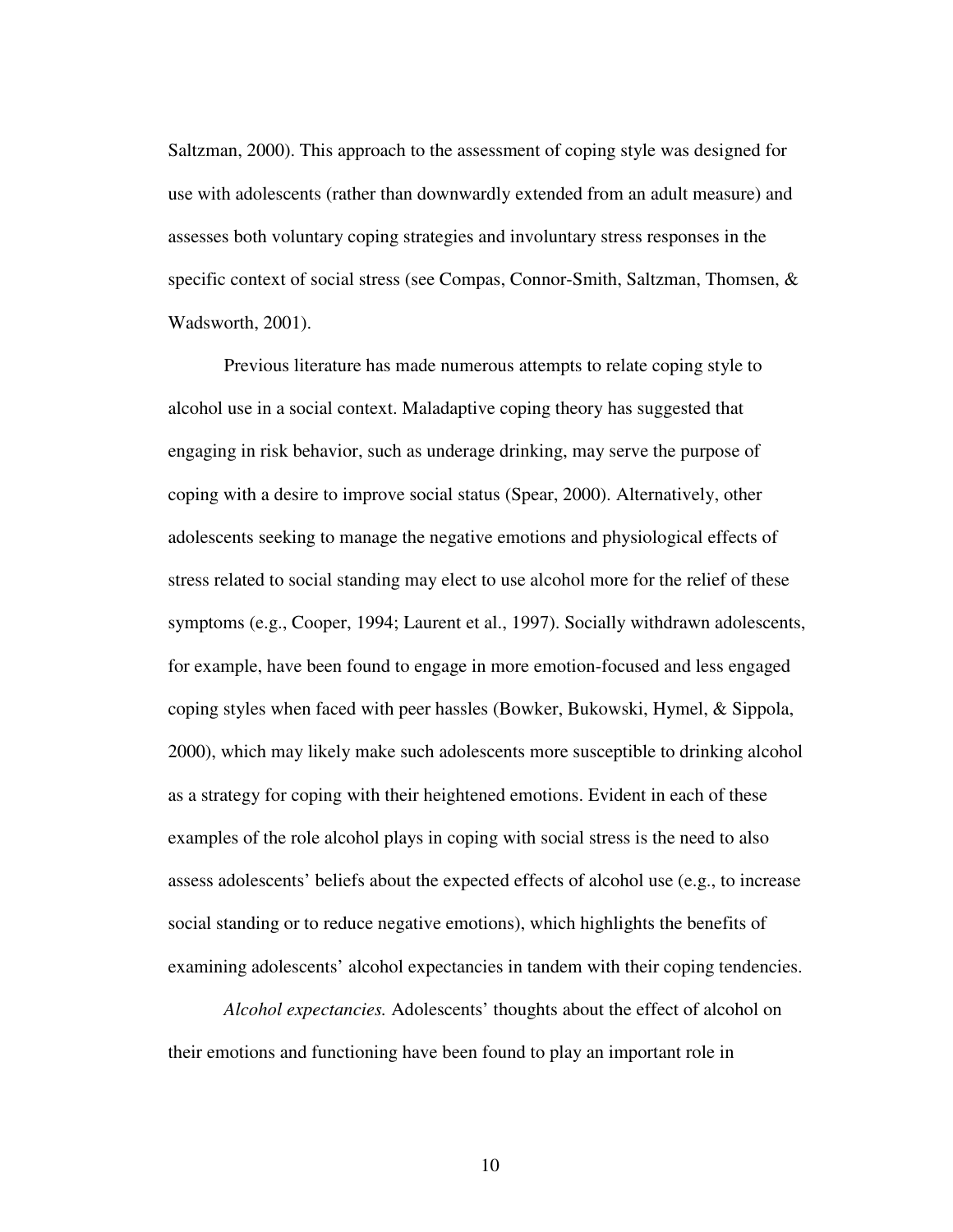Saltzman, 2000). This approach to the assessment of coping style was designed for use with adolescents (rather than downwardly extended from an adult measure) and assesses both voluntary coping strategies and involuntary stress responses in the specific context of social stress (see Compas, Connor-Smith, Saltzman, Thomsen, & Wadsworth, 2001).

Previous literature has made numerous attempts to relate coping style to alcohol use in a social context. Maladaptive coping theory has suggested that engaging in risk behavior, such as underage drinking, may serve the purpose of coping with a desire to improve social status (Spear, 2000). Alternatively, other adolescents seeking to manage the negative emotions and physiological effects of stress related to social standing may elect to use alcohol more for the relief of these symptoms (e.g., Cooper, 1994; Laurent et al., 1997). Socially withdrawn adolescents, for example, have been found to engage in more emotion-focused and less engaged coping styles when faced with peer hassles (Bowker, Bukowski, Hymel, & Sippola, 2000), which may likely make such adolescents more susceptible to drinking alcohol as a strategy for coping with their heightened emotions. Evident in each of these examples of the role alcohol plays in coping with social stress is the need to also assess adolescents' beliefs about the expected effects of alcohol use (e.g., to increase social standing or to reduce negative emotions), which highlights the benefits of examining adolescents' alcohol expectancies in tandem with their coping tendencies.

*Alcohol expectancies.* Adolescents' thoughts about the effect of alcohol on their emotions and functioning have been found to play an important role in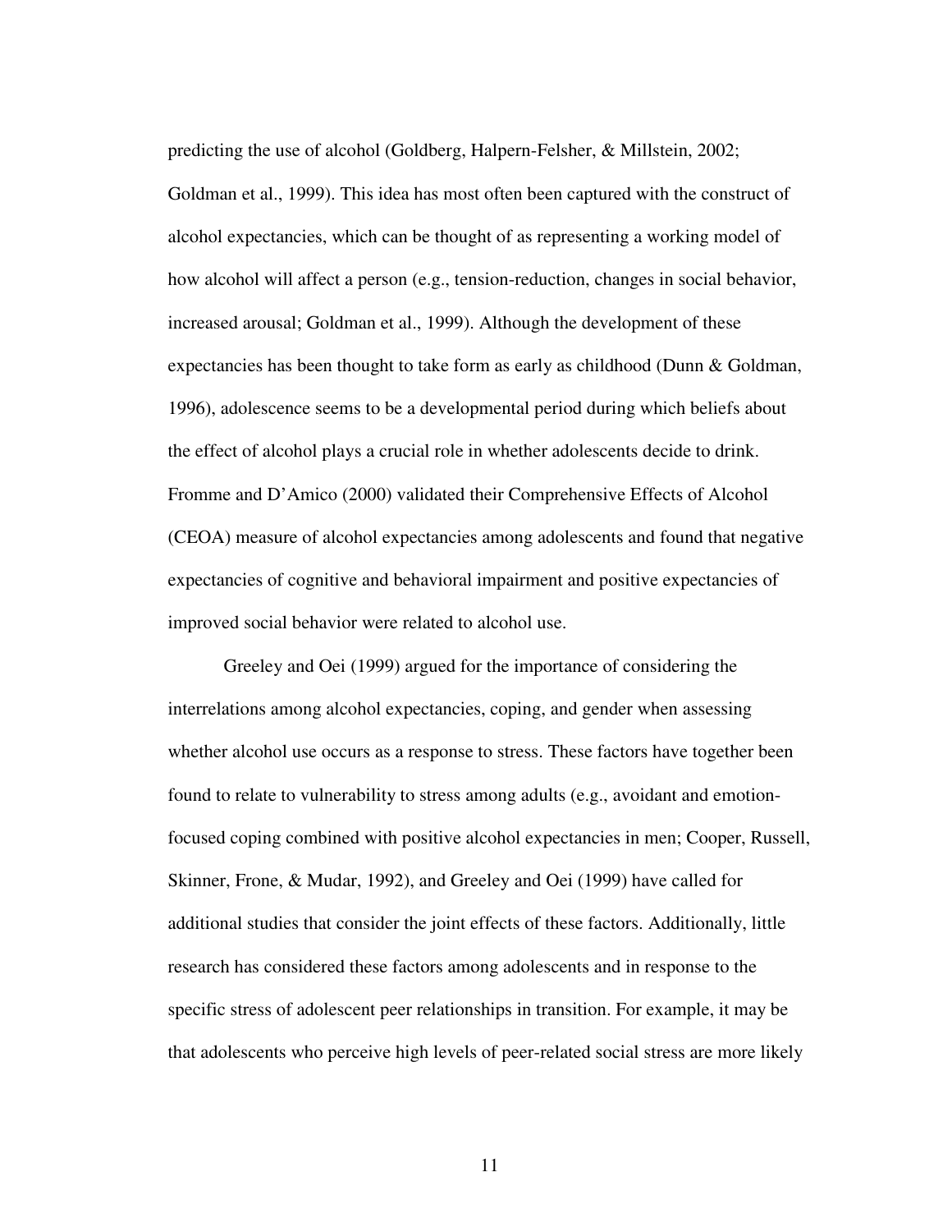predicting the use of alcohol (Goldberg, Halpern-Felsher, & Millstein, 2002; Goldman et al., 1999). This idea has most often been captured with the construct of alcohol expectancies, which can be thought of as representing a working model of how alcohol will affect a person (e.g., tension-reduction, changes in social behavior, increased arousal; Goldman et al., 1999). Although the development of these expectancies has been thought to take form as early as childhood (Dunn & Goldman, 1996), adolescence seems to be a developmental period during which beliefs about the effect of alcohol plays a crucial role in whether adolescents decide to drink. Fromme and D'Amico (2000) validated their Comprehensive Effects of Alcohol (CEOA) measure of alcohol expectancies among adolescents and found that negative expectancies of cognitive and behavioral impairment and positive expectancies of improved social behavior were related to alcohol use.

Greeley and Oei (1999) argued for the importance of considering the interrelations among alcohol expectancies, coping, and gender when assessing whether alcohol use occurs as a response to stress. These factors have together been found to relate to vulnerability to stress among adults (e.g., avoidant and emotion-focused coping combined with positive alcohol expectancies in men; Cooper, Russell, Skinner, Frone, & Mudar, 1992), and Greeley and Oei (1999) have called for additional studies that consider the joint effects of these factors. Additionally, little research has considered these factors among adolescents and in response to the specific stress of adolescent peer relationships in transition. For example, it may be that adolescents who perceive high levels of peer-related social stress are more likely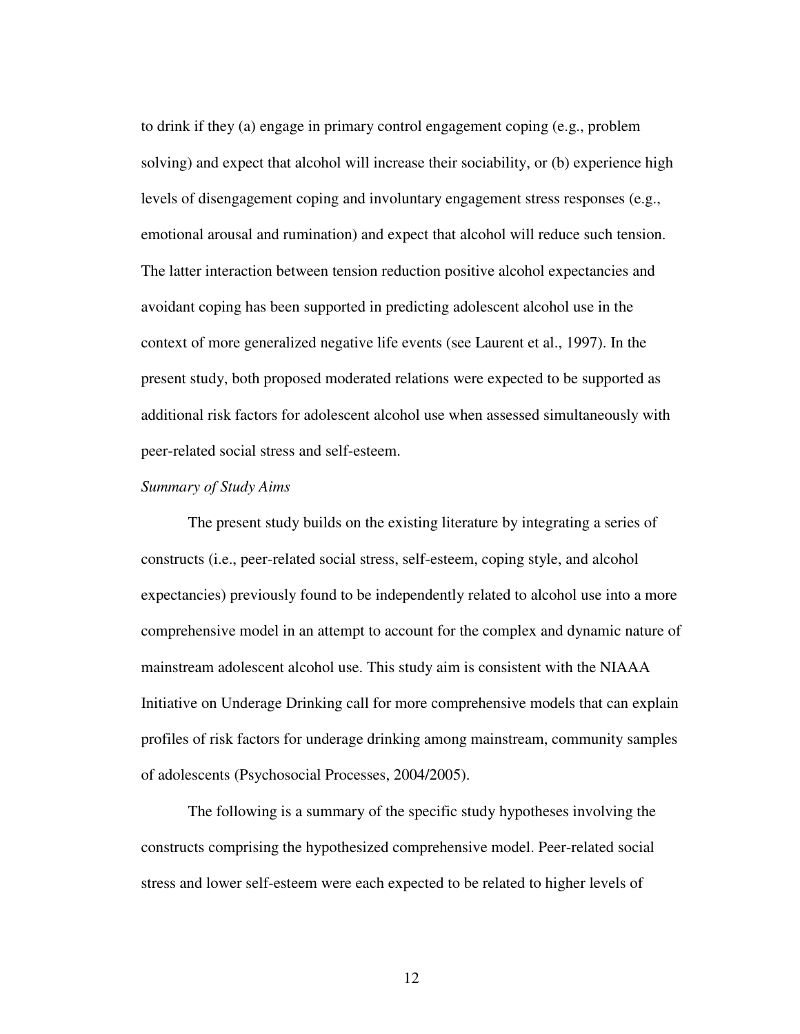to drink if they (a) engage in primary control engagement coping (e.g., problem solving) and expect that alcohol will increase their sociability, or (b) experience high levels of disengagement coping and involuntary engagement stress responses (e.g., emotional arousal and rumination) and expect that alcohol will reduce such tension. The latter interaction between tension reduction positive alcohol expectancies and avoidant coping has been supported in predicting adolescent alcohol use in the context of more generalized negative life events (see Laurent et al., 1997). In the present study, both proposed moderated relations were expected to be supported as additional risk factors for adolescent alcohol use when assessed simultaneously with peer-related social stress and self-esteem.

*Summary of Study Aims*

The present study builds on the existing literature by integrating a series of constructs (i.e., peer-related social stress, self-esteem, coping style, and alcohol expectancies) previously found to be independently related to alcohol use into a more comprehensive model in an attempt to account for the complex and dynamic nature of mainstream adolescent alcohol use. This study aim is consistent with the NIAAA Initiative on Underage Drinking call for more comprehensive models that can explain profiles of risk factors for underage drinking among mainstream, community samples of adolescents (Psychosocial Processes, 2004/2005).

The following is a summary of the specific study hypotheses involving the constructs comprising the hypothesized comprehensive model. Peer-related social stress and lower self-esteem were each expected to be related to higher levels of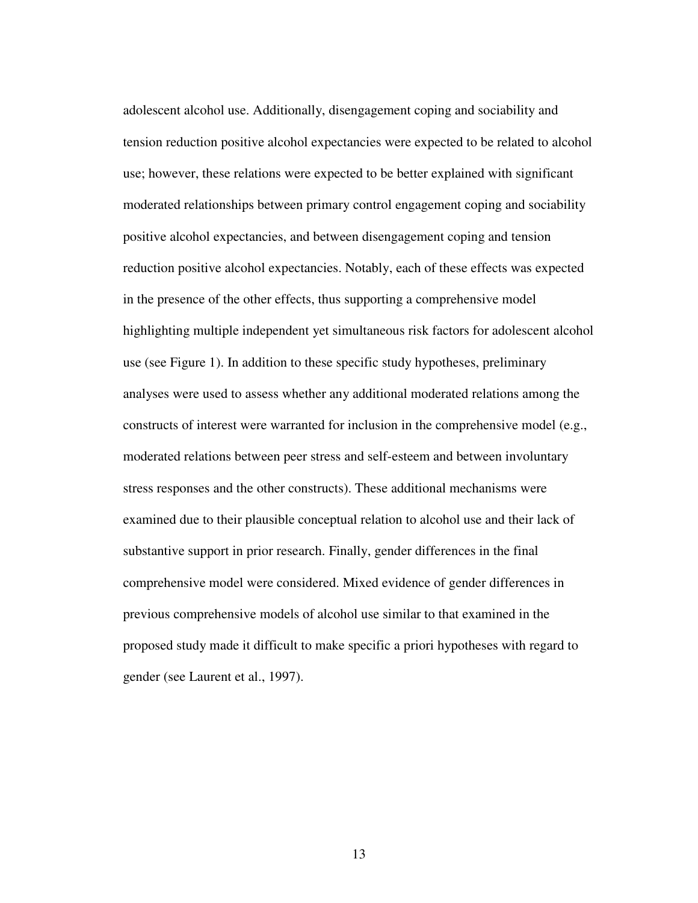adolescent alcohol use. Additionally, disengagement coping and sociability and tension reduction positive alcohol expectancies were expected to be related to alcohol use; however, these relations were expected to be better explained with significant moderated relationships between primary control engagement coping and sociability positive alcohol expectancies, and between disengagement coping and tension reduction positive alcohol expectancies. Notably, each of these effects was expected in the presence of the other effects, thus supporting a comprehensive model highlighting multiple independent yet simultaneous risk factors for adolescent alcohol use (see Figure 1). In addition to these specific study hypotheses, preliminary analyses were used to assess whether any additional moderated relations among the constructs of interest were warranted for inclusion in the comprehensive model (e.g., moderated relations between peer stress and self-esteem and between involuntary stress responses and the other constructs). These additional mechanisms were examined due to their plausible conceptual relation to alcohol use and their lack of substantive support in prior research. Finally, gender differences in the final comprehensive model were considered. Mixed evidence of gender differences in previous comprehensive models of alcohol use similar to that examined in the proposed study made it difficult to make specific a priori hypotheses with regard to gender (see Laurent et al., 1997).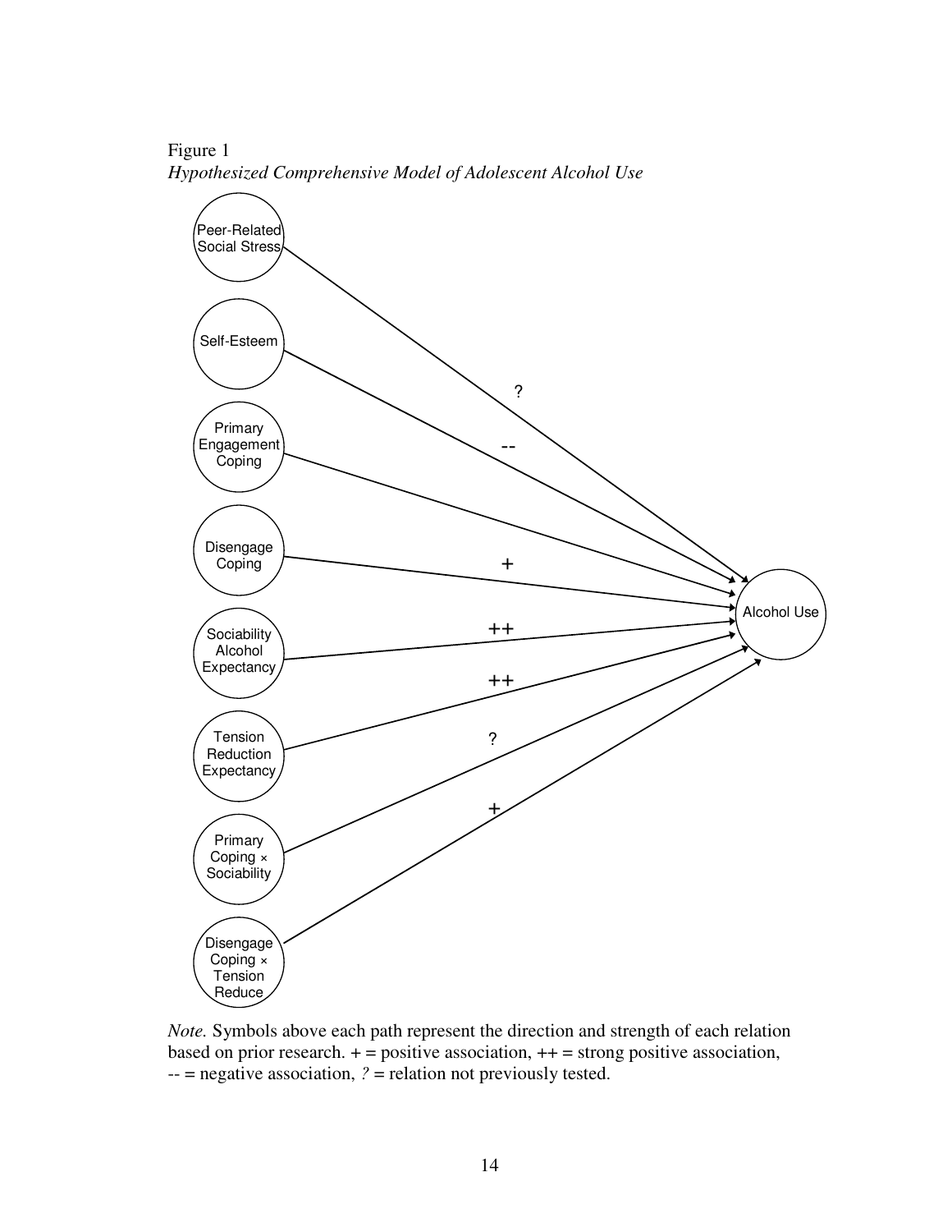Figure 1

*Hypothesized Comprehensive Model of Adolescent Alcohol Use*

Peer-Related Social Stress

Self-Esteem

Primary Engagement Coping

Disengage Coping

Sociability Alcohol Expectancy

Tension Reduction Expectancy

Primary Coping × Sociability

Disengage Coping × Tension Reduce

Alcohol Use

?

--

+

++

++

?

+

*Note.* Symbols above each path represent the direction and strength of each relation based on prior research. + = positive association, ++ = strong positive association, -- = negative association, *?* = relation not previously tested.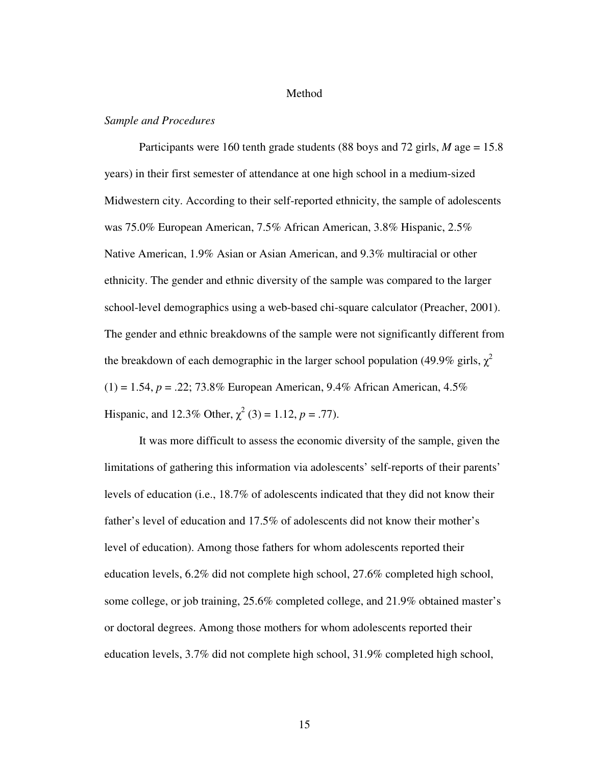# Method

*Sample and Procedures*

Participants were 160 tenth grade students (88 boys and 72 girls, *M* age = 15.8 years) in their first semester of attendance at one high school in a medium-sized Midwestern city. According to their self-reported ethnicity, the sample of adolescents was 75.0% European American, 7.5% African American, 3.8% Hispanic, 2.5% Native American, 1.9% Asian or Asian American, and 9.3% multiracial or other ethnicity. The gender and ethnic diversity of the sample was compared to the larger school-level demographics using a web-based chi-square calculator (Preacher, 2001). The gender and ethnic breakdowns of the sample were not significantly different from the breakdown of each demographic in the larger school population (49.9% girls, $\chi^2$ (1) = 1.54, $p = .22$; 73.8% European American, 9.4% African American, 4.5% Hispanic, and 12.3% Other, $\chi^2$ (3) = 1.12, $p = .77$).

It was more difficult to assess the economic diversity of the sample, given the limitations of gathering this information via adolescents' self-reports of their parents' levels of education (i.e., 18.7% of adolescents indicated that they did not know their father's level of education and 17.5% of adolescents did not know their mother's level of education). Among those fathers for whom adolescents reported their education levels, 6.2% did not complete high school, 27.6% completed high school, some college, or job training, 25.6% completed college, and 21.9% obtained master's or doctoral degrees. Among those mothers for whom adolescents reported their education levels, 3.7% did not complete high school, 31.9% completed high school,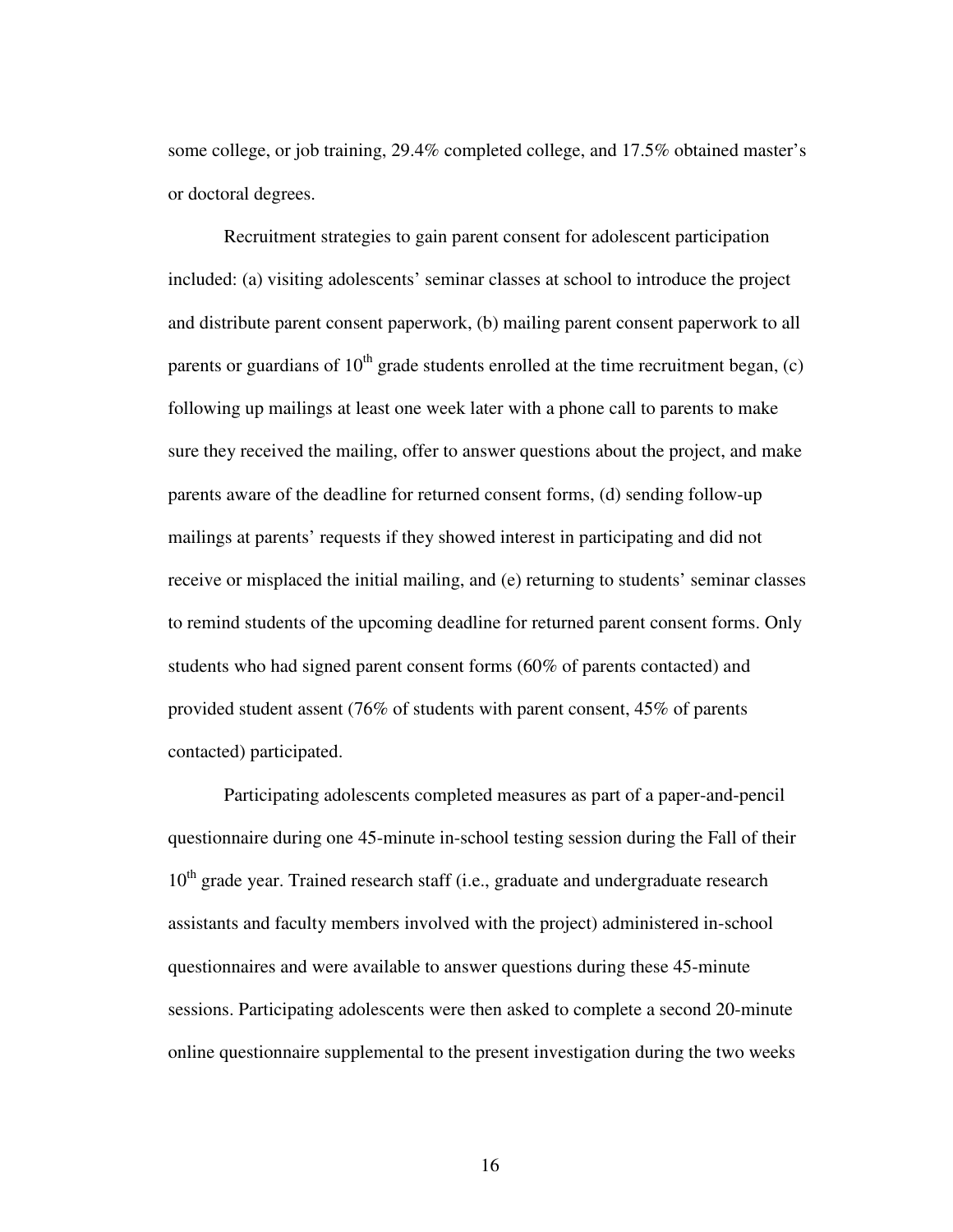some college, or job training, 29.4% completed college, and 17.5% obtained master's or doctoral degrees.

Recruitment strategies to gain parent consent for adolescent participation included: (a) visiting adolescents' seminar classes at school to introduce the project and distribute parent consent paperwork, (b) mailing parent consent paperwork to all parents or guardians of $10^{th}$ grade students enrolled at the time recruitment began, (c) following up mailings at least one week later with a phone call to parents to make sure they received the mailing, offer to answer questions about the project, and make parents aware of the deadline for returned consent forms, (d) sending follow-up mailings at parents' requests if they showed interest in participating and did not receive or misplaced the initial mailing, and (e) returning to students' seminar classes to remind students of the upcoming deadline for returned parent consent forms. Only students who had signed parent consent forms (60% of parents contacted) and provided student assent (76% of students with parent consent, 45% of parents contacted) participated.

Participating adolescents completed measures as part of a paper-and-pencil questionnaire during one 45-minute in-school testing session during the Fall of their $10^{th}$ grade year. Trained research staff (i.e., graduate and undergraduate research assistants and faculty members involved with the project) administered in-school questionnaires and were available to answer questions during these 45-minute sessions. Participating adolescents were then asked to complete a second 20-minute online questionnaire supplemental to the present investigation during the two weeks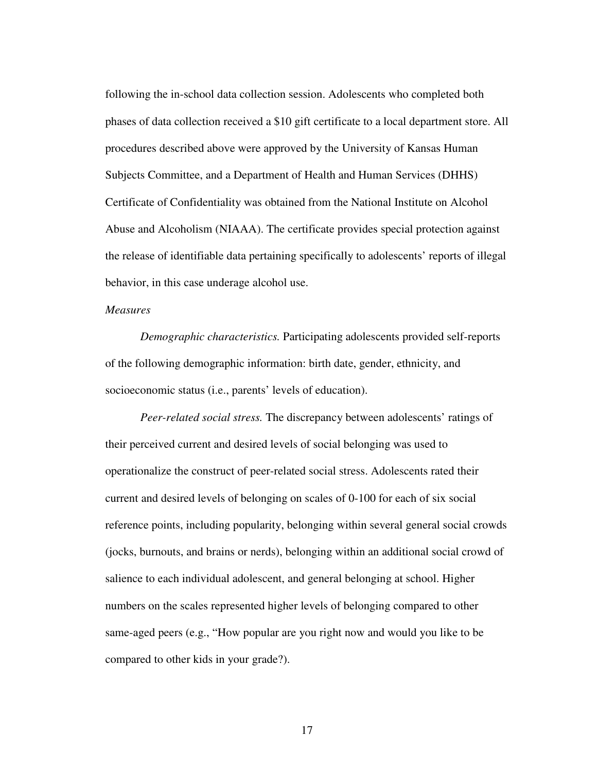following the in-school data collection session. Adolescents who completed both phases of data collection received a $10 gift certificate to a local department store. All procedures described above were approved by the University of Kansas Human Subjects Committee, and a Department of Health and Human Services (DHHS) Certificate of Confidentiality was obtained from the National Institute on Alcohol Abuse and Alcoholism (NIAAA). The certificate provides special protection against the release of identifiable data pertaining specifically to adolescents' reports of illegal behavior, in this case underage alcohol use.

*Measures*

*Demographic characteristics.* Participating adolescents provided self-reports of the following demographic information: birth date, gender, ethnicity, and socioeconomic status (i.e., parents' levels of education).

*Peer-related social stress.* The discrepancy between adolescents' ratings of their perceived current and desired levels of social belonging was used to operationalize the construct of peer-related social stress. Adolescents rated their current and desired levels of belonging on scales of 0-100 for each of six social reference points, including popularity, belonging within several general social crowds (jocks, burnouts, and brains or nerds), belonging within an additional social crowd of salience to each individual adolescent, and general belonging at school. Higher numbers on the scales represented higher levels of belonging compared to other same-aged peers (e.g., "How popular are you right now and would you like to be compared to other kids in your grade?).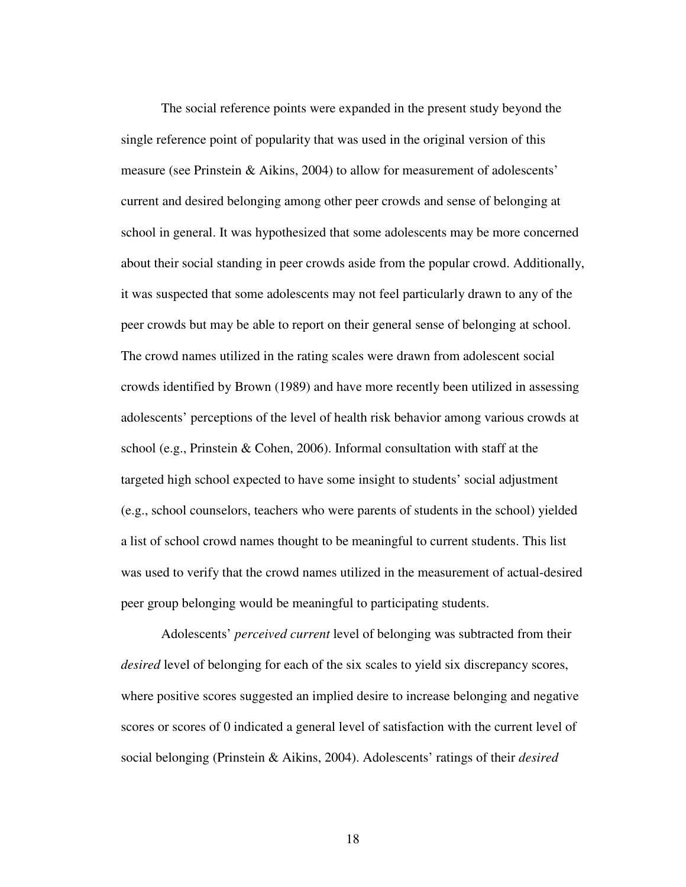The social reference points were expanded in the present study beyond the single reference point of popularity that was used in the original version of this measure (see Prinstein & Aikins, 2004) to allow for measurement of adolescents' current and desired belonging among other peer crowds and sense of belonging at school in general. It was hypothesized that some adolescents may be more concerned about their social standing in peer crowds aside from the popular crowd. Additionally, it was suspected that some adolescents may not feel particularly drawn to any of the peer crowds but may be able to report on their general sense of belonging at school. The crowd names utilized in the rating scales were drawn from adolescent social crowds identified by Brown (1989) and have more recently been utilized in assessing adolescents' perceptions of the level of health risk behavior among various crowds at school (e.g., Prinstein & Cohen, 2006). Informal consultation with staff at the targeted high school expected to have some insight to students' social adjustment (e.g., school counselors, teachers who were parents of students in the school) yielded a list of school crowd names thought to be meaningful to current students. This list was used to verify that the crowd names utilized in the measurement of actual-desired peer group belonging would be meaningful to participating students.

Adolescents' *perceived current* level of belonging was subtracted from their *desired* level of belonging for each of the six scales to yield six discrepancy scores, where positive scores suggested an implied desire to increase belonging and negative scores or scores of 0 indicated a general level of satisfaction with the current level of social belonging (Prinstein & Aikins, 2004). Adolescents' ratings of their *desired*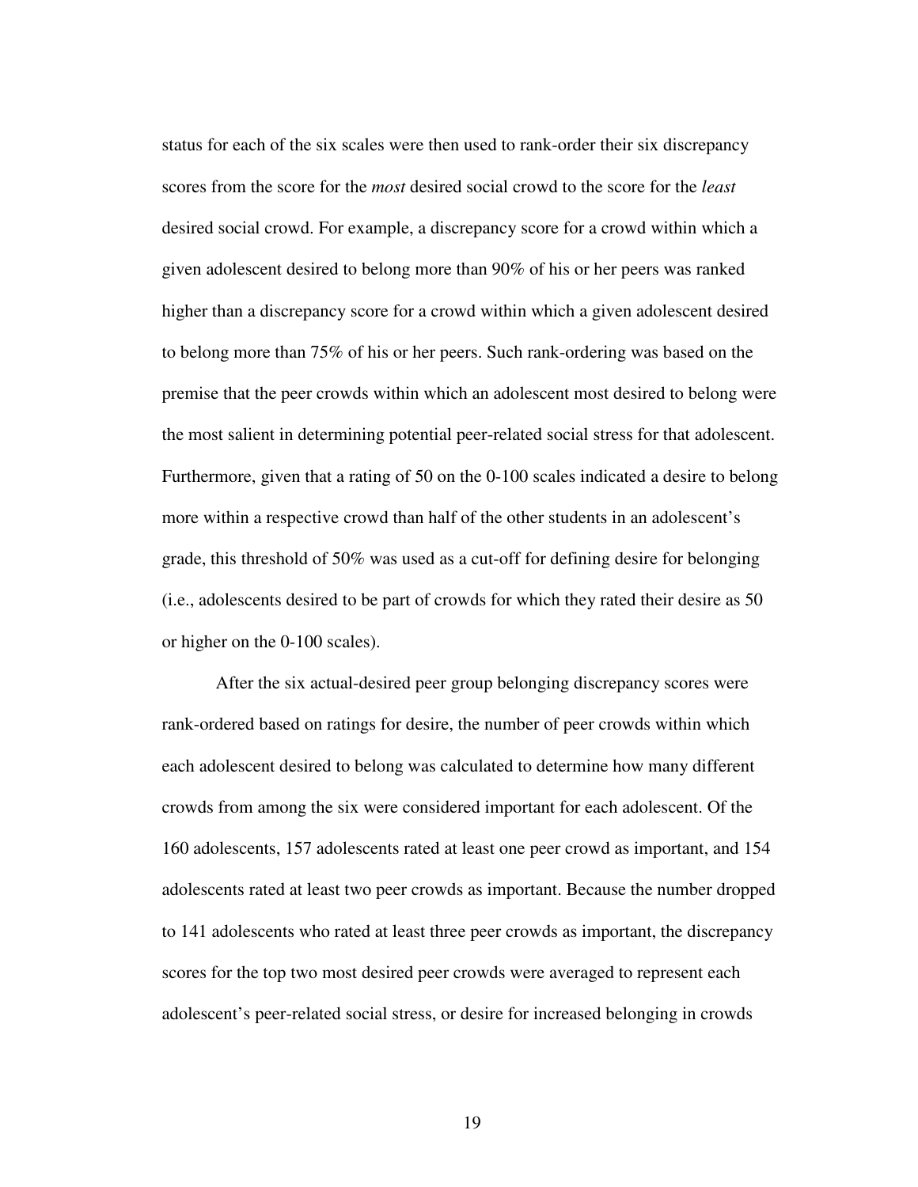status for each of the six scales were then used to rank-order their six discrepancy scores from the score for the *most* desired social crowd to the score for the *least* desired social crowd. For example, a discrepancy score for a crowd within which a given adolescent desired to belong more than 90% of his or her peers was ranked higher than a discrepancy score for a crowd within which a given adolescent desired to belong more than 75% of his or her peers. Such rank-ordering was based on the premise that the peer crowds within which an adolescent most desired to belong were the most salient in determining potential peer-related social stress for that adolescent. Furthermore, given that a rating of 50 on the 0-100 scales indicated a desire to belong more within a respective crowd than half of the other students in an adolescent's grade, this threshold of 50% was used as a cut-off for defining desire for belonging (i.e., adolescents desired to be part of crowds for which they rated their desire as 50 or higher on the 0-100 scales).

After the six actual-desired peer group belonging discrepancy scores were rank-ordered based on ratings for desire, the number of peer crowds within which each adolescent desired to belong was calculated to determine how many different crowds from among the six were considered important for each adolescent. Of the 160 adolescents, 157 adolescents rated at least one peer crowd as important, and 154 adolescents rated at least two peer crowds as important. Because the number dropped to 141 adolescents who rated at least three peer crowds as important, the discrepancy scores for the top two most desired peer crowds were averaged to represent each adolescent's peer-related social stress, or desire for increased belonging in crowds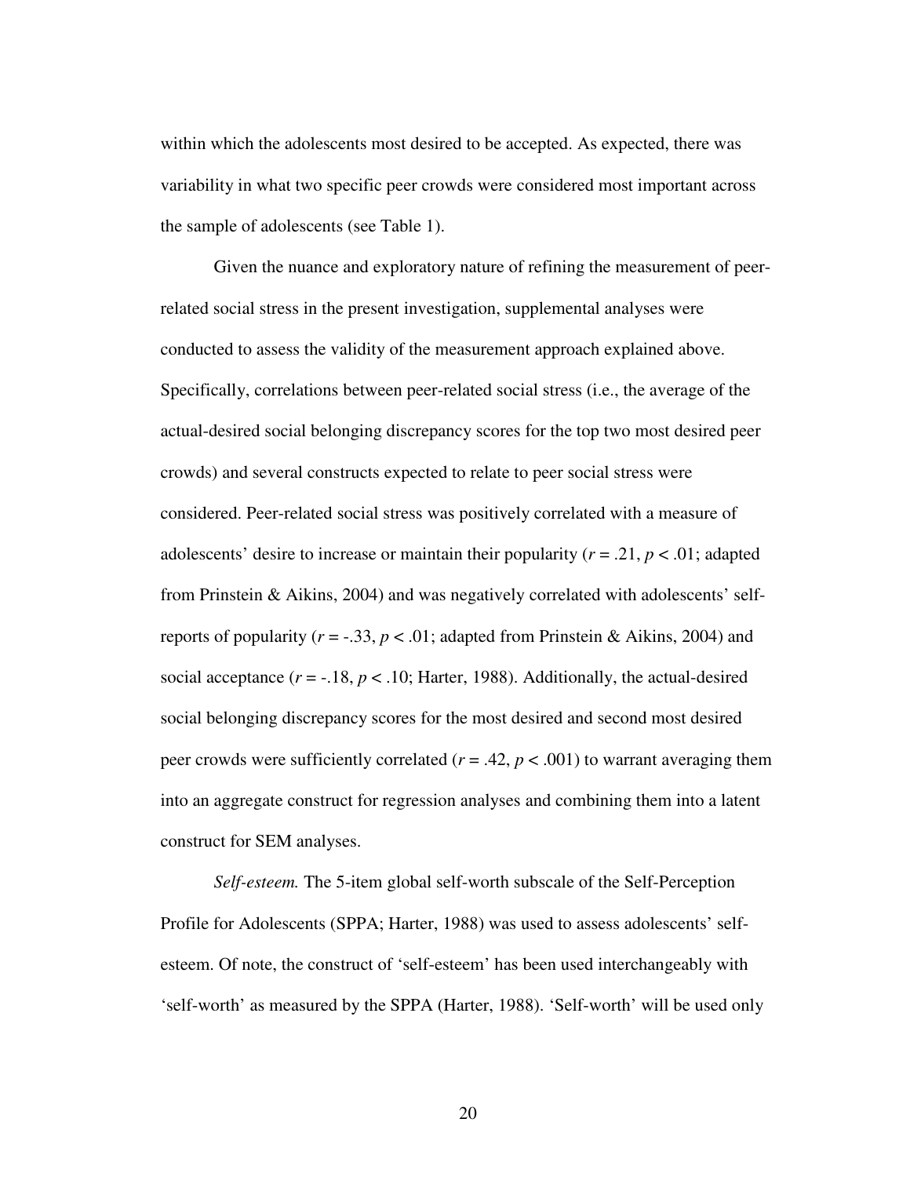within which the adolescents most desired to be accepted. As expected, there was variability in what two specific peer crowds were considered most important across the sample of adolescents (see Table 1).

Given the nuance and exploratory nature of refining the measurement of peer-related social stress in the present investigation, supplemental analyses were conducted to assess the validity of the measurement approach explained above. Specifically, correlations between peer-related social stress (i.e., the average of the actual-desired social belonging discrepancy scores for the top two most desired peer crowds) and several constructs expected to relate to peer social stress were considered. Peer-related social stress was positively correlated with a measure of adolescents' desire to increase or maintain their popularity ($r = .21$, $p < .01$; adapted from Prinstein & Aikins, 2004) and was negatively correlated with adolescents' self-reports of popularity ($r = -.33$, $p < .01$; adapted from Prinstein & Aikins, 2004) and social acceptance ($r = -.18$, $p < .10$; Harter, 1988). Additionally, the actual-desired social belonging discrepancy scores for the most desired and second most desired peer crowds were sufficiently correlated ($r = .42$, $p < .001$) to warrant averaging them into an aggregate construct for regression analyses and combining them into a latent construct for SEM analyses.

*Self-esteem.* The 5-item global self-worth subscale of the Self-Perception Profile for Adolescents (SPPA; Harter, 1988) was used to assess adolescents' self-esteem. Of note, the construct of 'self-esteem' has been used interchangeably with 'self-worth' as measured by the SPPA (Harter, 1988). 'Self-worth' will be used only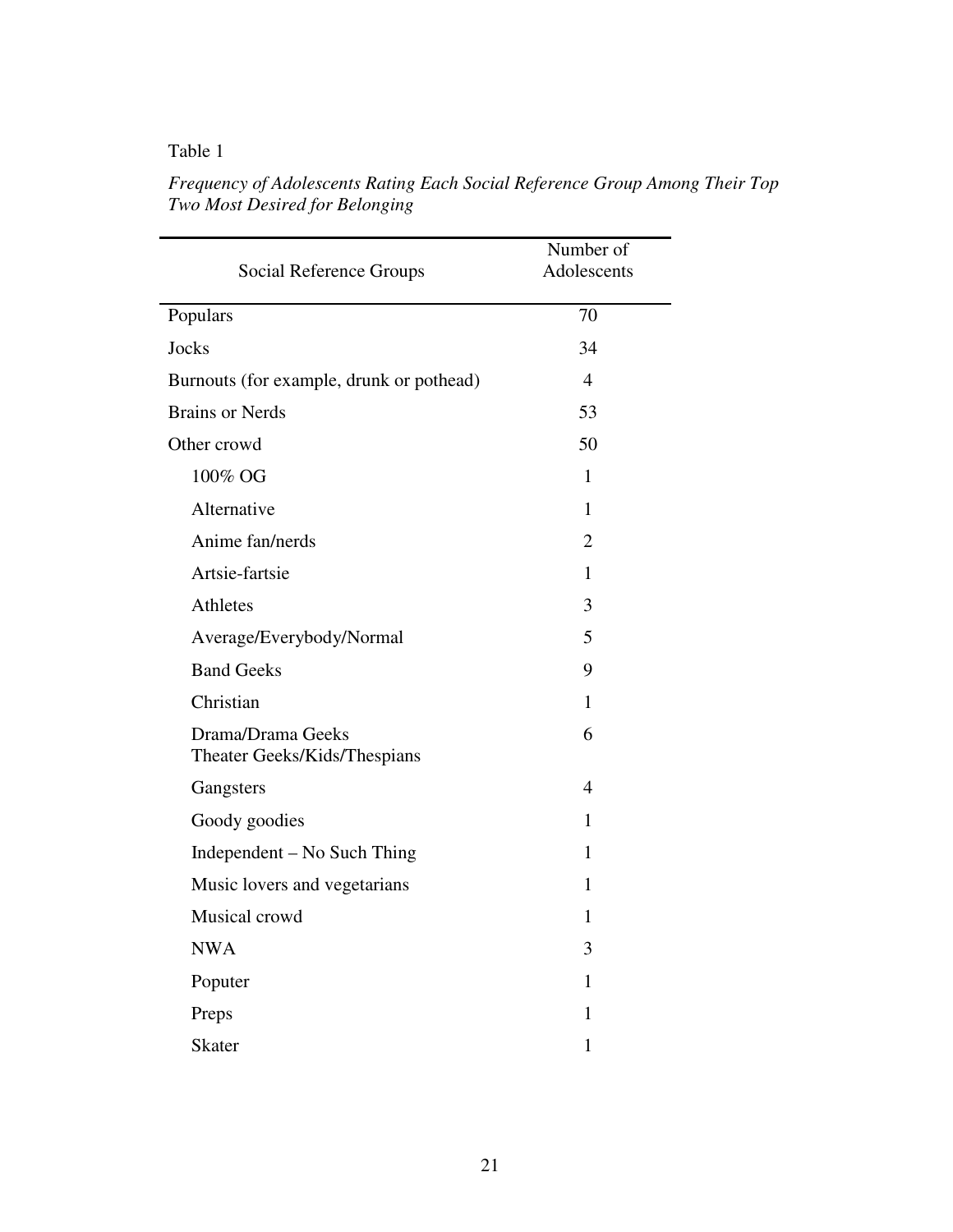Table 1

*Frequency of Adolescents Rating Each Social Reference Group Among Their Top Two Most Desired for Belonging*

| Social Reference Groups | Number of Adolescents |
| --- | --- |
| Populars | 70 |
| Jocks | 34 |
| Burnouts (for example, drunk or pothead) | 4 |
| Brains or Nerds | 53 |
| Other crowd | 50 |
| 100% OG | 1 |
| Alternative | 1 |
| Anime fan/nerds | 2 |
| Artsie-fartsie | 1 |
| Athletes | 3 |
| Average/Everybody/Normal | 5 |
| Band Geeks | 9 |
| Christian | 1 |
| Drama/Drama Geeks Theater Geeks/Kids/Thespians | 6 |
| Gangsters | 4 |
| Goody goodies | 1 |
| Independent – No Such Thing | 1 |
| Music lovers and vegetarians | 1 |
| Musical crowd | 1 |
| NWA | 3 |
| Poputer | 1 |
| Preps | 1 |
| Skater | 1 |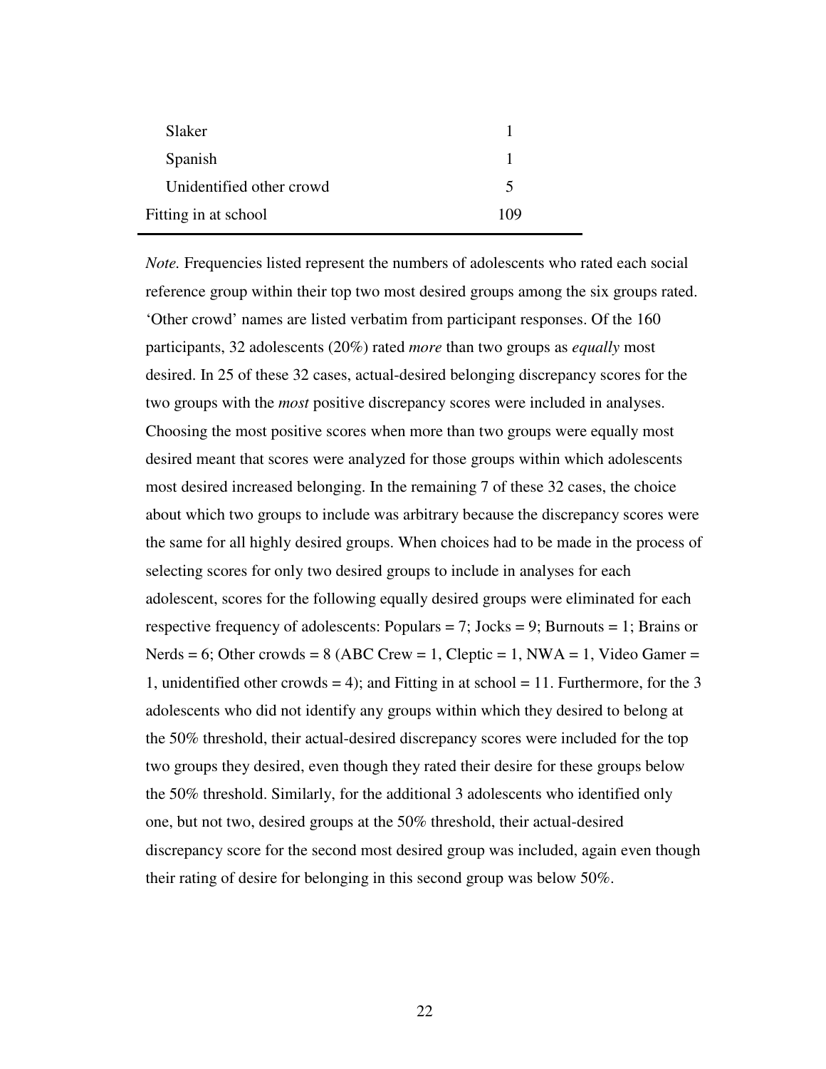| | |
|---|---|
| Slaker | 1 |
| Spanish | 1 |
| Unidentified other crowd | 5 |
| Fitting in at school | 109 |

*Note.* Frequencies listed represent the numbers of adolescents who rated each social reference group within their top two most desired groups among the six groups rated. 'Other crowd' names are listed verbatim from participant responses. Of the 160 participants, 32 adolescents (20%) rated *more* than two groups as *equally* most desired. In 25 of these 32 cases, actual-desired belonging discrepancy scores for the two groups with the *most* positive discrepancy scores were included in analyses. Choosing the most positive scores when more than two groups were equally most desired meant that scores were analyzed for those groups within which adolescents most desired increased belonging. In the remaining 7 of these 32 cases, the choice about which two groups to include was arbitrary because the discrepancy scores were the same for all highly desired groups. When choices had to be made in the process of selecting scores for only two desired groups to include in analyses for each adolescent, scores for the following equally desired groups were eliminated for each respective frequency of adolescents: Populars = 7; Jocks = 9; Burnouts = 1; Brains or Nerds = 6; Other crowds = 8 (ABC Crew = 1, Cleptic = 1, NWA = 1, Video Gamer = 1, unidentified other crowds = 4); and Fitting in at school = 11. Furthermore, for the 3 adolescents who did not identify any groups within which they desired to belong at the 50% threshold, their actual-desired discrepancy scores were included for the top two groups they desired, even though they rated their desire for these groups below the 50% threshold. Similarly, for the additional 3 adolescents who identified only one, but not two, desired groups at the 50% threshold, their actual-desired discrepancy score for the second most desired group was included, again even though their rating of desire for belonging in this second group was below 50%.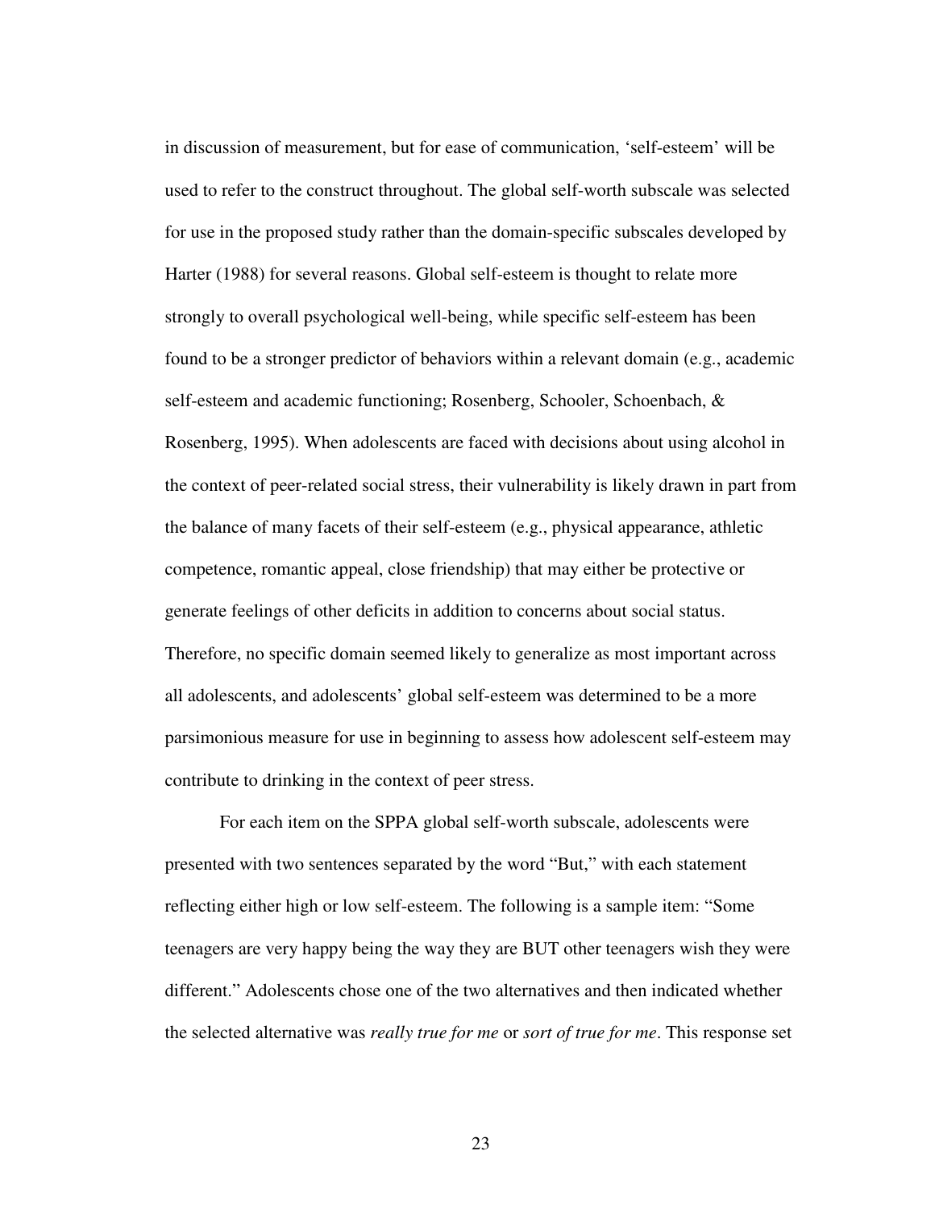in discussion of measurement, but for ease of communication, 'self-esteem' will be used to refer to the construct throughout. The global self-worth subscale was selected for use in the proposed study rather than the domain-specific subscales developed by Harter (1988) for several reasons. Global self-esteem is thought to relate more strongly to overall psychological well-being, while specific self-esteem has been found to be a stronger predictor of behaviors within a relevant domain (e.g., academic self-esteem and academic functioning; Rosenberg, Schooler, Schoenbach, & Rosenberg, 1995). When adolescents are faced with decisions about using alcohol in the context of peer-related social stress, their vulnerability is likely drawn in part from the balance of many facets of their self-esteem (e.g., physical appearance, athletic competence, romantic appeal, close friendship) that may either be protective or generate feelings of other deficits in addition to concerns about social status. Therefore, no specific domain seemed likely to generalize as most important across all adolescents, and adolescents' global self-esteem was determined to be a more parsimonious measure for use in beginning to assess how adolescent self-esteem may contribute to drinking in the context of peer stress.

For each item on the SPPA global self-worth subscale, adolescents were presented with two sentences separated by the word "But," with each statement reflecting either high or low self-esteem. The following is a sample item: "Some teenagers are very happy being the way they are BUT other teenagers wish they were different." Adolescents chose one of the two alternatives and then indicated whether the selected alternative was *really true for me* or *sort of true for me*. This response set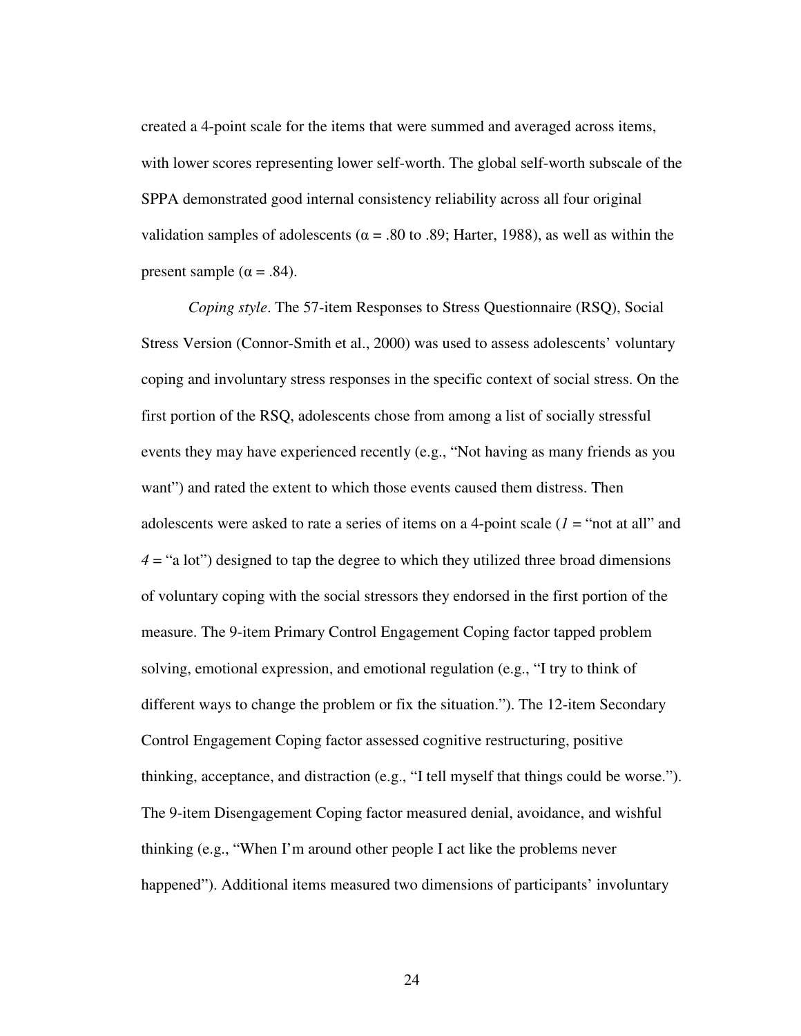created a 4-point scale for the items that were summed and averaged across items, with lower scores representing lower self-worth. The global self-worth subscale of the SPPA demonstrated good internal consistency reliability across all four original validation samples of adolescents (α = .80 to .89; Harter, 1988), as well as within the present sample (α = .84).

*Coping style*. The 57-item Responses to Stress Questionnaire (RSQ), Social Stress Version (Connor-Smith et al., 2000) was used to assess adolescents' voluntary coping and involuntary stress responses in the specific context of social stress. On the first portion of the RSQ, adolescents chose from among a list of socially stressful events they may have experienced recently (e.g., "Not having as many friends as you want") and rated the extent to which those events caused them distress. Then adolescents were asked to rate a series of items on a 4-point scale (*1* = "not at all" and *4* = "a lot") designed to tap the degree to which they utilized three broad dimensions of voluntary coping with the social stressors they endorsed in the first portion of the measure. The 9-item Primary Control Engagement Coping factor tapped problem solving, emotional expression, and emotional regulation (e.g., "I try to think of different ways to change the problem or fix the situation."). The 12-item Secondary Control Engagement Coping factor assessed cognitive restructuring, positive thinking, acceptance, and distraction (e.g., "I tell myself that things could be worse."). The 9-item Disengagement Coping factor measured denial, avoidance, and wishful thinking (e.g., "When I'm around other people I act like the problems never happened"). Additional items measured two dimensions of participants' involuntary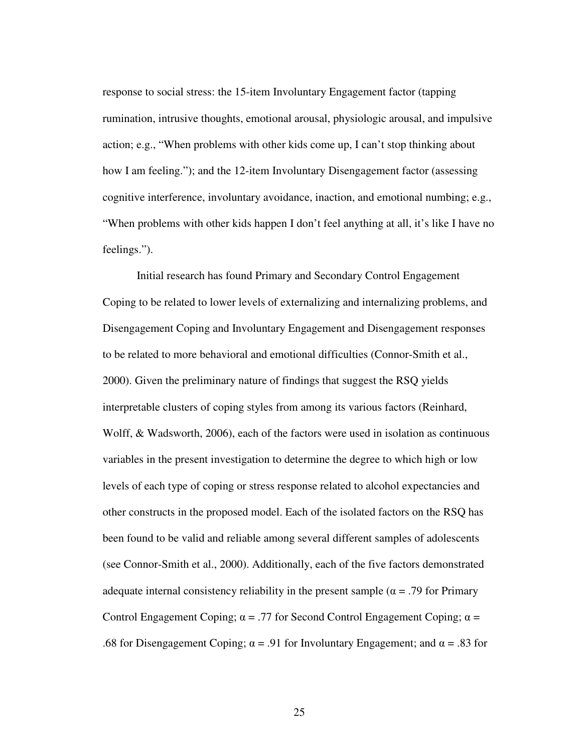response to social stress: the 15-item Involuntary Engagement factor (tapping rumination, intrusive thoughts, emotional arousal, physiologic arousal, and impulsive action; e.g., "When problems with other kids come up, I can't stop thinking about how I am feeling."); and the 12-item Involuntary Disengagement factor (assessing cognitive interference, involuntary avoidance, inaction, and emotional numbing; e.g., "When problems with other kids happen I don't feel anything at all, it's like I have no feelings.").

Initial research has found Primary and Secondary Control Engagement Coping to be related to lower levels of externalizing and internalizing problems, and Disengagement Coping and Involuntary Engagement and Disengagement responses to be related to more behavioral and emotional difficulties (Connor-Smith et al., 2000). Given the preliminary nature of findings that suggest the RSQ yields interpretable clusters of coping styles from among its various factors (Reinhard, Wolff, & Wadsworth, 2006), each of the factors were used in isolation as continuous variables in the present investigation to determine the degree to which high or low levels of each type of coping or stress response related to alcohol expectancies and other constructs in the proposed model. Each of the isolated factors on the RSQ has been found to be valid and reliable among several different samples of adolescents (see Connor-Smith et al., 2000). Additionally, each of the five factors demonstrated adequate internal consistency reliability in the present sample ($\alpha = .79$ for Primary Control Engagement Coping; $\alpha = .77$ for Second Control Engagement Coping; $\alpha = .68$ for Disengagement Coping; $\alpha = .91$ for Involuntary Engagement; and $\alpha = .83$ for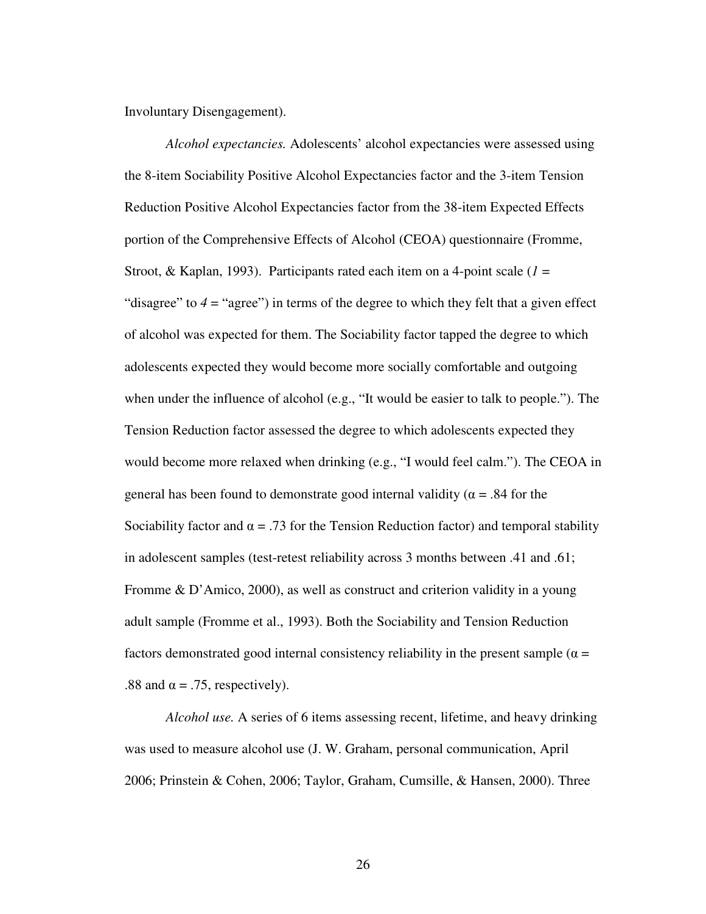Involuntary Disengagement).

*Alcohol expectancies.* Adolescents' alcohol expectancies were assessed using the 8-item Sociability Positive Alcohol Expectancies factor and the 3-item Tension Reduction Positive Alcohol Expectancies factor from the 38-item Expected Effects portion of the Comprehensive Effects of Alcohol (CEOA) questionnaire (Fromme, Stroot, & Kaplan, 1993). Participants rated each item on a 4-point scale (*1* = "disagree" to *4* = "agree") in terms of the degree to which they felt that a given effect of alcohol was expected for them. The Sociability factor tapped the degree to which adolescents expected they would become more socially comfortable and outgoing when under the influence of alcohol (e.g., "It would be easier to talk to people."). The Tension Reduction factor assessed the degree to which adolescents expected they would become more relaxed when drinking (e.g., "I would feel calm."). The CEOA in general has been found to demonstrate good internal validity ($\alpha$ = .84 for the Sociability factor and $\alpha$ = .73 for the Tension Reduction factor) and temporal stability in adolescent samples (test-retest reliability across 3 months between .41 and .61; Fromme & D'Amico, 2000), as well as construct and criterion validity in a young adult sample (Fromme et al., 1993). Both the Sociability and Tension Reduction factors demonstrated good internal consistency reliability in the present sample ($\alpha$ = .88 and $\alpha$ = .75, respectively).

*Alcohol use.* A series of 6 items assessing recent, lifetime, and heavy drinking was used to measure alcohol use (J. W. Graham, personal communication, April 2006; Prinstein & Cohen, 2006; Taylor, Graham, Cumsille, & Hansen, 2000). Three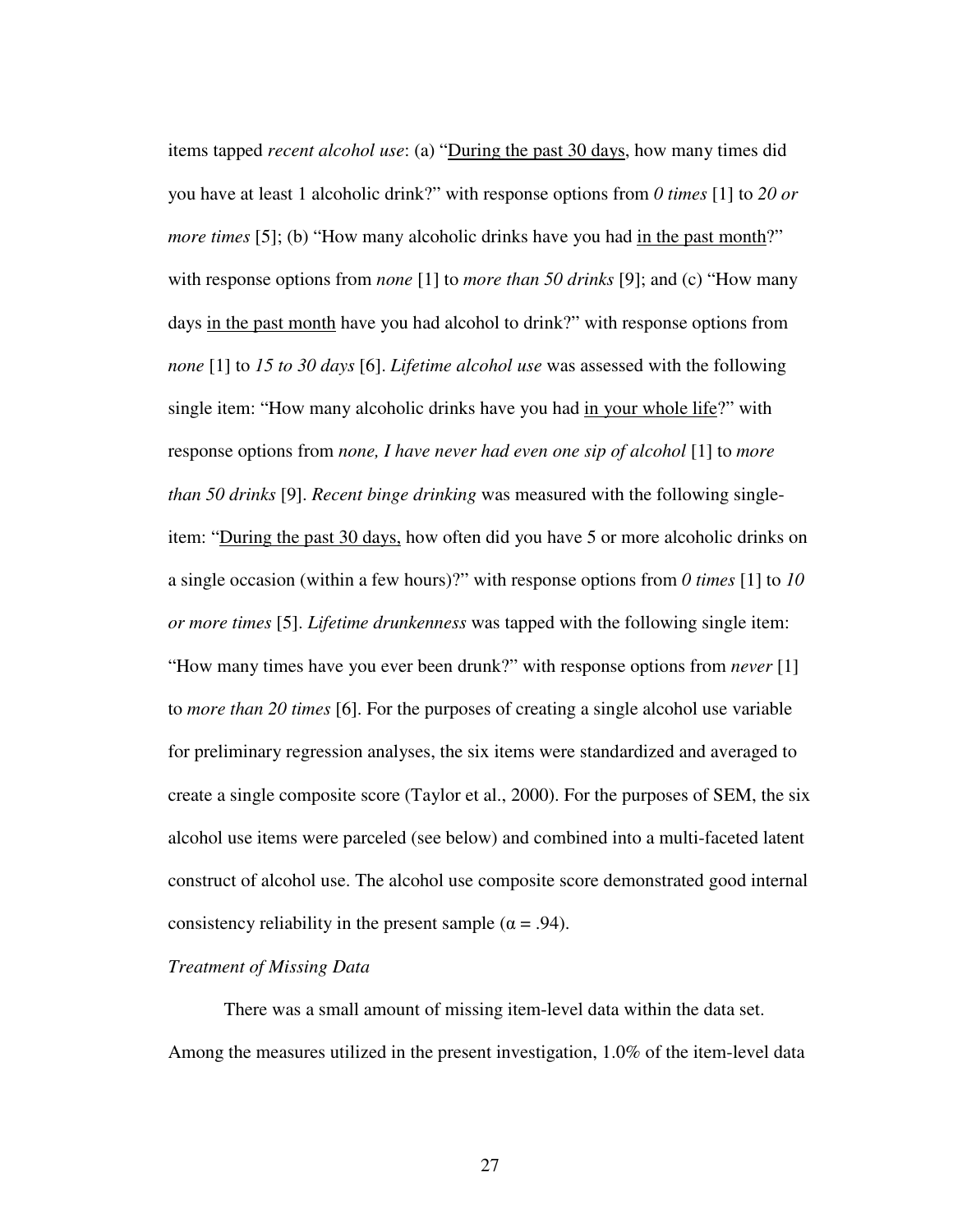items tapped *recent alcohol use*: (a) "<u>During the past 30 days,</u> how many times did you have at least 1 alcoholic drink?" with response options from *0 times* [1] to *20 or more times* [5]; (b) "How many alcoholic drinks have you had <u>in the past month</u>?" with response options from *none* [1] to *more than 50 drinks* [9]; and (c) "How many days <u>in the past month</u> have you had alcohol to drink?" with response options from *none* [1] to *15 to 30 days* [6]. *Lifetime alcohol use* was assessed with the following single item: "How many alcoholic drinks have you had <u>in your whole life</u>?" with response options from *none, I have never had even one sip of alcohol* [1] to *more than 50 drinks* [9]. *Recent binge drinking* was measured with the following single-item: "<u>During the past 30 days,</u> how often did you have 5 or more alcoholic drinks on a single occasion (within a few hours)?" with response options from *0 times* [1] to *10 or more times* [5]. *Lifetime drunkenness* was tapped with the following single item: "How many times have you ever been drunk?" with response options from *never* [1] to *more than 20 times* [6]. For the purposes of creating a single alcohol use variable for preliminary regression analyses, the six items were standardized and averaged to create a single composite score (Taylor et al., 2000). For the purposes of SEM, the six alcohol use items were parceled (see below) and combined into a multi-faceted latent construct of alcohol use. The alcohol use composite score demonstrated good internal consistency reliability in the present sample ($\alpha = .94$).

*Treatment of Missing Data*

There was a small amount of missing item-level data within the data set. Among the measures utilized in the present investigation, 1.0% of the item-level data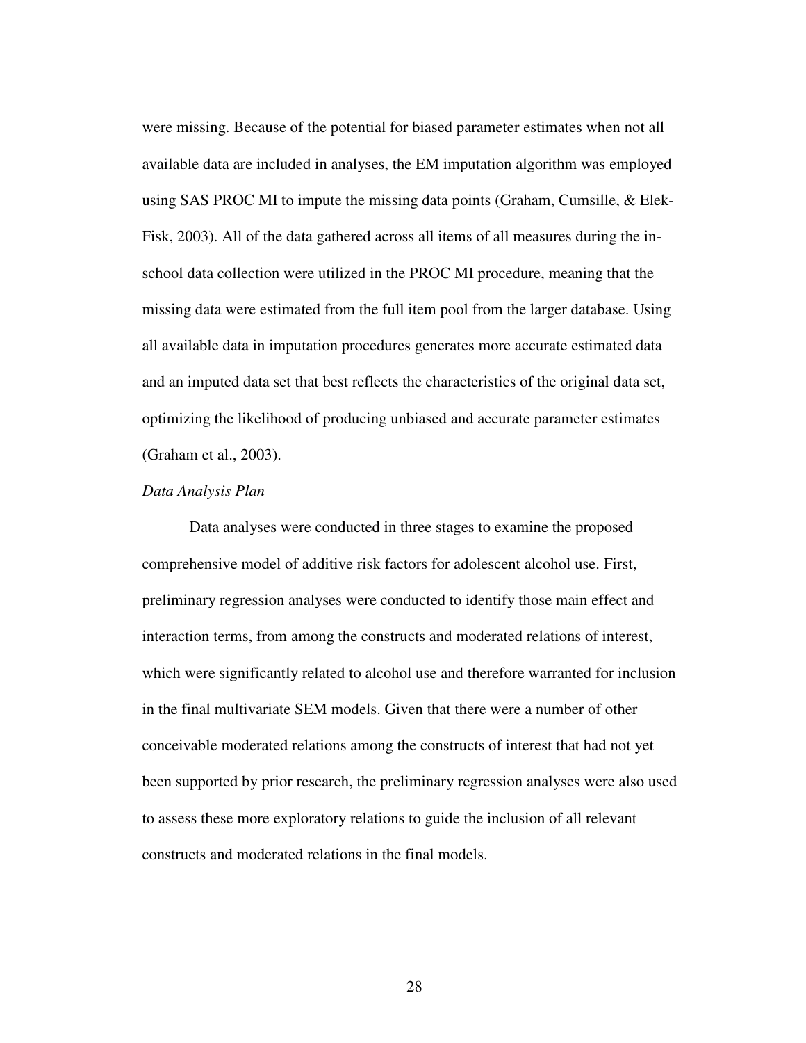were missing. Because of the potential for biased parameter estimates when not all available data are included in analyses, the EM imputation algorithm was employed using SAS PROC MI to impute the missing data points (Graham, Cumsille, & Elek-Fisk, 2003). All of the data gathered across all items of all measures during the in-school data collection were utilized in the PROC MI procedure, meaning that the missing data were estimated from the full item pool from the larger database. Using all available data in imputation procedures generates more accurate estimated data and an imputed data set that best reflects the characteristics of the original data set, optimizing the likelihood of producing unbiased and accurate parameter estimates (Graham et al., 2003).

*Data Analysis Plan*

Data analyses were conducted in three stages to examine the proposed comprehensive model of additive risk factors for adolescent alcohol use. First, preliminary regression analyses were conducted to identify those main effect and interaction terms, from among the constructs and moderated relations of interest, which were significantly related to alcohol use and therefore warranted for inclusion in the final multivariate SEM models. Given that there were a number of other conceivable moderated relations among the constructs of interest that had not yet been supported by prior research, the preliminary regression analyses were also used to assess these more exploratory relations to guide the inclusion of all relevant constructs and moderated relations in the final models.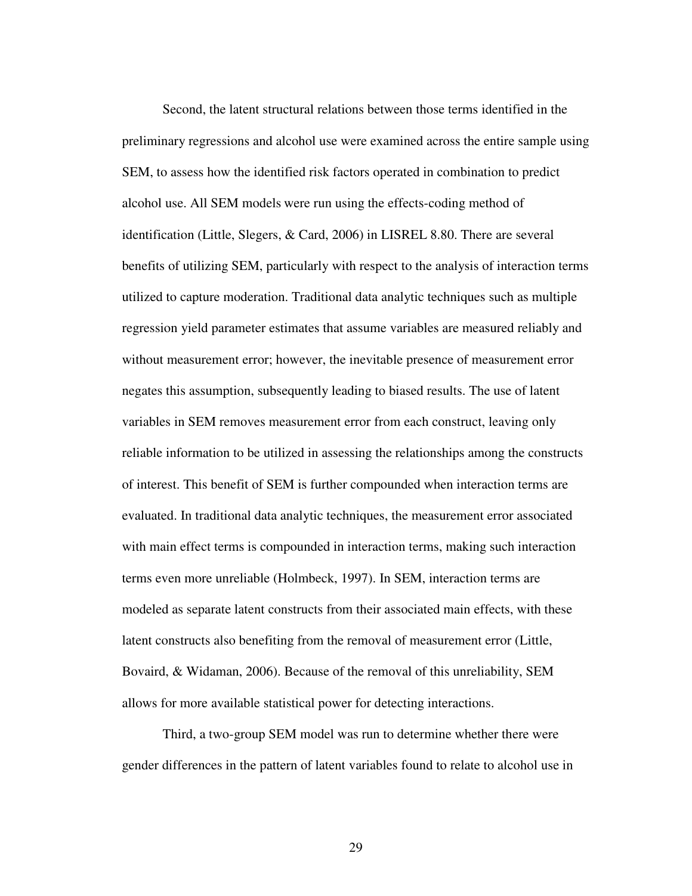Second, the latent structural relations between those terms identified in the preliminary regressions and alcohol use were examined across the entire sample using SEM, to assess how the identified risk factors operated in combination to predict alcohol use. All SEM models were run using the effects-coding method of identification (Little, Slegers, & Card, 2006) in LISREL 8.80. There are several benefits of utilizing SEM, particularly with respect to the analysis of interaction terms utilized to capture moderation. Traditional data analytic techniques such as multiple regression yield parameter estimates that assume variables are measured reliably and without measurement error; however, the inevitable presence of measurement error negates this assumption, subsequently leading to biased results. The use of latent variables in SEM removes measurement error from each construct, leaving only reliable information to be utilized in assessing the relationships among the constructs of interest. This benefit of SEM is further compounded when interaction terms are evaluated. In traditional data analytic techniques, the measurement error associated with main effect terms is compounded in interaction terms, making such interaction terms even more unreliable (Holmbeck, 1997). In SEM, interaction terms are modeled as separate latent constructs from their associated main effects, with these latent constructs also benefiting from the removal of measurement error (Little, Bovaird, & Widaman, 2006). Because of the removal of this unreliability, SEM allows for more available statistical power for detecting interactions.

Third, a two-group SEM model was run to determine whether there were gender differences in the pattern of latent variables found to relate to alcohol use in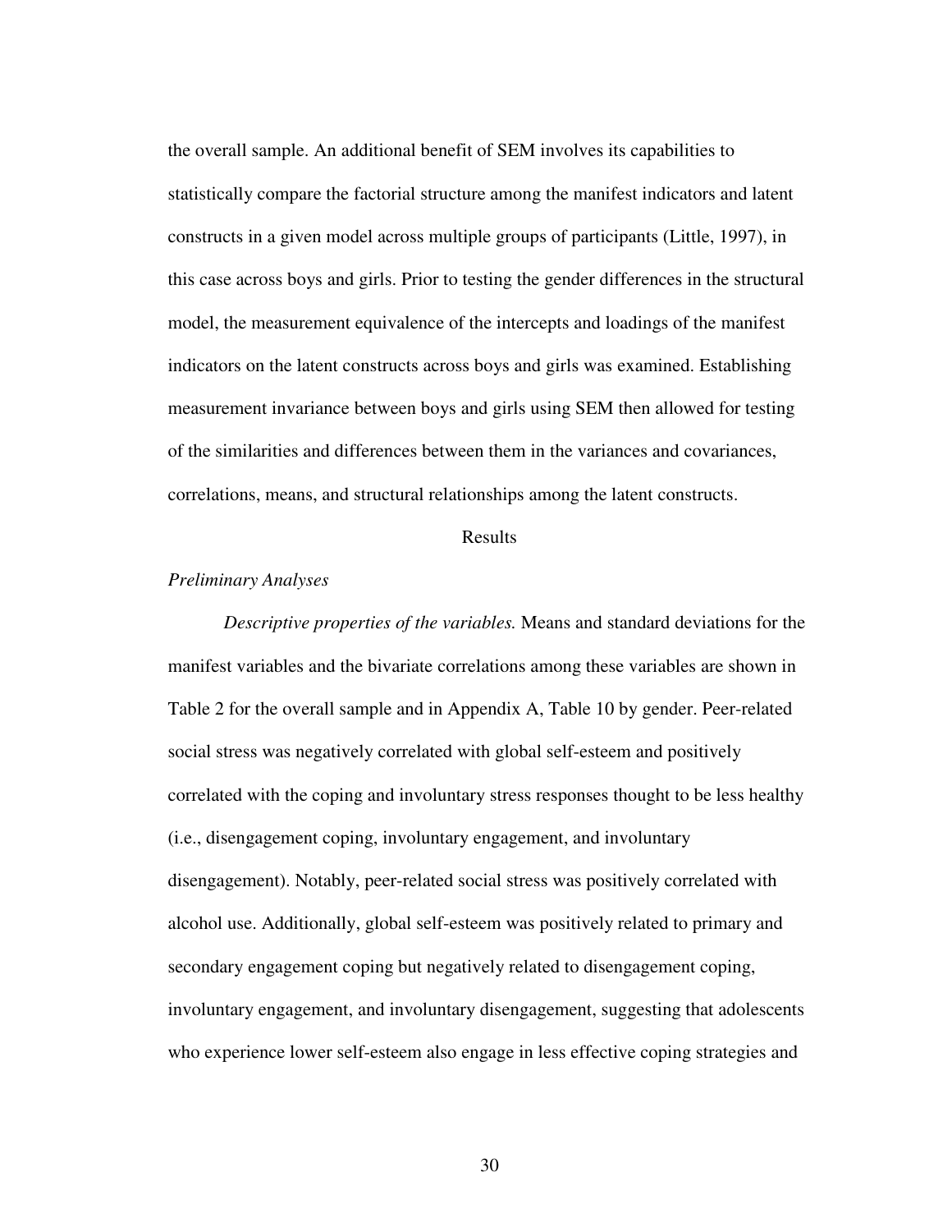the overall sample. An additional benefit of SEM involves its capabilities to statistically compare the factorial structure among the manifest indicators and latent constructs in a given model across multiple groups of participants (Little, 1997), in this case across boys and girls. Prior to testing the gender differences in the structural model, the measurement equivalence of the intercepts and loadings of the manifest indicators on the latent constructs across boys and girls was examined. Establishing measurement invariance between boys and girls using SEM then allowed for testing of the similarities and differences between them in the variances and covariances, correlations, means, and structural relationships among the latent constructs.

## Results

### *Preliminary Analyses*

*Descriptive properties of the variables.* Means and standard deviations for the manifest variables and the bivariate correlations among these variables are shown in Table 2 for the overall sample and in Appendix A, Table 10 by gender. Peer-related social stress was negatively correlated with global self-esteem and positively correlated with the coping and involuntary stress responses thought to be less healthy (i.e., disengagement coping, involuntary engagement, and involuntary disengagement). Notably, peer-related social stress was positively correlated with alcohol use. Additionally, global self-esteem was positively related to primary and secondary engagement coping but negatively related to disengagement coping, involuntary engagement, and involuntary disengagement, suggesting that adolescents who experience lower self-esteem also engage in less effective coping strategies and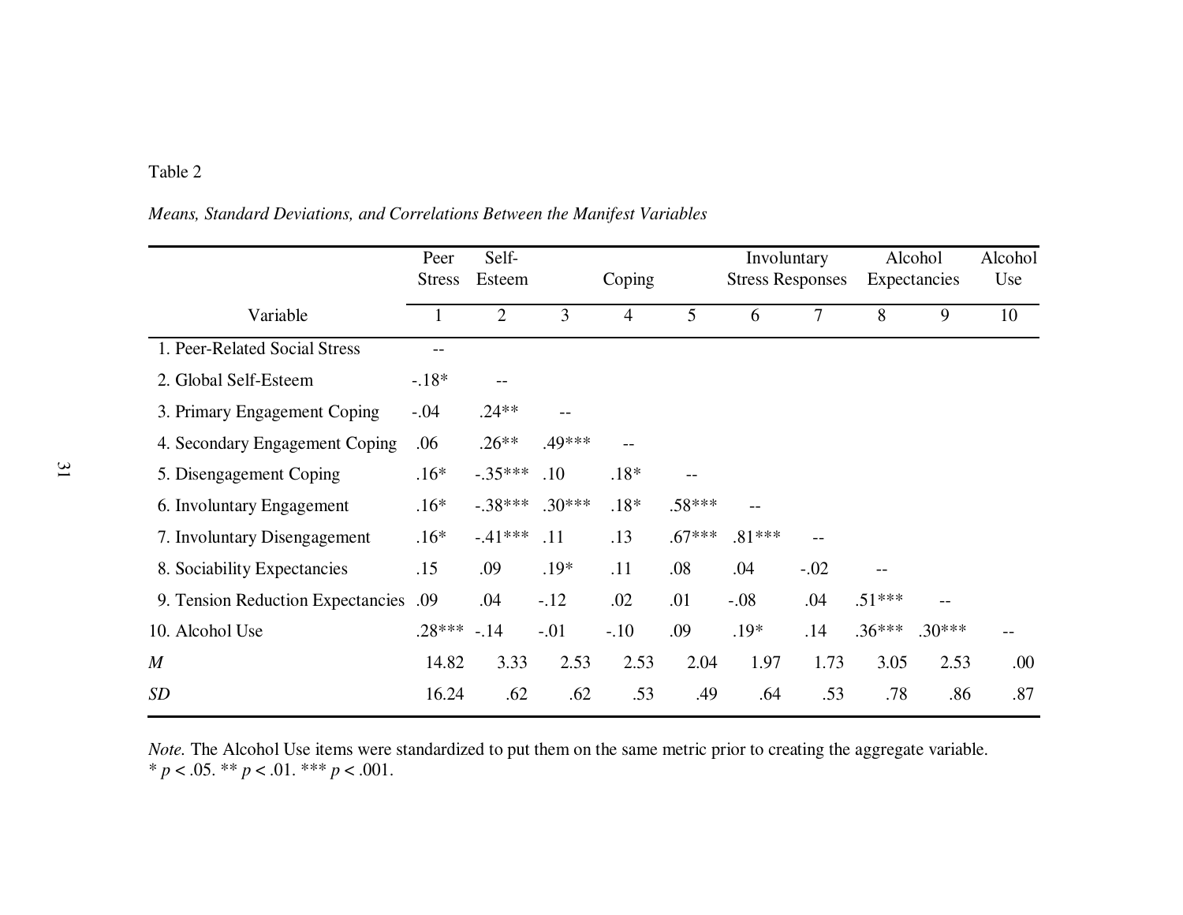Table 2

*Means, Standard Deviations, and Correlations Between the Manifest Variables*

| | Peer Stress | Self-Esteem | | Coping | | Involuntary Stress Responses | | Alcohol Expectancies | | Alcohol Use |
|---|---|---|---|---|---|---|---|---|---|---|
| Variable | 1 | 2 | 3 | 4 | 5 | 6 | 7 | 8 | 9 | 10 |
| 1. Peer-Related Social Stress | -- | | | | | | | | | |
| 2. Global Self-Esteem | -.18* | -- | | | | | | | | |
| 3. Primary Engagement Coping | -.04 | .24** | -- | | | | | | | |
| 4. Secondary Engagement Coping | .06 | .26** | .49*** | -- | | | | | | |
| 5. Disengagement Coping | .16* | -.35*** | .10 | .18* | -- | | | | | |
| 6. Involuntary Engagement | .16* | -.38*** | .30*** | .18* | .58*** | -- | | | | |
| 7. Involuntary Disengagement | .16* | -.41*** | .11 | .13 | .67*** | .81*** | -- | | | |
| 8. Sociability Expectancies | .15 | .09 | .19* | .11 | .08 | .04 | -.02 | -- | | |
| 9. Tension Reduction Expectancies | .09 | .04 | -.12 | .02 | .01 | -.08 | .04 | .51*** | -- | |
| 10. Alcohol Use | .28*** | -.14 | -.01 | -.10 | .09 | .19* | .14 | .36*** | .30*** | -- |
| *M* | 14.82 | 3.33 | 2.53 | 2.53 | 2.04 | 1.97 | 1.73 | 3.05 | 2.53 | .00 |
| *SD* | 16.24 | .62 | .62 | .53 | .49 | .64 | .53 | .78 | .86 | .87 |

*Note.* The Alcohol Use items were standardized to put them on the same metric prior to creating the aggregate variable.
* $p < .05$. ** $p < .01$. *** $p < .001$.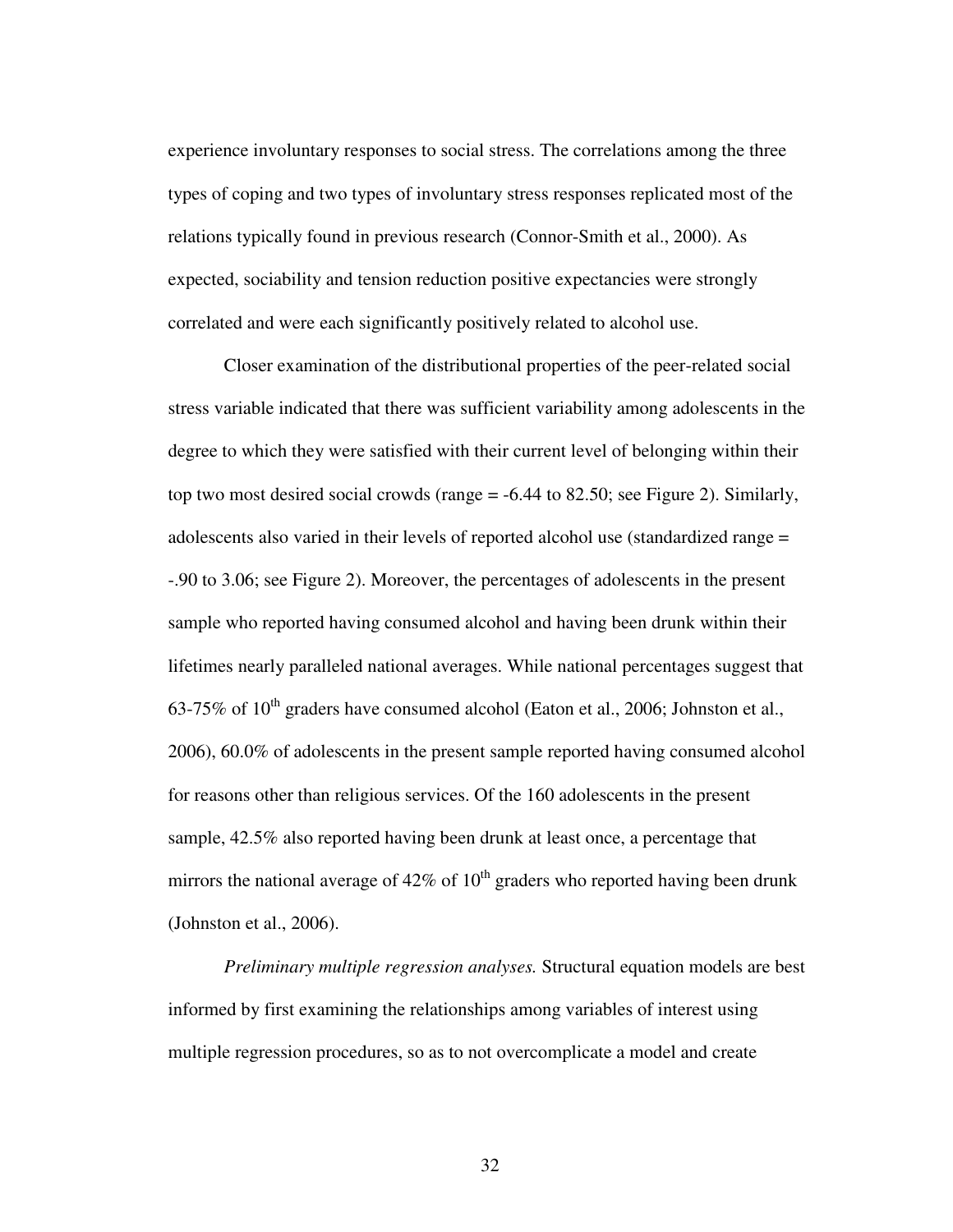experience involuntary responses to social stress. The correlations among the three types of coping and two types of involuntary stress responses replicated most of the relations typically found in previous research (Connor-Smith et al., 2000). As expected, sociability and tension reduction positive expectancies were strongly correlated and were each significantly positively related to alcohol use.

Closer examination of the distributional properties of the peer-related social stress variable indicated that there was sufficient variability among adolescents in the degree to which they were satisfied with their current level of belonging within their top two most desired social crowds (range = -6.44 to 82.50; see Figure 2). Similarly, adolescents also varied in their levels of reported alcohol use (standardized range = -.90 to 3.06; see Figure 2). Moreover, the percentages of adolescents in the present sample who reported having consumed alcohol and having been drunk within their lifetimes nearly paralleled national averages. While national percentages suggest that 63-75% of $10^{th}$ graders have consumed alcohol (Eaton et al., 2006; Johnston et al., 2006), 60.0% of adolescents in the present sample reported having consumed alcohol for reasons other than religious services. Of the 160 adolescents in the present sample, 42.5% also reported having been drunk at least once, a percentage that mirrors the national average of 42% of $10^{th}$ graders who reported having been drunk (Johnston et al., 2006).

*Preliminary multiple regression analyses.* Structural equation models are best informed by first examining the relationships among variables of interest using multiple regression procedures, so as to not overcomplicate a model and create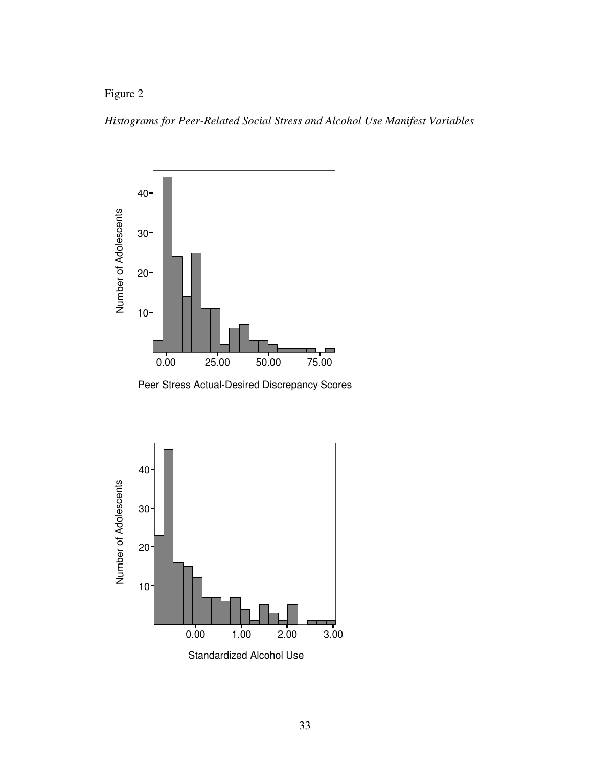Figure 2

*Histograms for Peer-Related Social Stress and Alcohol Use Manifest Variables*

Number of Adolescents

40
30
20
10

0.00 25.00 50.00 75.00

Peer Stress Actual-Desired Discrepancy Scores

Number of Adolescents

40
30
20
10

0.00 1.00 2.00 3.00

Standardized Alcohol Use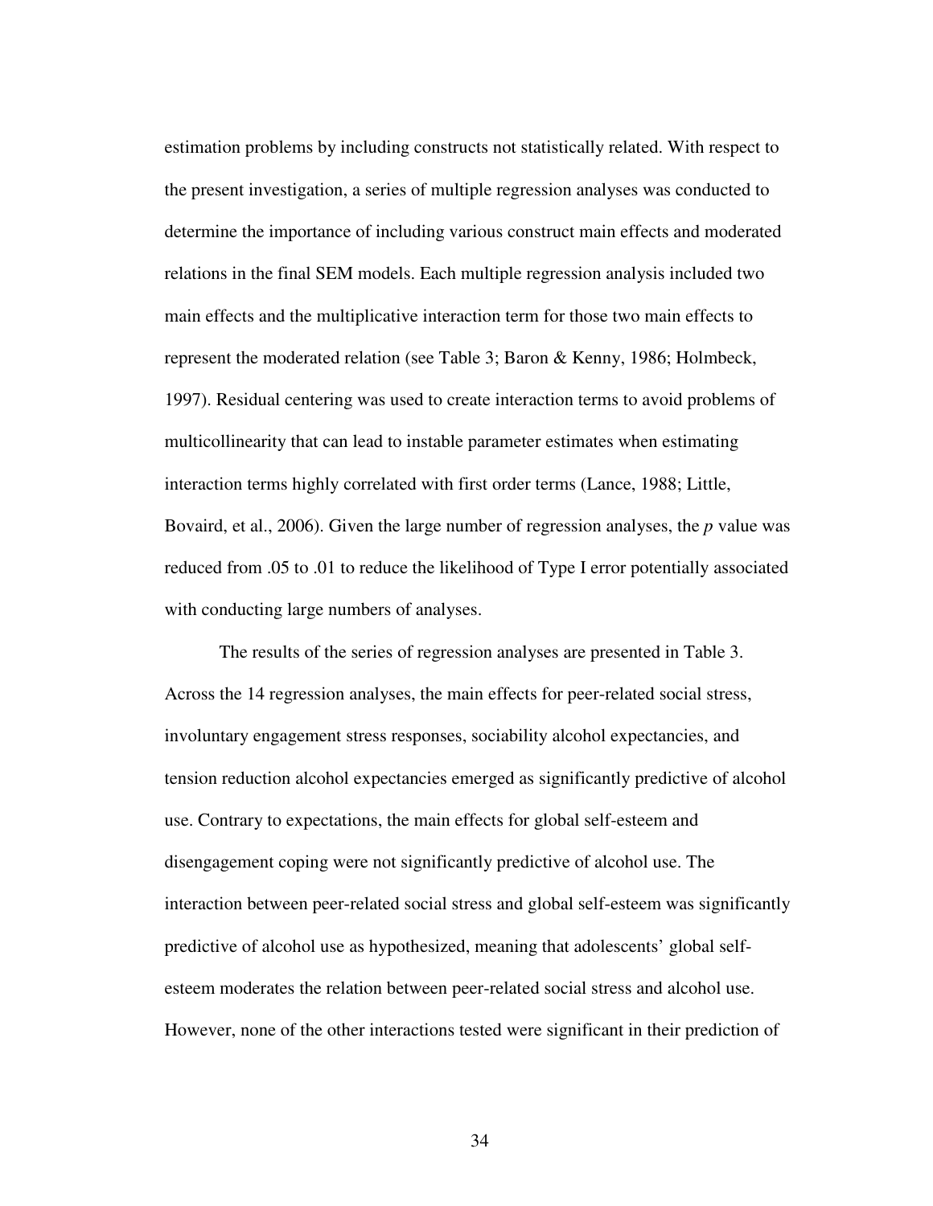estimation problems by including constructs not statistically related. With respect to the present investigation, a series of multiple regression analyses was conducted to determine the importance of including various construct main effects and moderated relations in the final SEM models. Each multiple regression analysis included two main effects and the multiplicative interaction term for those two main effects to represent the moderated relation (see Table 3; Baron & Kenny, 1986; Holmbeck, 1997). Residual centering was used to create interaction terms to avoid problems of multicollinearity that can lead to instable parameter estimates when estimating interaction terms highly correlated with first order terms (Lance, 1988; Little, Bovaird, et al., 2006). Given the large number of regression analyses, the *p* value was reduced from .05 to .01 to reduce the likelihood of Type I error potentially associated with conducting large numbers of analyses.

The results of the series of regression analyses are presented in Table 3. Across the 14 regression analyses, the main effects for peer-related social stress, involuntary engagement stress responses, sociability alcohol expectancies, and tension reduction alcohol expectancies emerged as significantly predictive of alcohol use. Contrary to expectations, the main effects for global self-esteem and disengagement coping were not significantly predictive of alcohol use. The interaction between peer-related social stress and global self-esteem was significantly predictive of alcohol use as hypothesized, meaning that adolescents' global self-esteem moderates the relation between peer-related social stress and alcohol use. However, none of the other interactions tested were significant in their prediction of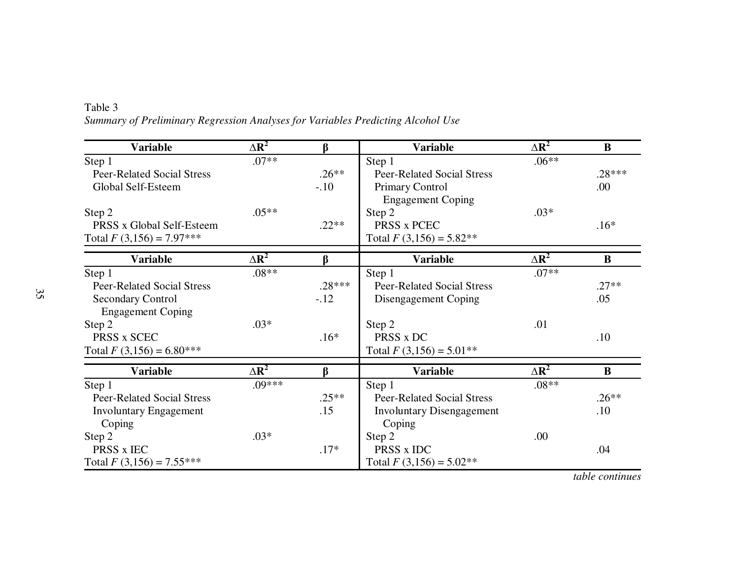Table 3

*Summary of Preliminary Regression Analyses for Variables Predicting Alcohol Use*

| Variable | $\Delta R^2$ | β | Variable | $\Delta R^2$ | B |
|---|---|---|---|---|---|
| Step 1 | .07** | | Step 1 | .06** | |
| Peer-Related Social Stress | | .26** | Peer-Related Social Stress | | .28*** |
| Global Self-Esteem | | -.10 | Primary Control Engagement Coping | | .00 |
| Step 2 | .05** | | Step 2 | .03* | |
| PRSS x Global Self-Esteem | | .22** | PRSS x PCEC | | .16* |
| Total $F$ (3,156) = 7.97*** | | | Total $F$ (3,156) = 5.82** | | |

| Variable | $\Delta R^2$ | β | Variable | $\Delta R^2$ | B |
|---|---|---|---|---|---|
| Step 1 | .08** | | Step 1 | .07** | |
| Peer-Related Social Stress | | .28*** | Peer-Related Social Stress | | .27** |
| Secondary Control Engagement Coping | | -.12 | Disengagement Coping | | .05 |
| Step 2 | .03* | | Step 2 | .01 | |
| PRSS x SCEC | | .16* | PRSS x DC | | .10 |
| Total $F$ (3,156) = 6.80*** | | | Total $F$ (3,156) = 5.01** | | |

| Variable | $\Delta R^2$ | β | Variable | $\Delta R^2$ | B |
|---|---|---|---|---|---|
| Step 1 | .09*** | | Step 1 | .08** | |
| Peer-Related Social Stress | | .25** | Peer-Related Social Stress | | .26** |
| Involuntary Engagement Coping | | .15 | Involuntary Disengagement Coping | | .10 |
| Step 2 | .03* | | Step 2 | .00 | |
| PRSS x IEC | | .17* | PRSS x IDC | | .04 |
| Total $F$ (3,156) = 7.55*** | | | Total $F$ (3,156) = 5.02** | | |

*table continues*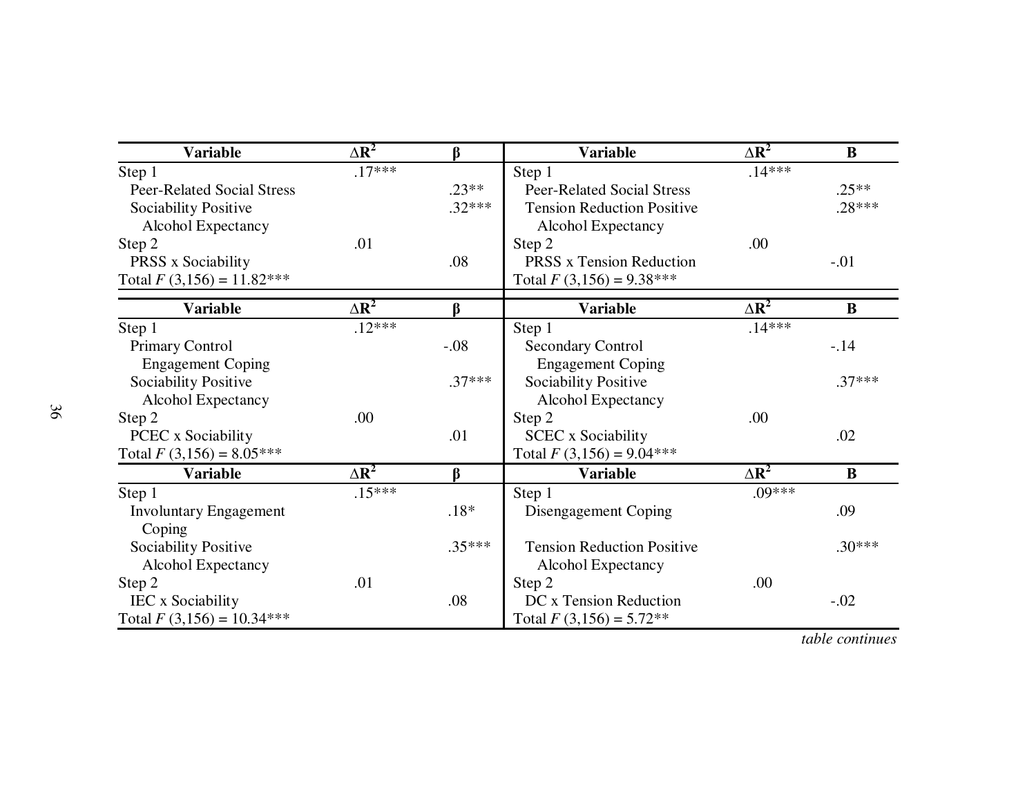| Variable | $\Delta R^2$ | β | Variable | $\Delta R^2$ | B |
|---|---|---|---|---|---|
| Step 1 | .17*** | | Step 1 | .14*** | |
| Peer-Related Social Stress | | .23** | Peer-Related Social Stress | | .25** |
| Sociability Positive Alcohol Expectancy | | .32*** | Tension Reduction Positive Alcohol Expectancy | | .28*** |
| Step 2 | .01 | | Step 2 | .00 | |
| PRSS x Sociability | | .08 | PRSS x Tension Reduction | | -.01 |
| Total *F* (3,156) = 11.82*** | | | Total *F* (3,156) = 9.38*** | | |

| Variable | $\Delta R^2$ | β | Variable | $\Delta R^2$ | B |
|---|---|---|---|---|---|
| Step 1 | .12*** | | Step 1 | .14*** | |
| Primary Control Engagement Coping | | -.08 | Secondary Control Engagement Coping | | -.14 |
| Sociability Positive Alcohol Expectancy | | .37*** | Sociability Positive Alcohol Expectancy | | .37*** |
| Step 2 | .00 | | Step 2 | .00 | |
| PCEC x Sociability | | .01 | SCEC x Sociability | | .02 |
| Total *F* (3,156) = 8.05*** | | | Total *F* (3,156) = 9.04*** | | |

| Variable | $\Delta R^2$ | β | Variable | $\Delta R^2$ | B |
|---|---|---|---|---|---|
| Step 1 | .15*** | | Step 1 | .09*** | |
| Involuntary Engagement Coping | | .18* | Disengagement Coping | | .09 |
| Sociability Positive Alcohol Expectancy | | .35*** | Tension Reduction Positive Alcohol Expectancy | | .30*** |
| Step 2 | .01 | | Step 2 | .00 | |
| IEC x Sociability | | .08 | DC x Tension Reduction | | -.02 |
| Total *F* (3,156) = 10.34*** | | | Total *F* (3,156) = 5.72** | | |

*table continues*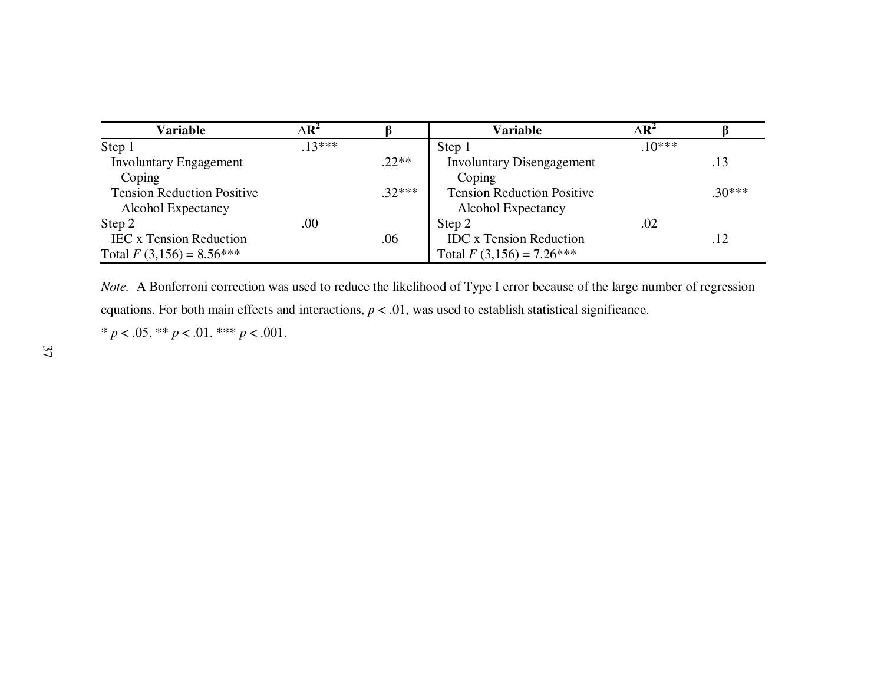| Variable | $\Delta R^2$ | β | Variable | $\Delta R^2$ | β |
|---|---|---|---|---|---|
| Step 1 | .13*** | | Step 1 | .10*** | |
| Involuntary Engagement Coping | | .22** | Involuntary Disengagement Coping | | .13 |
| Tension Reduction Positive Alcohol Expectancy | | .32*** | Tension Reduction Positive Alcohol Expectancy | | .30*** |
| Step 2 | .00 | | Step 2 | .02 | |
| IEC x Tension Reduction | | .06 | IDC x Tension Reduction | | .12 |
| Total *F* (3,156) = 8.56*** | | | Total *F* (3,156) = 7.26*** | | |

*Note.* A Bonferroni correction was used to reduce the likelihood of Type I error because of the large number of regression equations. For both main effects and interactions, $p < .01$, was used to establish statistical significance.

* $p < .05$. ** $p < .01$. *** $p < .001$.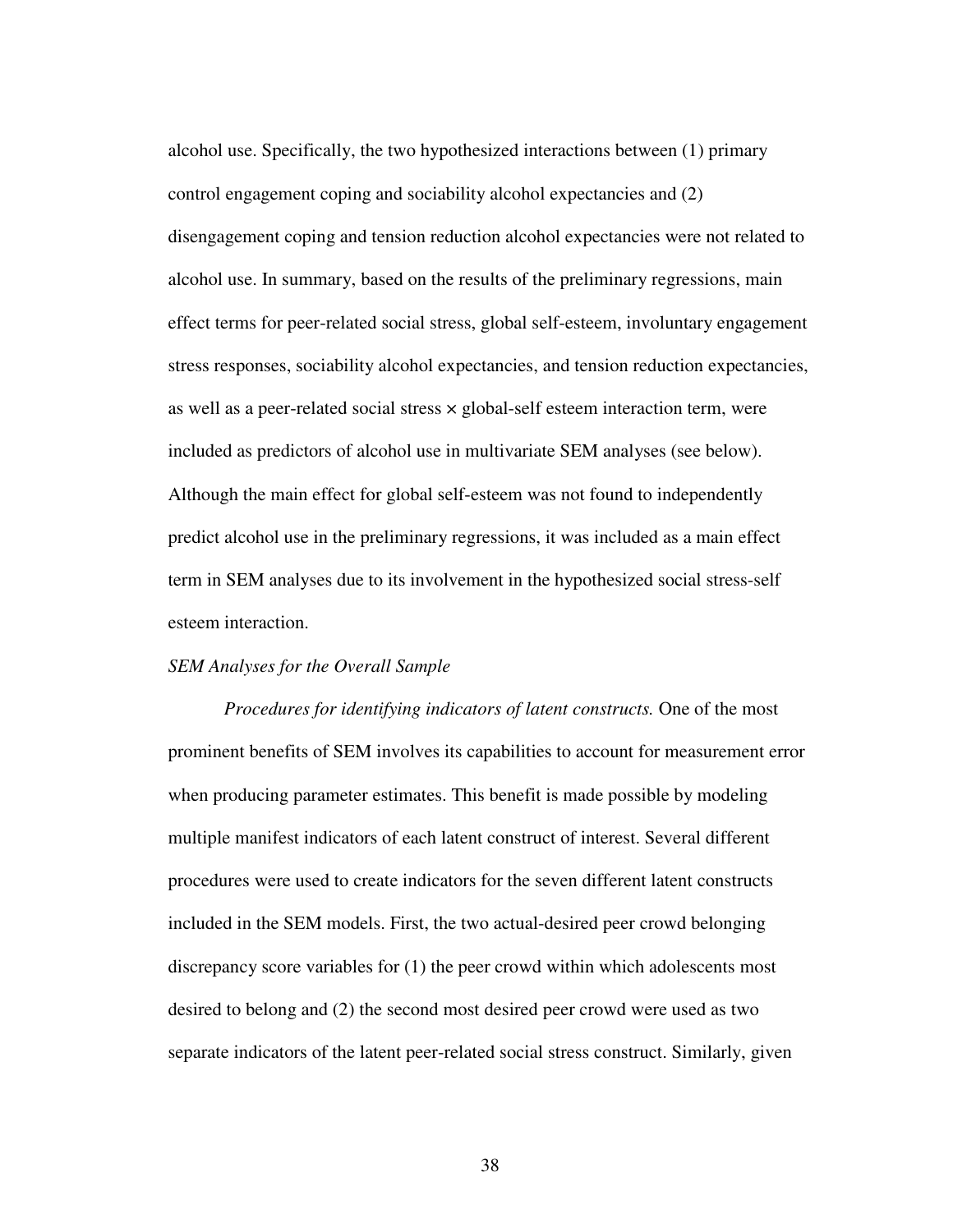alcohol use. Specifically, the two hypothesized interactions between (1) primary control engagement coping and sociability alcohol expectancies and (2) disengagement coping and tension reduction alcohol expectancies were not related to alcohol use. In summary, based on the results of the preliminary regressions, main effect terms for peer-related social stress, global self-esteem, involuntary engagement stress responses, sociability alcohol expectancies, and tension reduction expectancies, as well as a peer-related social stress × global-self esteem interaction term, were included as predictors of alcohol use in multivariate SEM analyses (see below). Although the main effect for global self-esteem was not found to independently predict alcohol use in the preliminary regressions, it was included as a main effect term in SEM analyses due to its involvement in the hypothesized social stress-self esteem interaction.

*SEM Analyses for the Overall Sample*

*Procedures for identifying indicators of latent constructs.* One of the most prominent benefits of SEM involves its capabilities to account for measurement error when producing parameter estimates. This benefit is made possible by modeling multiple manifest indicators of each latent construct of interest. Several different procedures were used to create indicators for the seven different latent constructs included in the SEM models. First, the two actual-desired peer crowd belonging discrepancy score variables for (1) the peer crowd within which adolescents most desired to belong and (2) the second most desired peer crowd were used as two separate indicators of the latent peer-related social stress construct. Similarly, given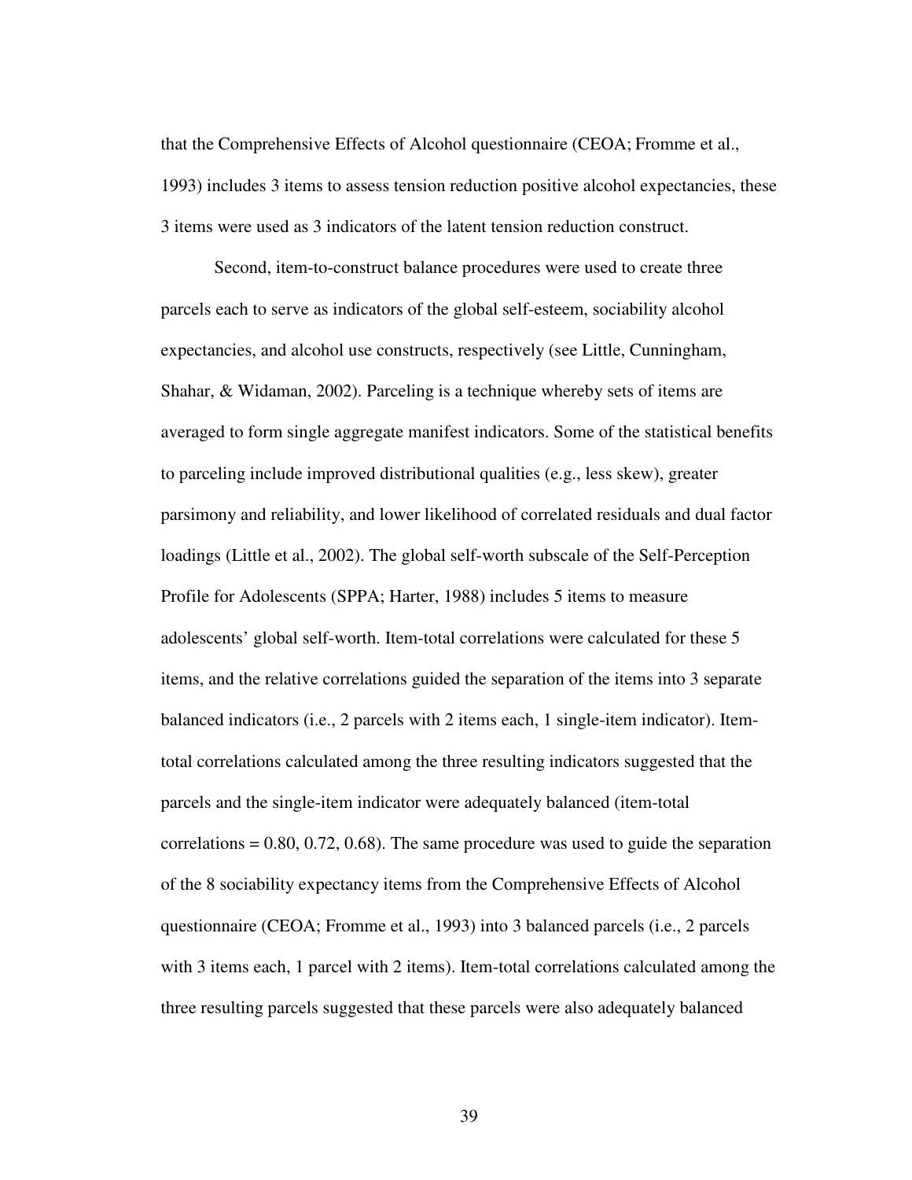that the Comprehensive Effects of Alcohol questionnaire (CEOA; Fromme et al., 1993) includes 3 items to assess tension reduction positive alcohol expectancies, these 3 items were used as 3 indicators of the latent tension reduction construct.

Second, item-to-construct balance procedures were used to create three parcels each to serve as indicators of the global self-esteem, sociability alcohol expectancies, and alcohol use constructs, respectively (see Little, Cunningham, Shahar, & Widaman, 2002). Parceling is a technique whereby sets of items are averaged to form single aggregate manifest indicators. Some of the statistical benefits to parceling include improved distributional qualities (e.g., less skew), greater parsimony and reliability, and lower likelihood of correlated residuals and dual factor loadings (Little et al., 2002). The global self-worth subscale of the Self-Perception Profile for Adolescents (SPPA; Harter, 1988) includes 5 items to measure adolescents' global self-worth. Item-total correlations were calculated for these 5 items, and the relative correlations guided the separation of the items into 3 separate balanced indicators (i.e., 2 parcels with 2 items each, 1 single-item indicator). Item-total correlations calculated among the three resulting indicators suggested that the parcels and the single-item indicator were adequately balanced (item-total correlations = 0.80, 0.72, 0.68). The same procedure was used to guide the separation of the 8 sociability expectancy items from the Comprehensive Effects of Alcohol questionnaire (CEOA; Fromme et al., 1993) into 3 balanced parcels (i.e., 2 parcels with 3 items each, 1 parcel with 2 items). Item-total correlations calculated among the three resulting parcels suggested that these parcels were also adequately balanced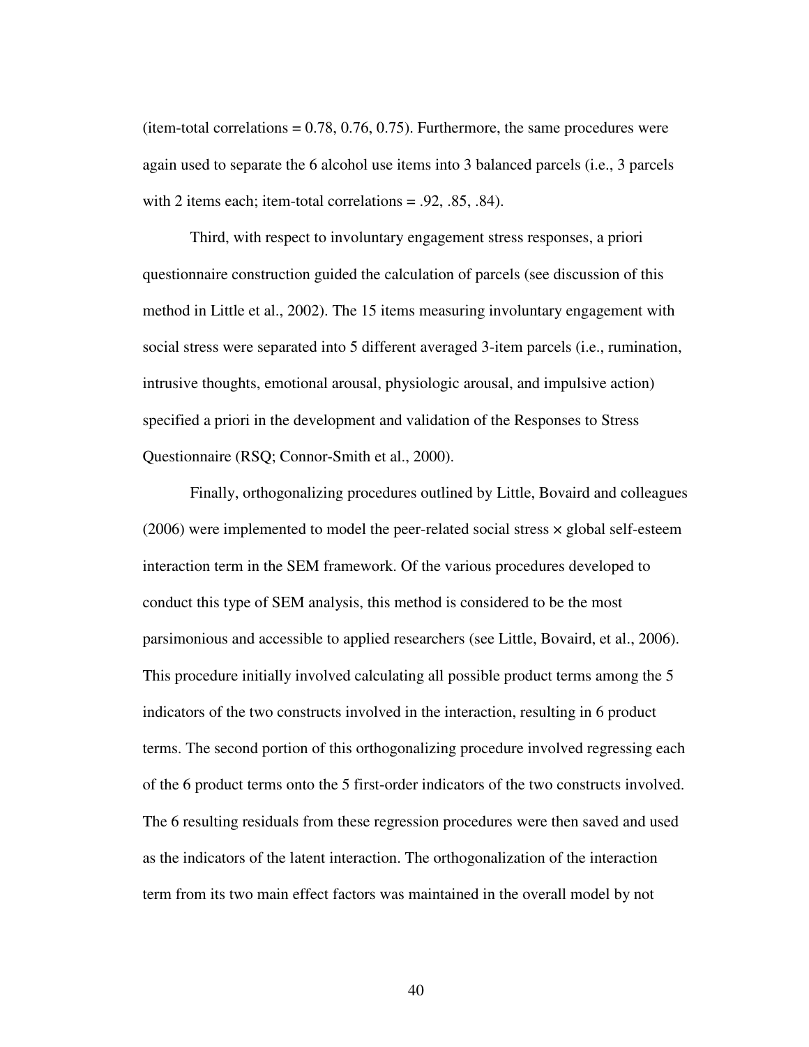(item-total correlations = 0.78, 0.76, 0.75). Furthermore, the same procedures were again used to separate the 6 alcohol use items into 3 balanced parcels (i.e., 3 parcels with 2 items each; item-total correlations = .92, .85, .84).

Third, with respect to involuntary engagement stress responses, a priori questionnaire construction guided the calculation of parcels (see discussion of this method in Little et al., 2002). The 15 items measuring involuntary engagement with social stress were separated into 5 different averaged 3-item parcels (i.e., rumination, intrusive thoughts, emotional arousal, physiologic arousal, and impulsive action) specified a priori in the development and validation of the Responses to Stress Questionnaire (RSQ; Connor-Smith et al., 2000).

Finally, orthogonalizing procedures outlined by Little, Bovaird and colleagues (2006) were implemented to model the peer-related social stress × global self-esteem interaction term in the SEM framework. Of the various procedures developed to conduct this type of SEM analysis, this method is considered to be the most parsimonious and accessible to applied researchers (see Little, Bovaird, et al., 2006). This procedure initially involved calculating all possible product terms among the 5 indicators of the two constructs involved in the interaction, resulting in 6 product terms. The second portion of this orthogonalizing procedure involved regressing each of the 6 product terms onto the 5 first-order indicators of the two constructs involved. The 6 resulting residuals from these regression procedures were then saved and used as the indicators of the latent interaction. The orthogonalization of the interaction term from its two main effect factors was maintained in the overall model by not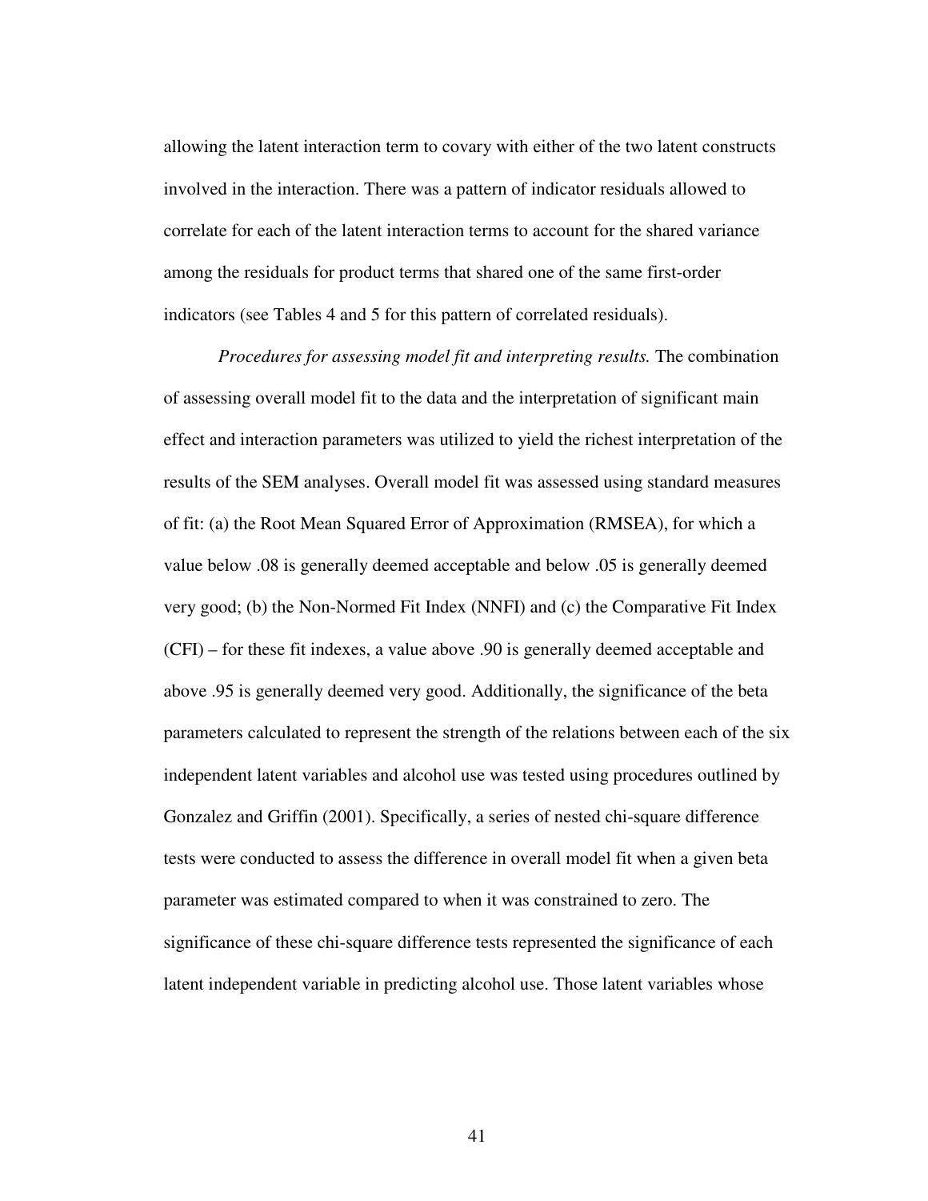allowing the latent interaction term to covary with either of the two latent constructs involved in the interaction. There was a pattern of indicator residuals allowed to correlate for each of the latent interaction terms to account for the shared variance among the residuals for product terms that shared one of the same first-order indicators (see Tables 4 and 5 for this pattern of correlated residuals).

*Procedures for assessing model fit and interpreting results.* The combination of assessing overall model fit to the data and the interpretation of significant main effect and interaction parameters was utilized to yield the richest interpretation of the results of the SEM analyses. Overall model fit was assessed using standard measures of fit: (a) the Root Mean Squared Error of Approximation (RMSEA), for which a value below .08 is generally deemed acceptable and below .05 is generally deemed very good; (b) the Non-Normed Fit Index (NNFI) and (c) the Comparative Fit Index (CFI) – for these fit indexes, a value above .90 is generally deemed acceptable and above .95 is generally deemed very good. Additionally, the significance of the beta parameters calculated to represent the strength of the relations between each of the six independent latent variables and alcohol use was tested using procedures outlined by Gonzalez and Griffin (2001). Specifically, a series of nested chi-square difference tests were conducted to assess the difference in overall model fit when a given beta parameter was estimated compared to when it was constrained to zero. The significance of these chi-square difference tests represented the significance of each latent independent variable in predicting alcohol use. Those latent variables whose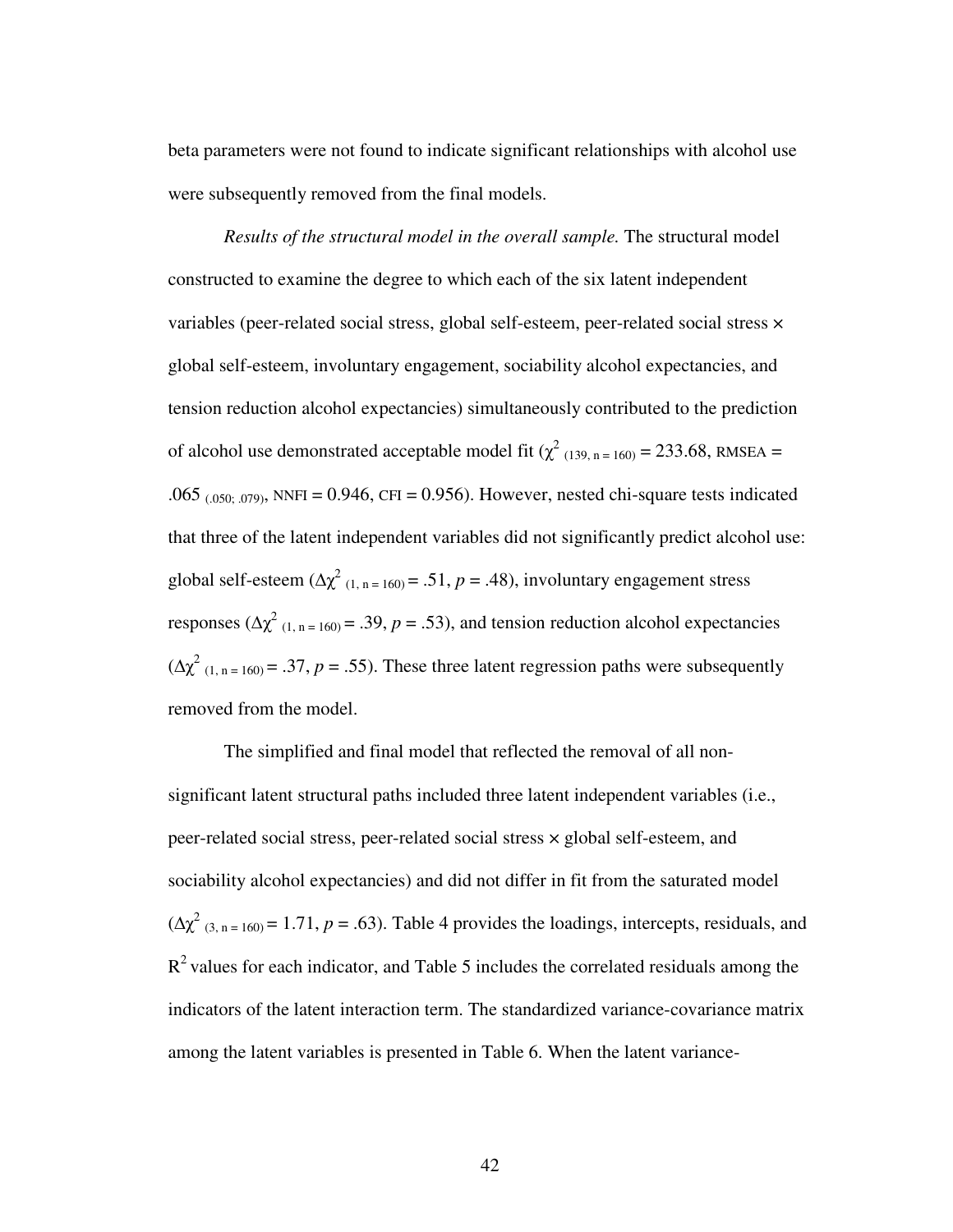beta parameters were not found to indicate significant relationships with alcohol use were subsequently removed from the final models.

*Results of the structural model in the overall sample.* The structural model constructed to examine the degree to which each of the six latent independent variables (peer-related social stress, global self-esteem, peer-related social stress × global self-esteem, involuntary engagement, sociability alcohol expectancies, and tension reduction alcohol expectancies) simultaneously contributed to the prediction of alcohol use demonstrated acceptable model fit ($\chi^2_{(139, n = 160)} = 233.68$, RMSEA = .065 $_{(.050; .079)}$, NNFI = 0.946, CFI = 0.956). However, nested chi-square tests indicated that three of the latent independent variables did not significantly predict alcohol use: global self-esteem ($\Delta\chi^2_{(1, n = 160)} = .51$, $p = .48$), involuntary engagement stress responses ($\Delta\chi^2_{(1, n = 160)} = .39$, $p = .53$), and tension reduction alcohol expectancies ($\Delta\chi^2_{(1, n = 160)} = .37$, $p = .55$). These three latent regression paths were subsequently removed from the model.

The simplified and final model that reflected the removal of all non-significant latent structural paths included three latent independent variables (i.e., peer-related social stress, peer-related social stress × global self-esteem, and sociability alcohol expectancies) and did not differ in fit from the saturated model ($\Delta\chi^2_{(3, n = 160)} = 1.71$, $p = .63$). Table 4 provides the loadings, intercepts, residuals, and $R^2$ values for each indicator, and Table 5 includes the correlated residuals among the indicators of the latent interaction term. The standardized variance-covariance matrix among the latent variables is presented in Table 6. When the latent variance-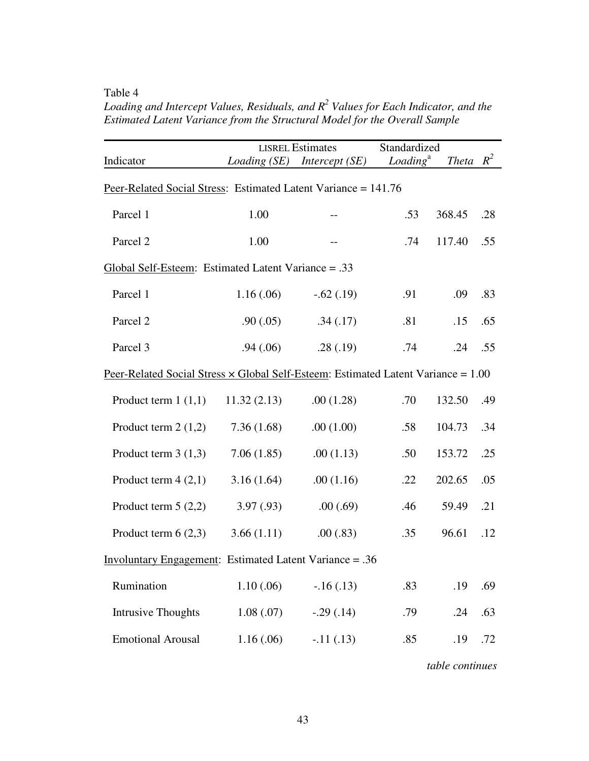Table 4

*Loading and Intercept Values, Residuals, and $R^2$ Values for Each Indicator, and the Estimated Latent Variance from the Structural Model for the Overall Sample*

| Indicator | LISREL Estimates | | Standardized | | |
|---|---|---|---|---|---|
| | *Loading (SE)* | *Intercept (SE)* | *Loading*[a] | *Theta* | $R^2$ |
| Peer-Related Social Stress: Estimated Latent Variance = 141.76 | | | | | |
| Parcel 1 | 1.00 | -- | .53 | 368.45 | .28 |
| Parcel 2 | 1.00 | -- | .74 | 117.40 | .55 |
| Global Self-Esteem: Estimated Latent Variance = .33 | | | | | |
| Parcel 1 | 1.16 (.06) | -.62 (.19) | .91 | .09 | .83 |
| Parcel 2 | .90 (.05) | .34 (.17) | .81 | .15 | .65 |
| Parcel 3 | .94 (.06) | .28 (.19) | .74 | .24 | .55 |
| Peer-Related Social Stress × Global Self-Esteem: Estimated Latent Variance = 1.00 | | | | | |
| Product term 1 (1,1) | 11.32 (2.13) | .00 (1.28) | .70 | 132.50 | .49 |
| Product term 2 (1,2) | 7.36 (1.68) | .00 (1.00) | .58 | 104.73 | .34 |
| Product term 3 (1,3) | 7.06 (1.85) | .00 (1.13) | .50 | 153.72 | .25 |
| Product term 4 (2,1) | 3.16 (1.64) | .00 (1.16) | .22 | 202.65 | .05 |
| Product term 5 (2,2) | 3.97 (.93) | .00 (.69) | .46 | 59.49 | .21 |
| Product term 6 (2,3) | 3.66 (1.11) | .00 (.83) | .35 | 96.61 | .12 |
| Involuntary Engagement: Estimated Latent Variance = .36 | | | | | |
| Rumination | 1.10 (.06) | -.16 (.13) | .83 | .19 | .69 |
| Intrusive Thoughts | 1.08 (.07) | -.29 (.14) | .79 | .24 | .63 |
| Emotional Arousal | 1.16 (.06) | -.11 (.13) | .85 | .19 | .72 |

*table continues*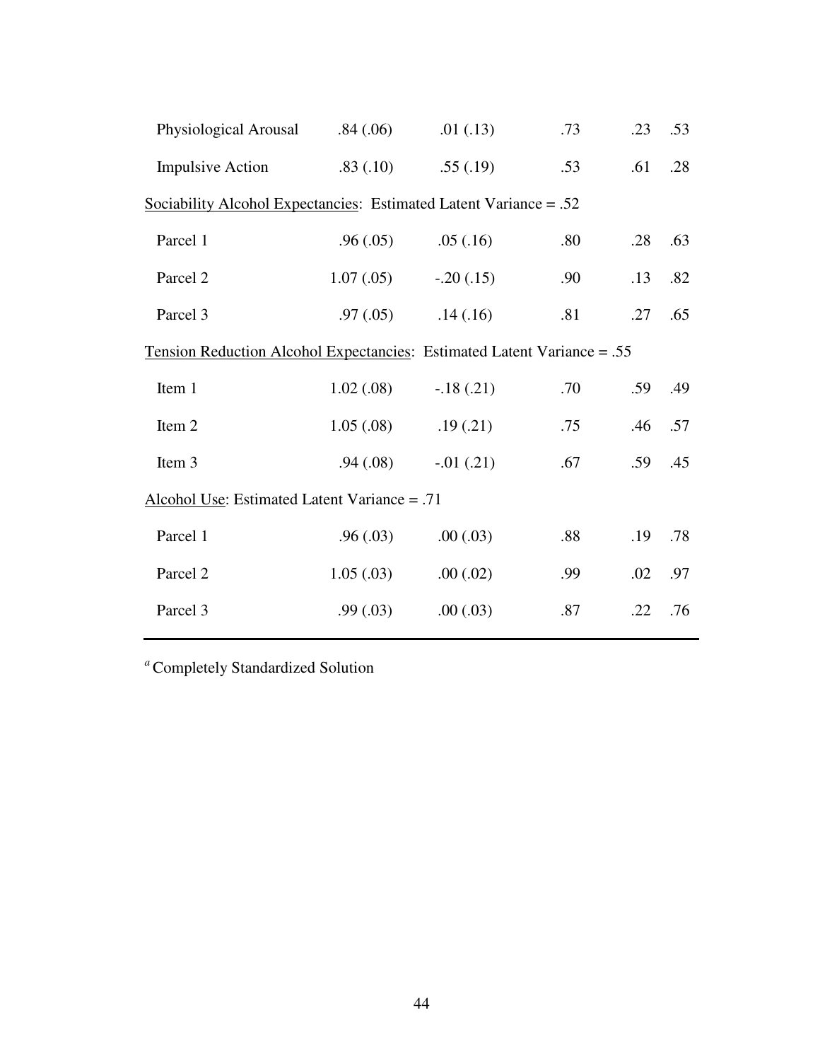| | | | | | |
|---|---|---|---|---|---|
| Physiological Arousal | .84 (.06) | .01 (.13) | .73 | .23 | .53 |
| Impulsive Action | .83 (.10) | .55 (.19) | .53 | .61 | .28 |
| Sociability Alcohol Expectancies: Estimated Latent Variance = .52 | | | | | |
| Parcel 1 | .96 (.05) | .05 (.16) | .80 | .28 | .63 |
| Parcel 2 | 1.07 (.05) | -.20 (.15) | .90 | .13 | .82 |
| Parcel 3 | .97 (.05) | .14 (.16) | .81 | .27 | .65 |
| Tension Reduction Alcohol Expectancies: Estimated Latent Variance = .55 | | | | | |
| Item 1 | 1.02 (.08) | -.18 (.21) | .70 | .59 | .49 |
| Item 2 | 1.05 (.08) | .19 (.21) | .75 | .46 | .57 |
| Item 3 | .94 (.08) | -.01 (.21) | .67 | .59 | .45 |
| Alcohol Use: Estimated Latent Variance = .71 | | | | | |
| Parcel 1 | .96 (.03) | .00 (.03) | .88 | .19 | .78 |
| Parcel 2 | 1.05 (.03) | .00 (.02) | .99 | .02 | .97 |
| Parcel 3 | .99 (.03) | .00 (.03) | .87 | .22 | .76 |

[a] Completely Standardized Solution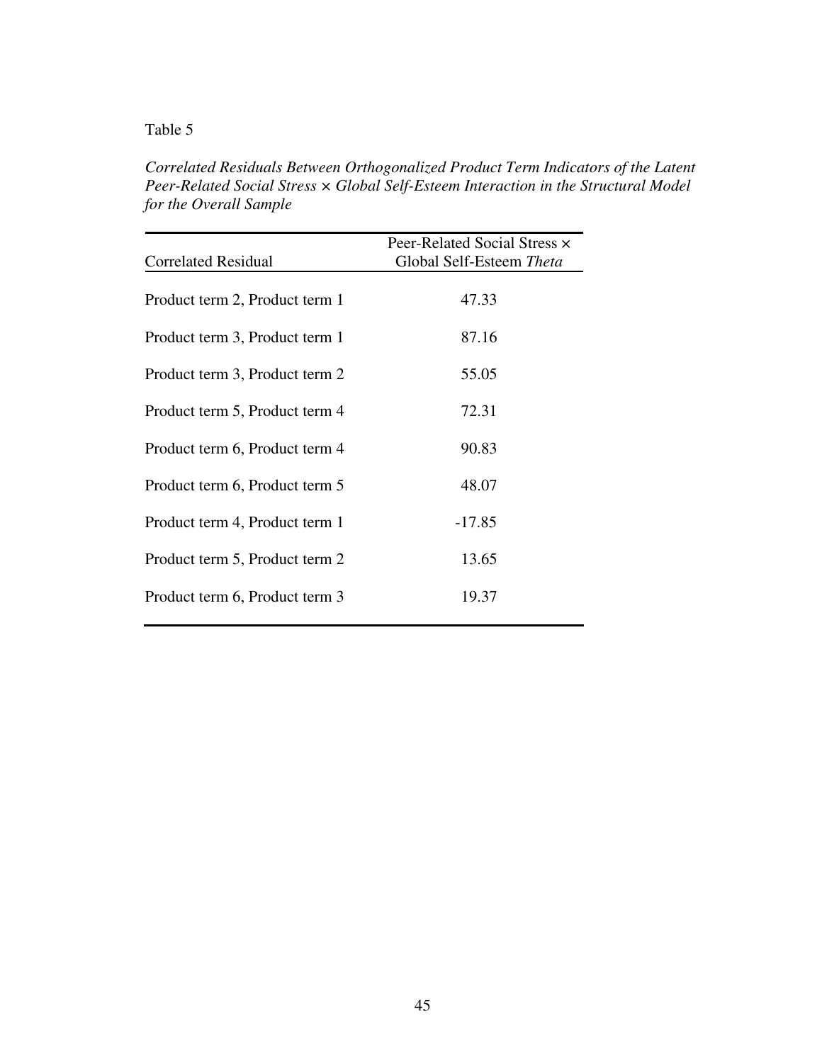Table 5

*Correlated Residuals Between Orthogonalized Product Term Indicators of the Latent Peer-Related Social Stress × Global Self-Esteem Interaction in the Structural Model for the Overall Sample*

| Correlated Residual | Peer-Related Social Stress × Global Self-Esteem *Theta* |
|---|---|
| Product term 2, Product term 1 | 47.33 |
| Product term 3, Product term 1 | 87.16 |
| Product term 3, Product term 2 | 55.05 |
| Product term 5, Product term 4 | 72.31 |
| Product term 6, Product term 4 | 90.83 |
| Product term 6, Product term 5 | 48.07 |
| Product term 4, Product term 1 | -17.85 |
| Product term 5, Product term 2 | 13.65 |
| Product term 6, Product term 3 | 19.37 |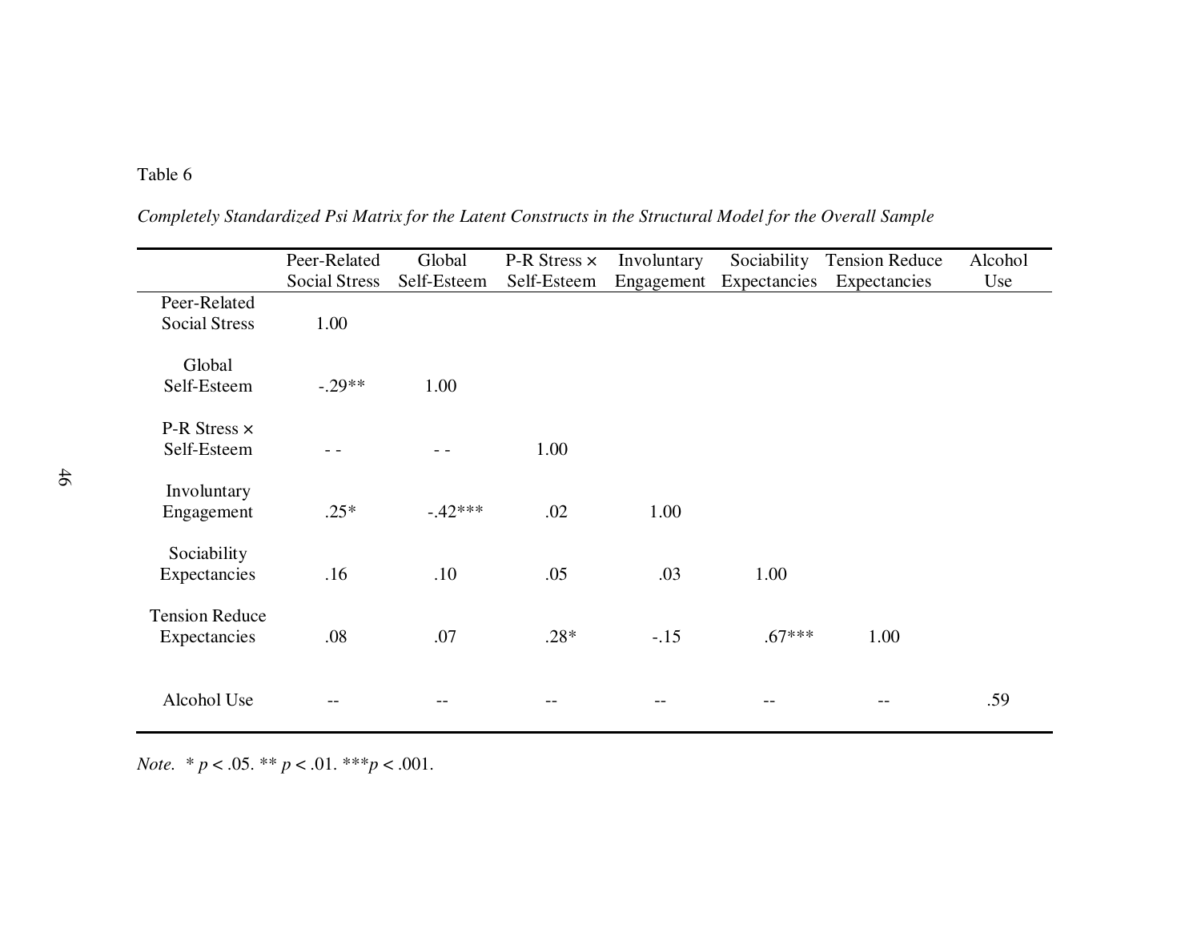Table 6

*Completely Standardized Psi Matrix for the Latent Constructs in the Structural Model for the Overall Sample*

| | Peer-Related Social Stress | Global Self-Esteem | P-R Stress × Self-Esteem | Involuntary Engagement | Sociability Expectancies | Tension Reduce Expectancies | Alcohol Use |
|---|---|---|---|---|---|---|---|
| Peer-Related Social Stress | 1.00 | | | | | | |
| Global Self-Esteem | -.29** | 1.00 | | | | | |
| P-R Stress × Self-Esteem | - - | - - | 1.00 | | | | |
| Involuntary Engagement | .25* | -.42*** | .02 | 1.00 | | | |
| Sociability Expectancies | .16 | .10 | .05 | .03 | 1.00 | | |
| Tension Reduce Expectancies | .08 | .07 | .28* | -.15 | .67*** | 1.00 | |
| Alcohol Use | -- | -- | -- | -- | -- | -- | .59 |

*Note.* * $p < .05$. ** $p < .01$. *** $p < .001$.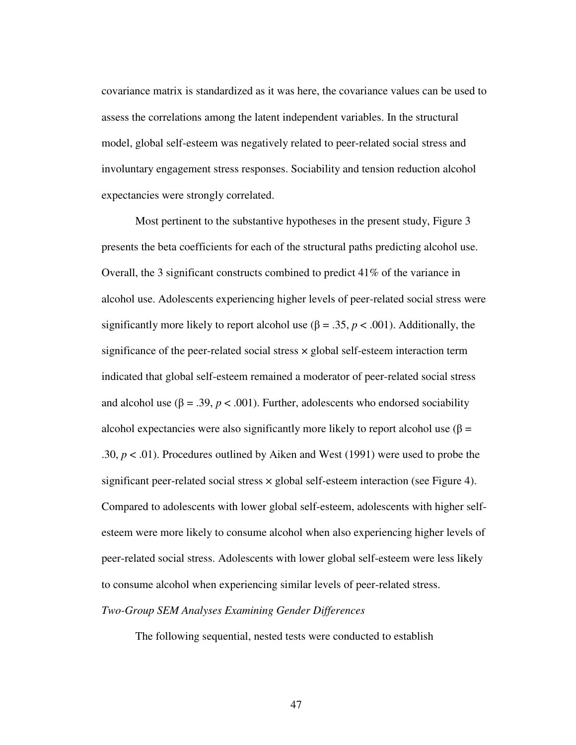covariance matrix is standardized as it was here, the covariance values can be used to assess the correlations among the latent independent variables. In the structural model, global self-esteem was negatively related to peer-related social stress and involuntary engagement stress responses. Sociability and tension reduction alcohol expectancies were strongly correlated.

Most pertinent to the substantive hypotheses in the present study, Figure 3 presents the beta coefficients for each of the structural paths predicting alcohol use. Overall, the 3 significant constructs combined to predict 41% of the variance in alcohol use. Adolescents experiencing higher levels of peer-related social stress were significantly more likely to report alcohol use ($\beta = .35$, $p < .001$). Additionally, the significance of the peer-related social stress × global self-esteem interaction term indicated that global self-esteem remained a moderator of peer-related social stress and alcohol use ($\beta = .39$, $p < .001$). Further, adolescents who endorsed sociability alcohol expectancies were also significantly more likely to report alcohol use ($\beta = .30$, $p < .01$). Procedures outlined by Aiken and West (1991) were used to probe the significant peer-related social stress × global self-esteem interaction (see Figure 4). Compared to adolescents with lower global self-esteem, adolescents with higher self-esteem were more likely to consume alcohol when also experiencing higher levels of peer-related social stress. Adolescents with lower global self-esteem were less likely to consume alcohol when experiencing similar levels of peer-related stress.

*Two-Group SEM Analyses Examining Gender Differences*

The following sequential, nested tests were conducted to establish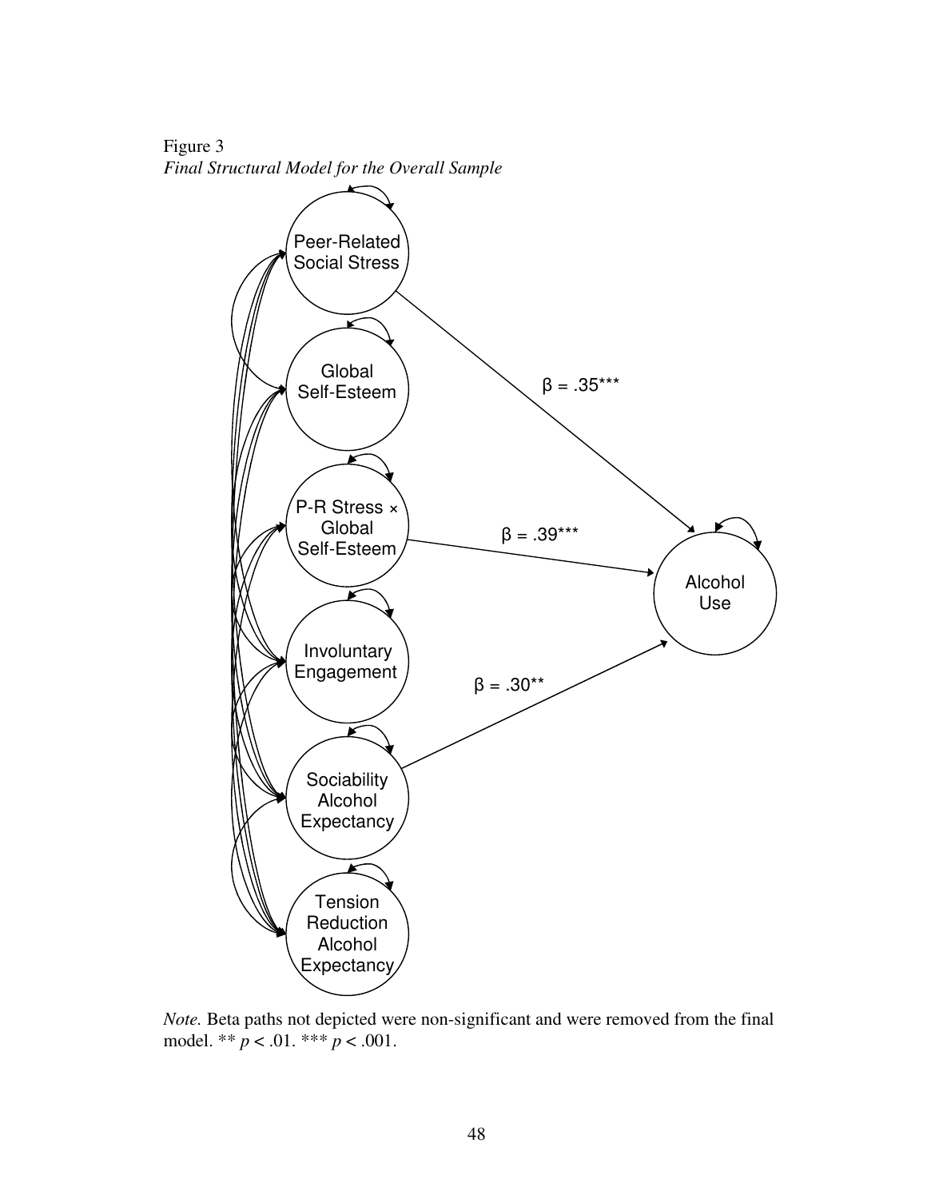Figure 3

*Final Structural Model for the Overall Sample*

*Note.* Beta paths not depicted were non-significant and were removed from the final model. ** $p < .01$. *** $p < .001$.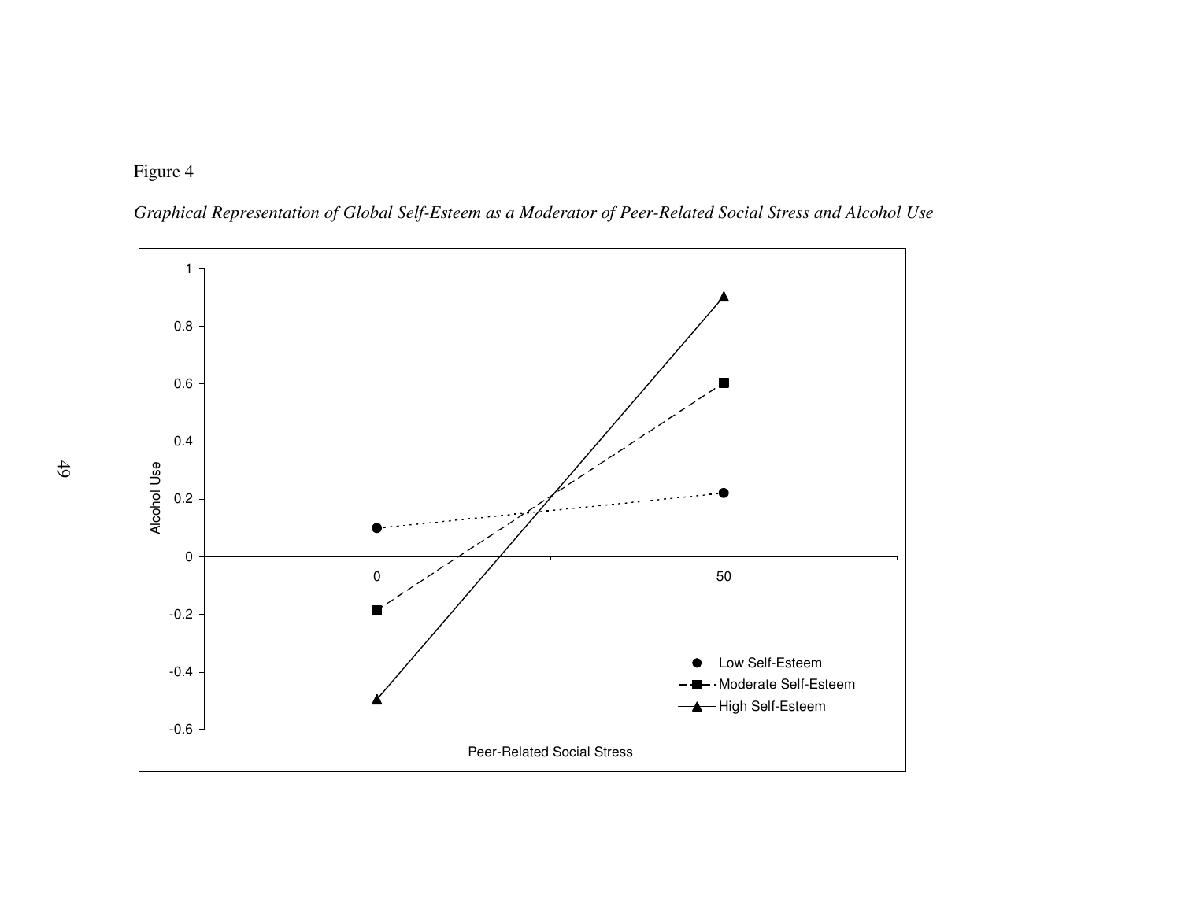Figure 4

*Graphical Representation of Global Self-Esteem as a Moderator of Peer-Related Social Stress and Alcohol Use*

Alcohol Use

1

0.8

0.6

0.4

0.2

0

-0.2

-0.4

-0.6

0

50

Peer-Related Social Stress

Low Self-Esteem

Moderate Self-Esteem

High Self-Esteem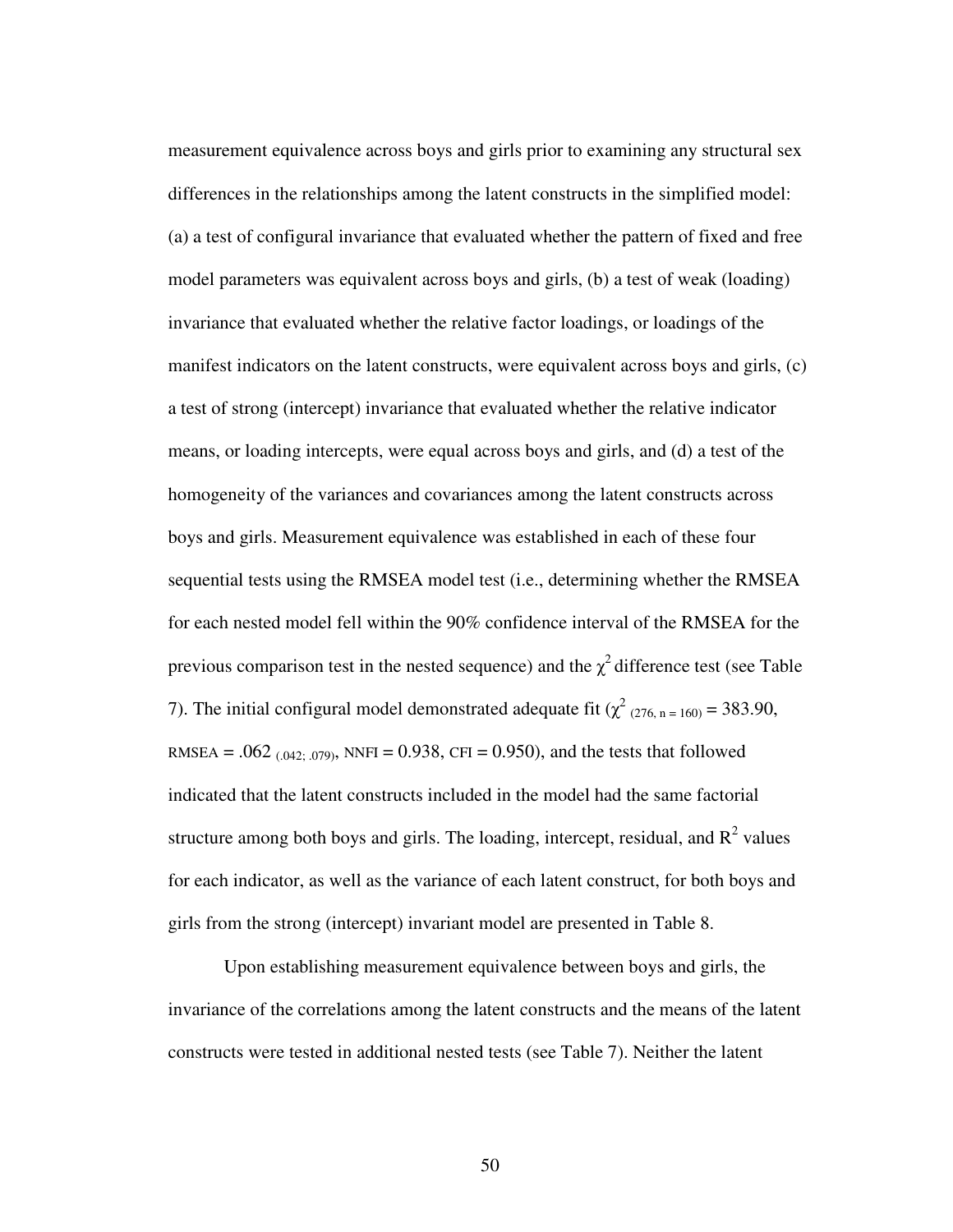measurement equivalence across boys and girls prior to examining any structural sex differences in the relationships among the latent constructs in the simplified model: (a) a test of configural invariance that evaluated whether the pattern of fixed and free model parameters was equivalent across boys and girls, (b) a test of weak (loading) invariance that evaluated whether the relative factor loadings, or loadings of the manifest indicators on the latent constructs, were equivalent across boys and girls, (c) a test of strong (intercept) invariance that evaluated whether the relative indicator means, or loading intercepts, were equal across boys and girls, and (d) a test of the homogeneity of the variances and covariances among the latent constructs across boys and girls. Measurement equivalence was established in each of these four sequential tests using the RMSEA model test (i.e., determining whether the RMSEA for each nested model fell within the 90% confidence interval of the RMSEA for the previous comparison test in the nested sequence) and the $\chi^2$ difference test (see Table 7). The initial configural model demonstrated adequate fit ($\chi^2_{(276,\ n\ =\ 160)} = 383.90$, RMSEA = $.062_{(.042;\ .079)}$, NNFI = 0.938, CFI = 0.950), and the tests that followed indicated that the latent constructs included in the model had the same factorial structure among both boys and girls. The loading, intercept, residual, and $R^2$ values for each indicator, as well as the variance of each latent construct, for both boys and girls from the strong (intercept) invariant model are presented in Table 8.

Upon establishing measurement equivalence between boys and girls, the invariance of the correlations among the latent constructs and the means of the latent constructs were tested in additional nested tests (see Table 7). Neither the latent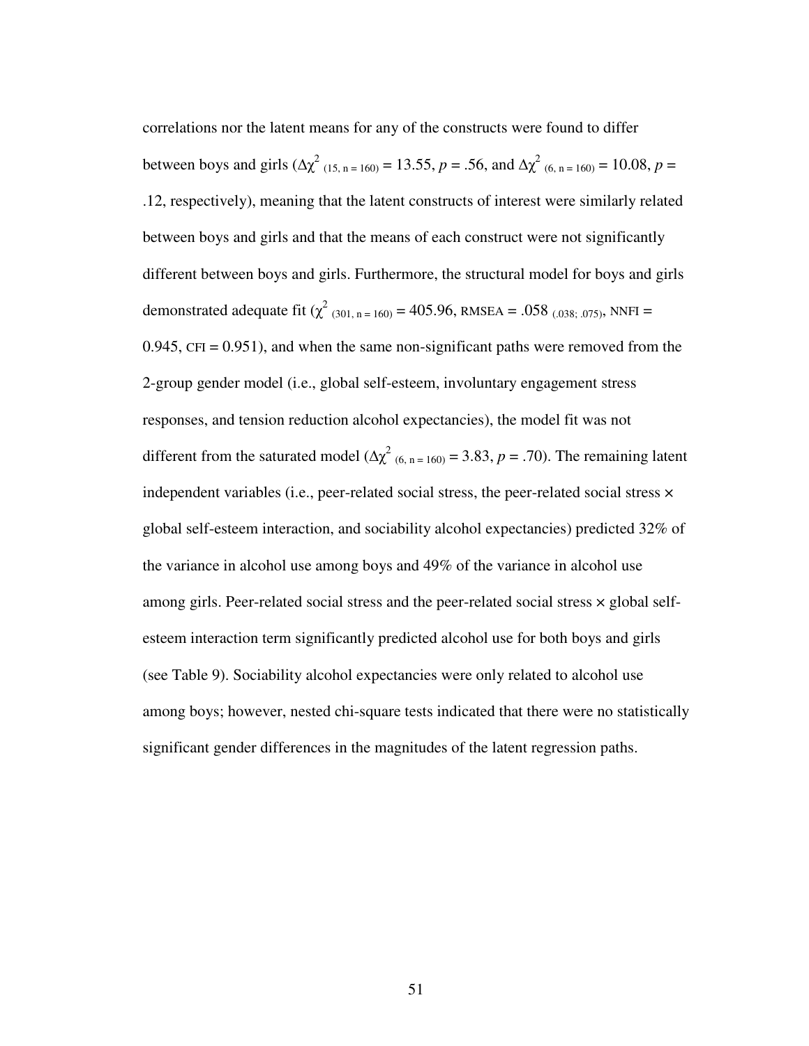correlations nor the latent means for any of the constructs were found to differ between boys and girls ($\Delta\chi^2_{(15,\, n = 160)} = 13.55$, $p = .56$, and $\Delta\chi^2_{(6,\, n = 160)} = 10.08$, $p = .12$, respectively), meaning that the latent constructs of interest were similarly related between boys and girls and that the means of each construct were not significantly different between boys and girls. Furthermore, the structural model for boys and girls demonstrated adequate fit ($\chi^2_{(301,\, n = 160)} = 405.96$, RMSEA = .058 $_{(.038;\, .075)}$, NNFI = 0.945, CFI = 0.951), and when the same non-significant paths were removed from the 2-group gender model (i.e., global self-esteem, involuntary engagement stress responses, and tension reduction alcohol expectancies), the model fit was not different from the saturated model ($\Delta\chi^2_{(6,\, n = 160)} = 3.83$, $p = .70$). The remaining latent independent variables (i.e., peer-related social stress, the peer-related social stress × global self-esteem interaction, and sociability alcohol expectancies) predicted 32% of the variance in alcohol use among boys and 49% of the variance in alcohol use among girls. Peer-related social stress and the peer-related social stress × global self-esteem interaction term significantly predicted alcohol use for both boys and girls (see Table 9). Sociability alcohol expectancies were only related to alcohol use among boys; however, nested chi-square tests indicated that there were no statistically significant gender differences in the magnitudes of the latent regression paths.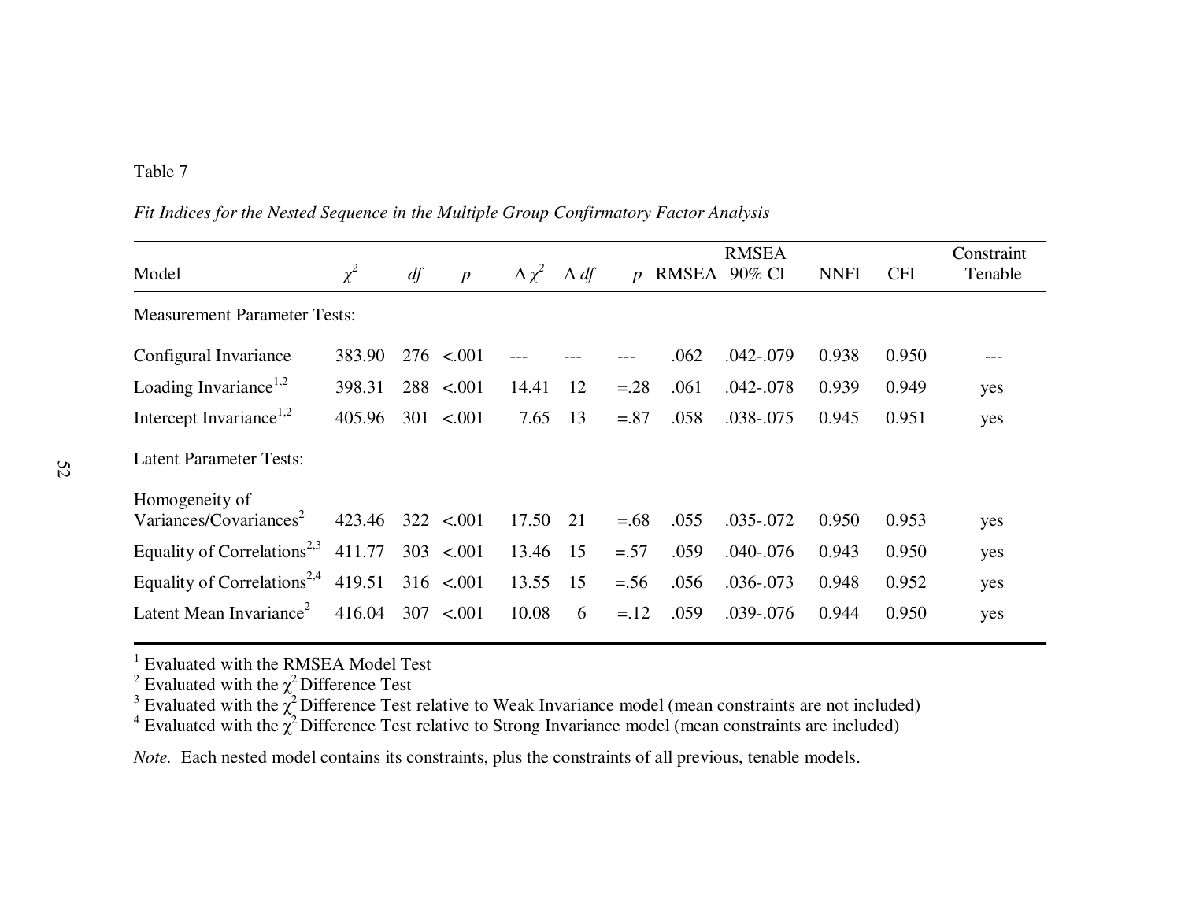Table 7

*Fit Indices for the Nested Sequence in the Multiple Group Confirmatory Factor Analysis*

| Model | $\chi^2$ | *df* | *p* | $\Delta\chi^2$ | $\Delta$ *df* | *p* | RMSEA | RMSEA 90% CI | NNFI | CFI | Constraint Tenable |
|---|---|---|---|---|---|---|---|---|---|---|---|
| Measurement Parameter Tests: | | | | | | | | | | | |
| Configural Invariance | 383.90 | 276 | <.001 | --- | --- | --- | .062 | .042-.079 | 0.938 | 0.950 | --- |
| Loading Invariance[1,2] | 398.31 | 288 | <.001 | 14.41 | 12 | =.28 | .061 | .042-.078 | 0.939 | 0.949 | yes |
| Intercept Invariance[1,2] | 405.96 | 301 | <.001 | 7.65 | 13 | =.87 | .058 | .038-.075 | 0.945 | 0.951 | yes |
| Latent Parameter Tests: | | | | | | | | | | | |
| Homogeneity of Variances/Covariances[2] | 423.46 | 322 | <.001 | 17.50 | 21 | =.68 | .055 | .035-.072 | 0.950 | 0.953 | yes |
| Equality of Correlations[2,3] | 411.77 | 303 | <.001 | 13.46 | 15 | =.57 | .059 | .040-.076 | 0.943 | 0.950 | yes |
| Equality of Correlations[2,4] | 419.51 | 316 | <.001 | 13.55 | 15 | =.56 | .056 | .036-.073 | 0.948 | 0.952 | yes |
| Latent Mean Invariance[2] | 416.04 | 307 | <.001 | 10.08 | 6 | =.12 | .059 | .039-.076 | 0.944 | 0.950 | yes |

[1] Evaluated with the RMSEA Model Test

[2] Evaluated with the $\chi^2$ Difference Test

[3] Evaluated with the $\chi^2$ Difference Test relative to Weak Invariance model (mean constraints are not included)

[4] Evaluated with the $\chi^2$ Difference Test relative to Strong Invariance model (mean constraints are included)

*Note.* Each nested model contains its constraints, plus the constraints of all previous, tenable models.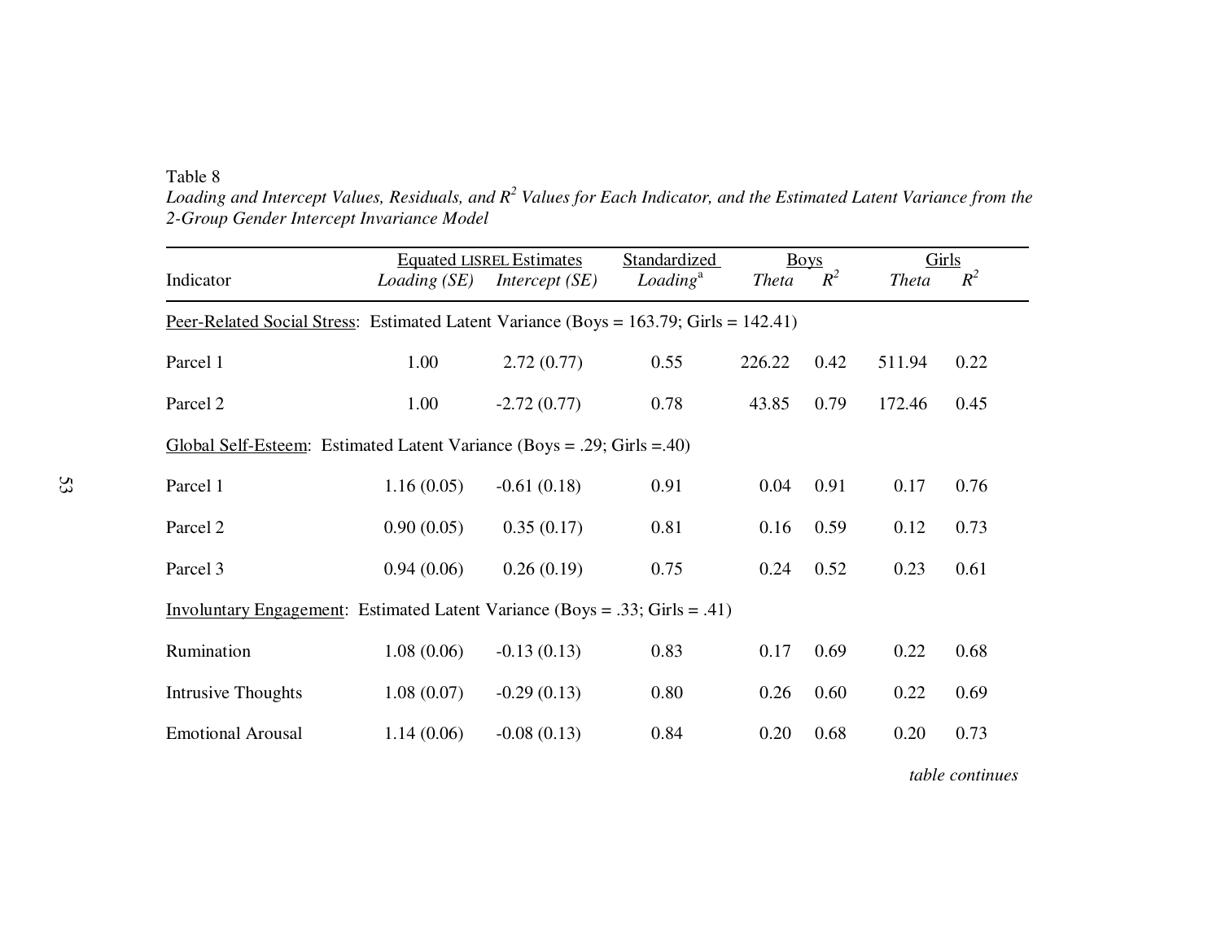Table 8

*Loading and Intercept Values, Residuals, and $R^2$ Values for Each Indicator, and the Estimated Latent Variance from the 2-Group Gender Intercept Invariance Model*

| Indicator | Equated LISREL Estimates | | Standardized | Boys | | Girls | |
|---|---|---|---|---|---|---|---|
| | *Loading (SE)* | *Intercept (SE)* | *Loading*[a] | *Theta* | $R^2$ | *Theta* | $R^2$ |
| Peer-Related Social Stress: Estimated Latent Variance (Boys = 163.79; Girls = 142.41) | | | | | | | |
| Parcel 1 | 1.00 | 2.72 (0.77) | 0.55 | 226.22 | 0.42 | 511.94 | 0.22 |
| Parcel 2 | 1.00 | -2.72 (0.77) | 0.78 | 43.85 | 0.79 | 172.46 | 0.45 |
| Global Self-Esteem: Estimated Latent Variance (Boys = .29; Girls =.40) | | | | | | | |
| Parcel 1 | 1.16 (0.05) | -0.61 (0.18) | 0.91 | 0.04 | 0.91 | 0.17 | 0.76 |
| Parcel 2 | 0.90 (0.05) | 0.35 (0.17) | 0.81 | 0.16 | 0.59 | 0.12 | 0.73 |
| Parcel 3 | 0.94 (0.06) | 0.26 (0.19) | 0.75 | 0.24 | 0.52 | 0.23 | 0.61 |
| Involuntary Engagement: Estimated Latent Variance (Boys = .33; Girls = .41) | | | | | | | |
| Rumination | 1.08 (0.06) | -0.13 (0.13) | 0.83 | 0.17 | 0.69 | 0.22 | 0.68 |
| Intrusive Thoughts | 1.08 (0.07) | -0.29 (0.13) | 0.80 | 0.26 | 0.60 | 0.22 | 0.69 |
| Emotional Arousal | 1.14 (0.06) | -0.08 (0.13) | 0.84 | 0.20 | 0.68 | 0.20 | 0.73 |

*table continues*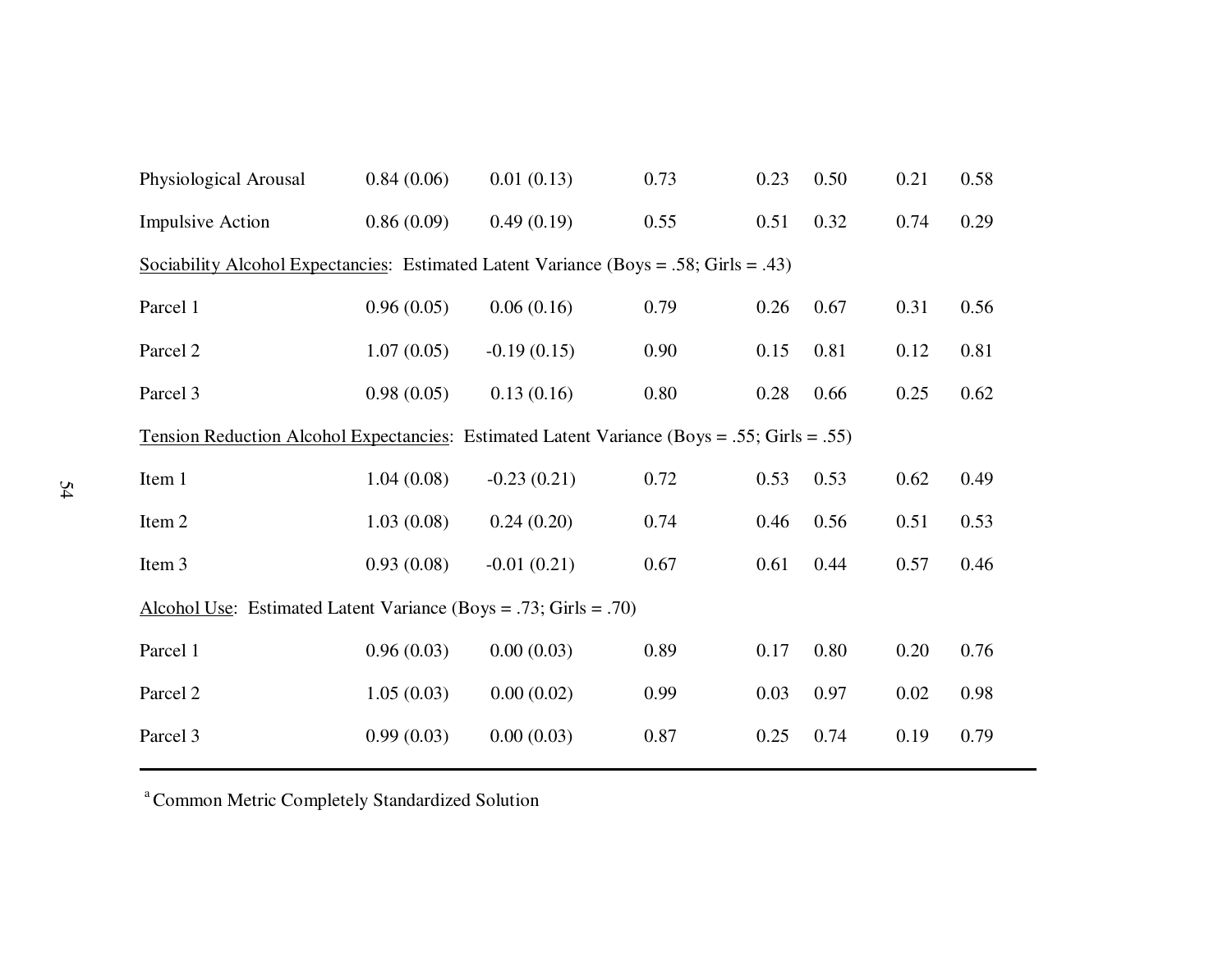| | | | | | | | |
|---|---|---|---|---|---|---|---|
| Physiological Arousal | 0.84 (0.06) | 0.01 (0.13) | 0.73 | 0.23 | 0.50 | 0.21 | 0.58 |
| Impulsive Action | 0.86 (0.09) | 0.49 (0.19) | 0.55 | 0.51 | 0.32 | 0.74 | 0.29 |
| Sociability Alcohol Expectancies: Estimated Latent Variance (Boys = .58; Girls = .43) | | | | | | | |
| Parcel 1 | 0.96 (0.05) | 0.06 (0.16) | 0.79 | 0.26 | 0.67 | 0.31 | 0.56 |
| Parcel 2 | 1.07 (0.05) | -0.19 (0.15) | 0.90 | 0.15 | 0.81 | 0.12 | 0.81 |
| Parcel 3 | 0.98 (0.05) | 0.13 (0.16) | 0.80 | 0.28 | 0.66 | 0.25 | 0.62 |
| Tension Reduction Alcohol Expectancies: Estimated Latent Variance (Boys = .55; Girls = .55) | | | | | | | |
| Item 1 | 1.04 (0.08) | -0.23 (0.21) | 0.72 | 0.53 | 0.53 | 0.62 | 0.49 |
| Item 2 | 1.03 (0.08) | 0.24 (0.20) | 0.74 | 0.46 | 0.56 | 0.51 | 0.53 |
| Item 3 | 0.93 (0.08) | -0.01 (0.21) | 0.67 | 0.61 | 0.44 | 0.57 | 0.46 |
| Alcohol Use: Estimated Latent Variance (Boys = .73; Girls = .70) | | | | | | | |
| Parcel 1 | 0.96 (0.03) | 0.00 (0.03) | 0.89 | 0.17 | 0.80 | 0.20 | 0.76 |
| Parcel 2 | 1.05 (0.03) | 0.00 (0.02) | 0.99 | 0.03 | 0.97 | 0.02 | 0.98 |
| Parcel 3 | 0.99 (0.03) | 0.00 (0.03) | 0.87 | 0.25 | 0.74 | 0.19 | 0.79 |

[a] Common Metric Completely Standardized Solution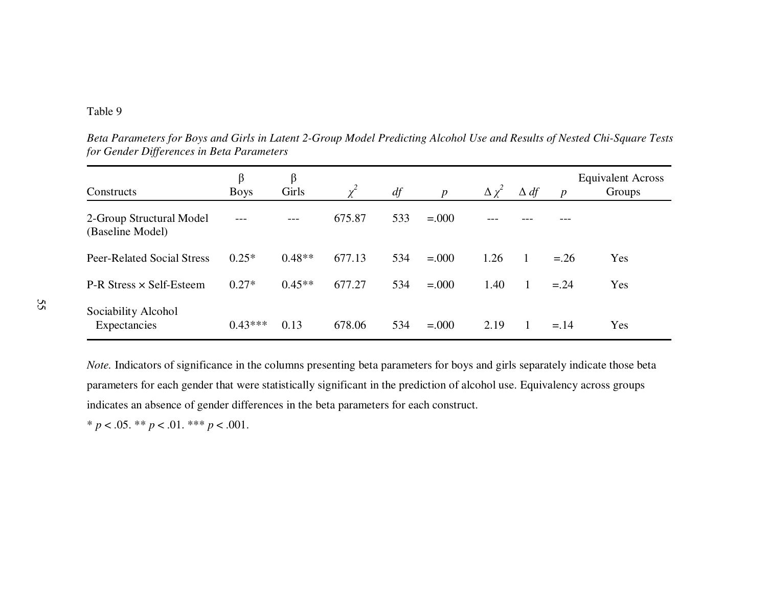Table 9

*Beta Parameters for Boys and Girls in Latent 2-Group Model Predicting Alcohol Use and Results of Nested Chi-Square Tests for Gender Differences in Beta Parameters*

| Constructs | β Boys | β Girls | $\chi^2$ | *df* | *p* | $\Delta \chi^2$ | $\Delta$ *df* | *p* | Equivalent Across Groups |
|---|---|---|---|---|---|---|---|---|---|
| 2-Group Structural Model (Baseline Model) | --- | --- | 675.87 | 533 | =.000 | --- | --- | --- | |
| Peer-Related Social Stress | 0.25* | 0.48** | 677.13 | 534 | =.000 | 1.26 | 1 | =.26 | Yes |
| P-R Stress × Self-Esteem | 0.27* | 0.45** | 677.27 | 534 | =.000 | 1.40 | 1 | =.24 | Yes |
| Sociability Alcohol Expectancies | 0.43*** | 0.13 | 678.06 | 534 | =.000 | 2.19 | 1 | =.14 | Yes |

*Note.* Indicators of significance in the columns presenting beta parameters for boys and girls separately indicate those beta parameters for each gender that were statistically significant in the prediction of alcohol use. Equivalency across groups indicates an absence of gender differences in the beta parameters for each construct.

* $p < .05$. ** $p < .01$. *** $p < .001$.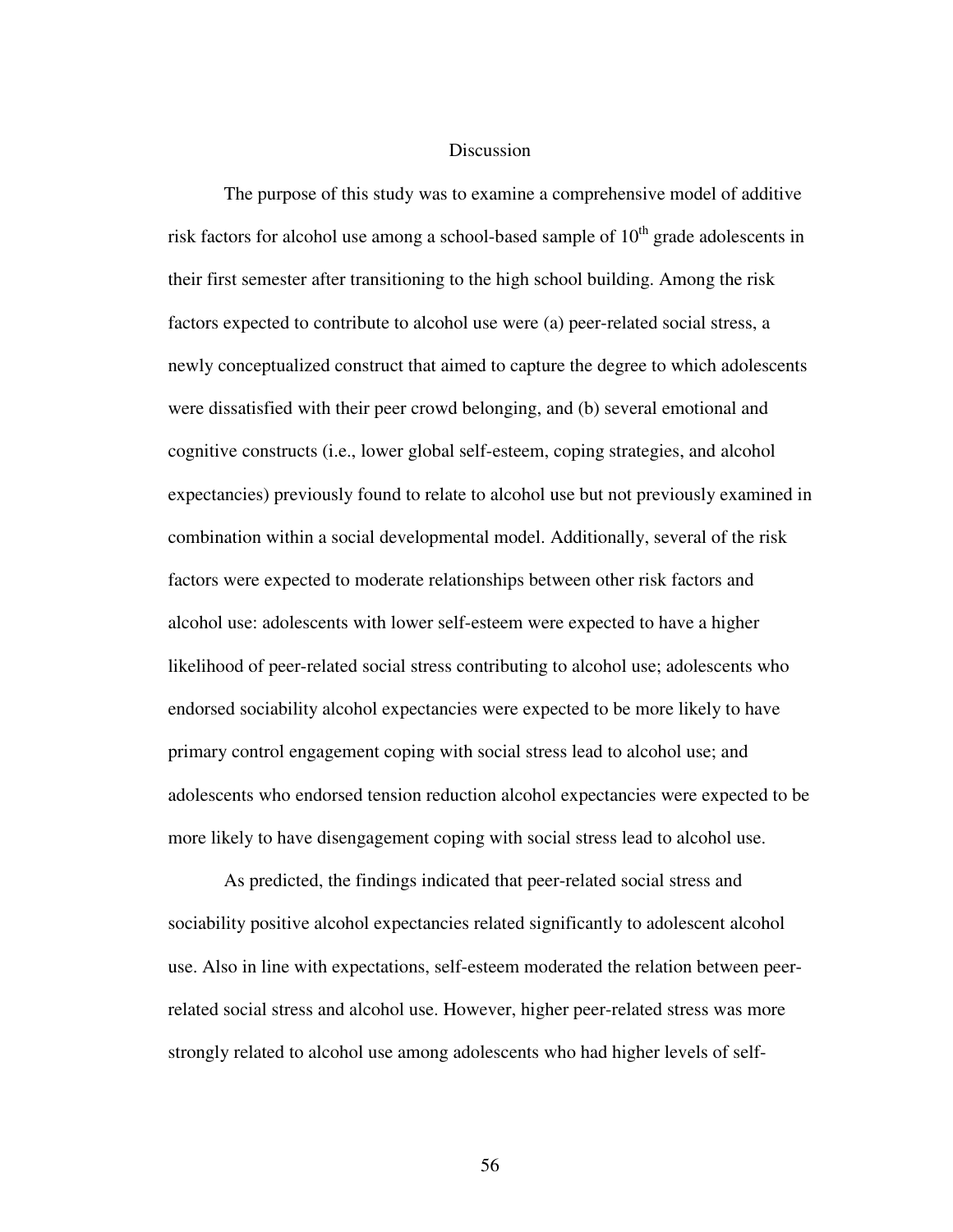# Discussion

The purpose of this study was to examine a comprehensive model of additive risk factors for alcohol use among a school-based sample of 10th grade adolescents in their first semester after transitioning to the high school building. Among the risk factors expected to contribute to alcohol use were (a) peer-related social stress, a newly conceptualized construct that aimed to capture the degree to which adolescents were dissatisfied with their peer crowd belonging, and (b) several emotional and cognitive constructs (i.e., lower global self-esteem, coping strategies, and alcohol expectancies) previously found to relate to alcohol use but not previously examined in combination within a social developmental model. Additionally, several of the risk factors were expected to moderate relationships between other risk factors and alcohol use: adolescents with lower self-esteem were expected to have a higher likelihood of peer-related social stress contributing to alcohol use; adolescents who endorsed sociability alcohol expectancies were expected to be more likely to have primary control engagement coping with social stress lead to alcohol use; and adolescents who endorsed tension reduction alcohol expectancies were expected to be more likely to have disengagement coping with social stress lead to alcohol use.

As predicted, the findings indicated that peer-related social stress and sociability positive alcohol expectancies related significantly to adolescent alcohol use. Also in line with expectations, self-esteem moderated the relation between peer-related social stress and alcohol use. However, higher peer-related stress was more strongly related to alcohol use among adolescents who had higher levels of self-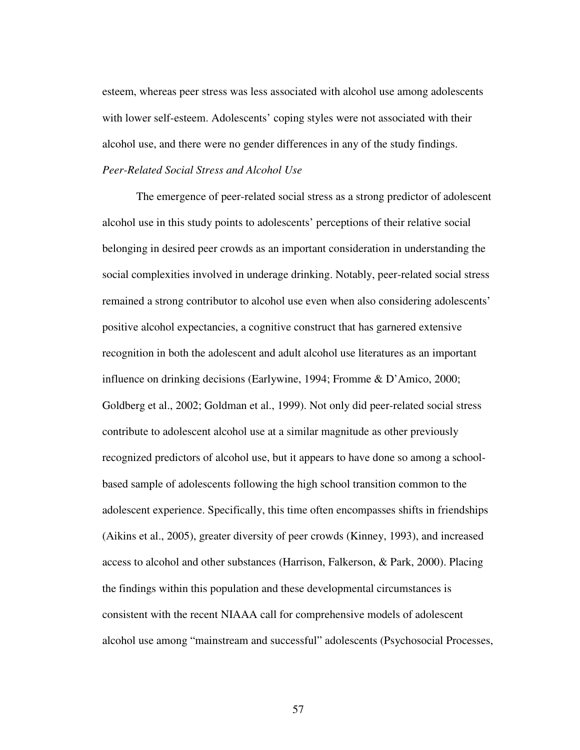esteem, whereas peer stress was less associated with alcohol use among adolescents with lower self-esteem. Adolescents' coping styles were not associated with their alcohol use, and there were no gender differences in any of the study findings.

### *Peer-Related Social Stress and Alcohol Use*

The emergence of peer-related social stress as a strong predictor of adolescent alcohol use in this study points to adolescents' perceptions of their relative social belonging in desired peer crowds as an important consideration in understanding the social complexities involved in underage drinking. Notably, peer-related social stress remained a strong contributor to alcohol use even when also considering adolescents' positive alcohol expectancies, a cognitive construct that has garnered extensive recognition in both the adolescent and adult alcohol use literatures as an important influence on drinking decisions (Earlywine, 1994; Fromme & D'Amico, 2000; Goldberg et al., 2002; Goldman et al., 1999). Not only did peer-related social stress contribute to adolescent alcohol use at a similar magnitude as other previously recognized predictors of alcohol use, but it appears to have done so among a school-based sample of adolescents following the high school transition common to the adolescent experience. Specifically, this time often encompasses shifts in friendships (Aikins et al., 2005), greater diversity of peer crowds (Kinney, 1993), and increased access to alcohol and other substances (Harrison, Falkerson, & Park, 2000). Placing the findings within this population and these developmental circumstances is consistent with the recent NIAAA call for comprehensive models of adolescent alcohol use among "mainstream and successful" adolescents (Psychosocial Processes,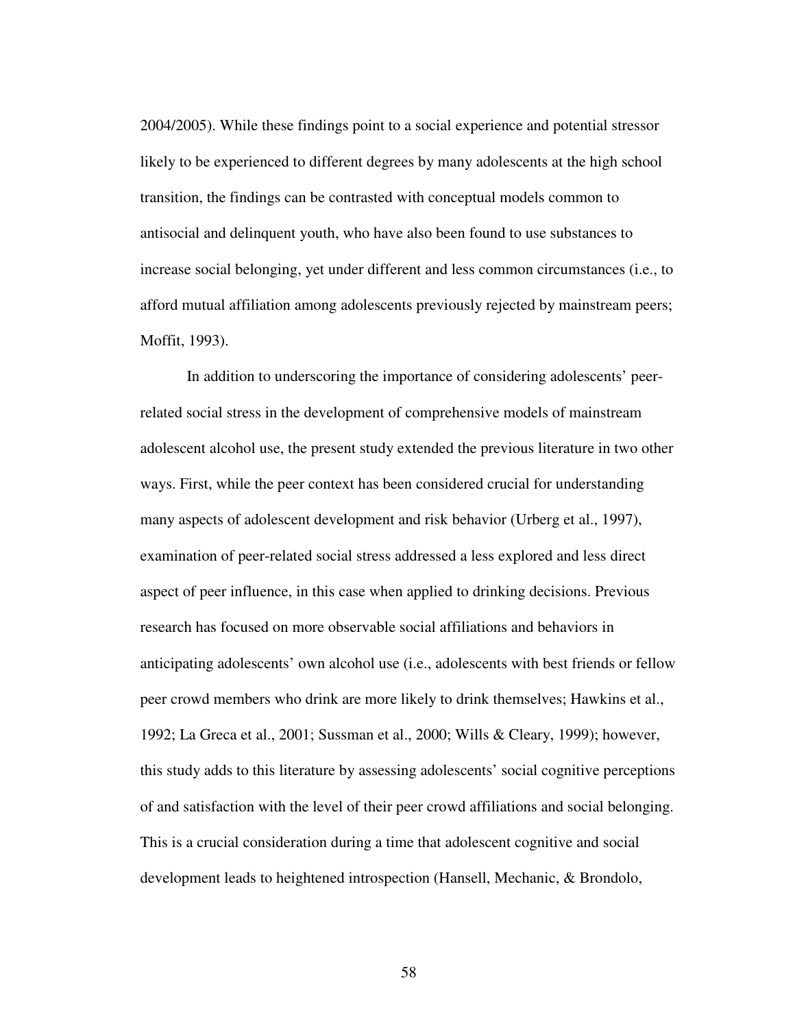2004/2005). While these findings point to a social experience and potential stressor likely to be experienced to different degrees by many adolescents at the high school transition, the findings can be contrasted with conceptual models common to antisocial and delinquent youth, who have also been found to use substances to increase social belonging, yet under different and less common circumstances (i.e., to afford mutual affiliation among adolescents previously rejected by mainstream peers; Moffit, 1993).

In addition to underscoring the importance of considering adolescents' peer-related social stress in the development of comprehensive models of mainstream adolescent alcohol use, the present study extended the previous literature in two other ways. First, while the peer context has been considered crucial for understanding many aspects of adolescent development and risk behavior (Urberg et al., 1997), examination of peer-related social stress addressed a less explored and less direct aspect of peer influence, in this case when applied to drinking decisions. Previous research has focused on more observable social affiliations and behaviors in anticipating adolescents' own alcohol use (i.e., adolescents with best friends or fellow peer crowd members who drink are more likely to drink themselves; Hawkins et al., 1992; La Greca et al., 2001; Sussman et al., 2000; Wills & Cleary, 1999); however, this study adds to this literature by assessing adolescents' social cognitive perceptions of and satisfaction with the level of their peer crowd affiliations and social belonging. This is a crucial consideration during a time that adolescent cognitive and social development leads to heightened introspection (Hansell, Mechanic, & Brondolo,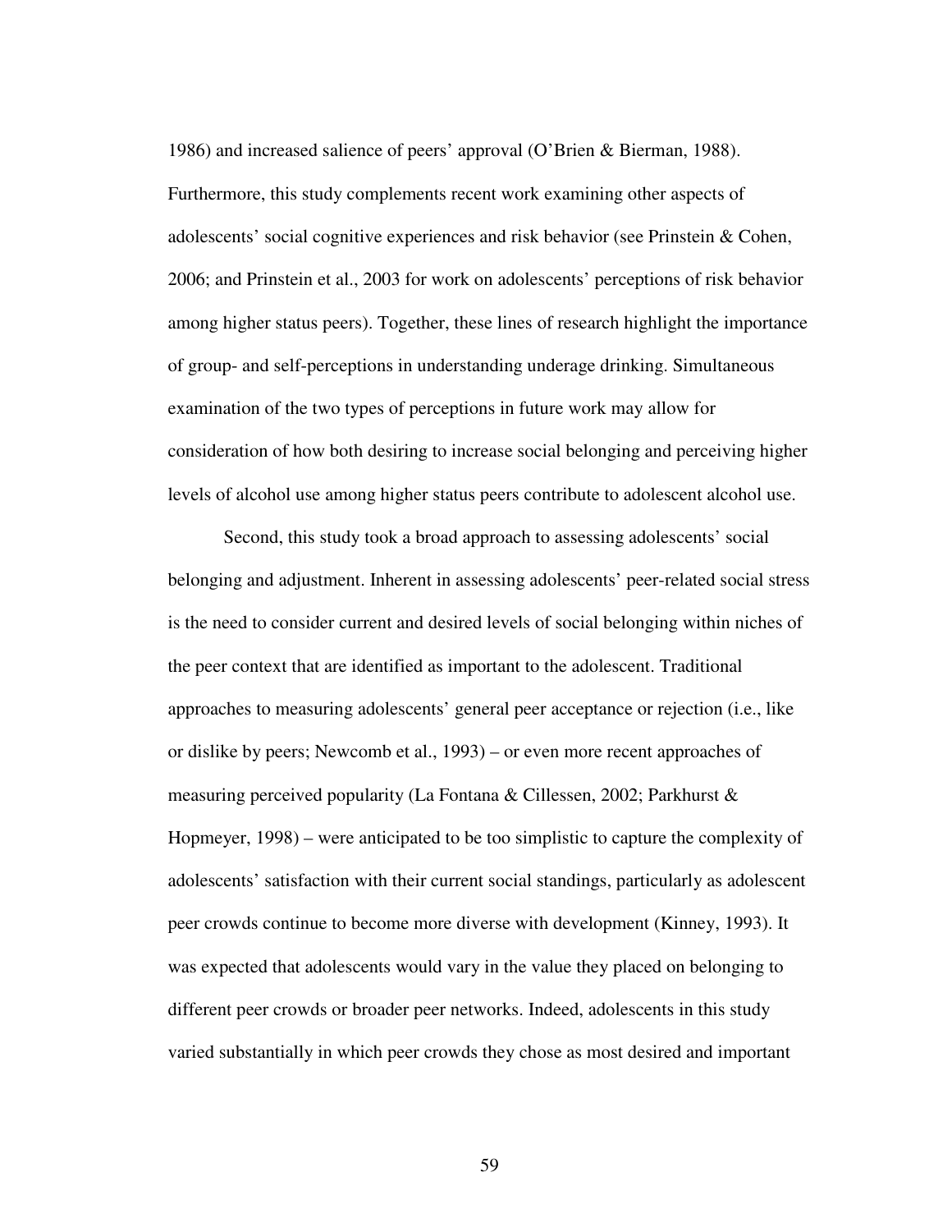1986) and increased salience of peers' approval (O'Brien & Bierman, 1988). Furthermore, this study complements recent work examining other aspects of adolescents' social cognitive experiences and risk behavior (see Prinstein & Cohen, 2006; and Prinstein et al., 2003 for work on adolescents' perceptions of risk behavior among higher status peers). Together, these lines of research highlight the importance of group- and self-perceptions in understanding underage drinking. Simultaneous examination of the two types of perceptions in future work may allow for consideration of how both desiring to increase social belonging and perceiving higher levels of alcohol use among higher status peers contribute to adolescent alcohol use.

Second, this study took a broad approach to assessing adolescents' social belonging and adjustment. Inherent in assessing adolescents' peer-related social stress is the need to consider current and desired levels of social belonging within niches of the peer context that are identified as important to the adolescent. Traditional approaches to measuring adolescents' general peer acceptance or rejection (i.e., like or dislike by peers; Newcomb et al., 1993) – or even more recent approaches of measuring perceived popularity (La Fontana & Cillessen, 2002; Parkhurst & Hopmeyer, 1998) – were anticipated to be too simplistic to capture the complexity of adolescents' satisfaction with their current social standings, particularly as adolescent peer crowds continue to become more diverse with development (Kinney, 1993). It was expected that adolescents would vary in the value they placed on belonging to different peer crowds or broader peer networks. Indeed, adolescents in this study varied substantially in which peer crowds they chose as most desired and important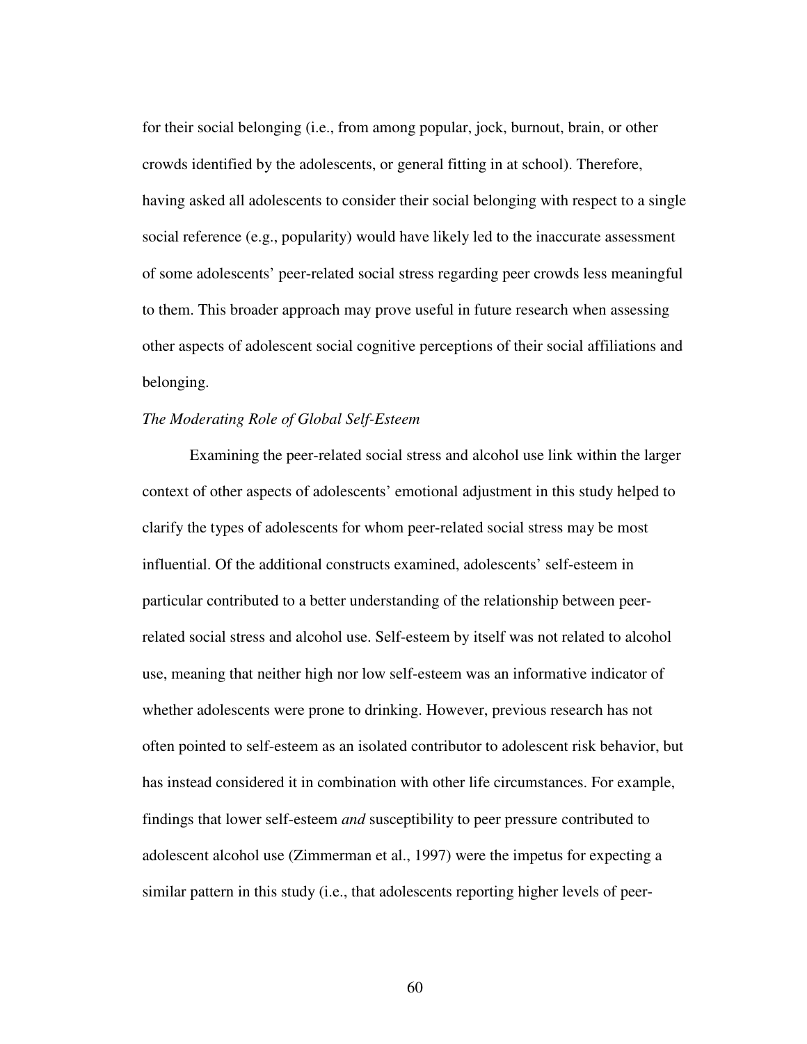for their social belonging (i.e., from among popular, jock, burnout, brain, or other crowds identified by the adolescents, or general fitting in at school). Therefore, having asked all adolescents to consider their social belonging with respect to a single social reference (e.g., popularity) would have likely led to the inaccurate assessment of some adolescents' peer-related social stress regarding peer crowds less meaningful to them. This broader approach may prove useful in future research when assessing other aspects of adolescent social cognitive perceptions of their social affiliations and belonging.

*The Moderating Role of Global Self-Esteem*

Examining the peer-related social stress and alcohol use link within the larger context of other aspects of adolescents' emotional adjustment in this study helped to clarify the types of adolescents for whom peer-related social stress may be most influential. Of the additional constructs examined, adolescents' self-esteem in particular contributed to a better understanding of the relationship between peer-related social stress and alcohol use. Self-esteem by itself was not related to alcohol use, meaning that neither high nor low self-esteem was an informative indicator of whether adolescents were prone to drinking. However, previous research has not often pointed to self-esteem as an isolated contributor to adolescent risk behavior, but has instead considered it in combination with other life circumstances. For example, findings that lower self-esteem *and* susceptibility to peer pressure contributed to adolescent alcohol use (Zimmerman et al., 1997) were the impetus for expecting a similar pattern in this study (i.e., that adolescents reporting higher levels of peer-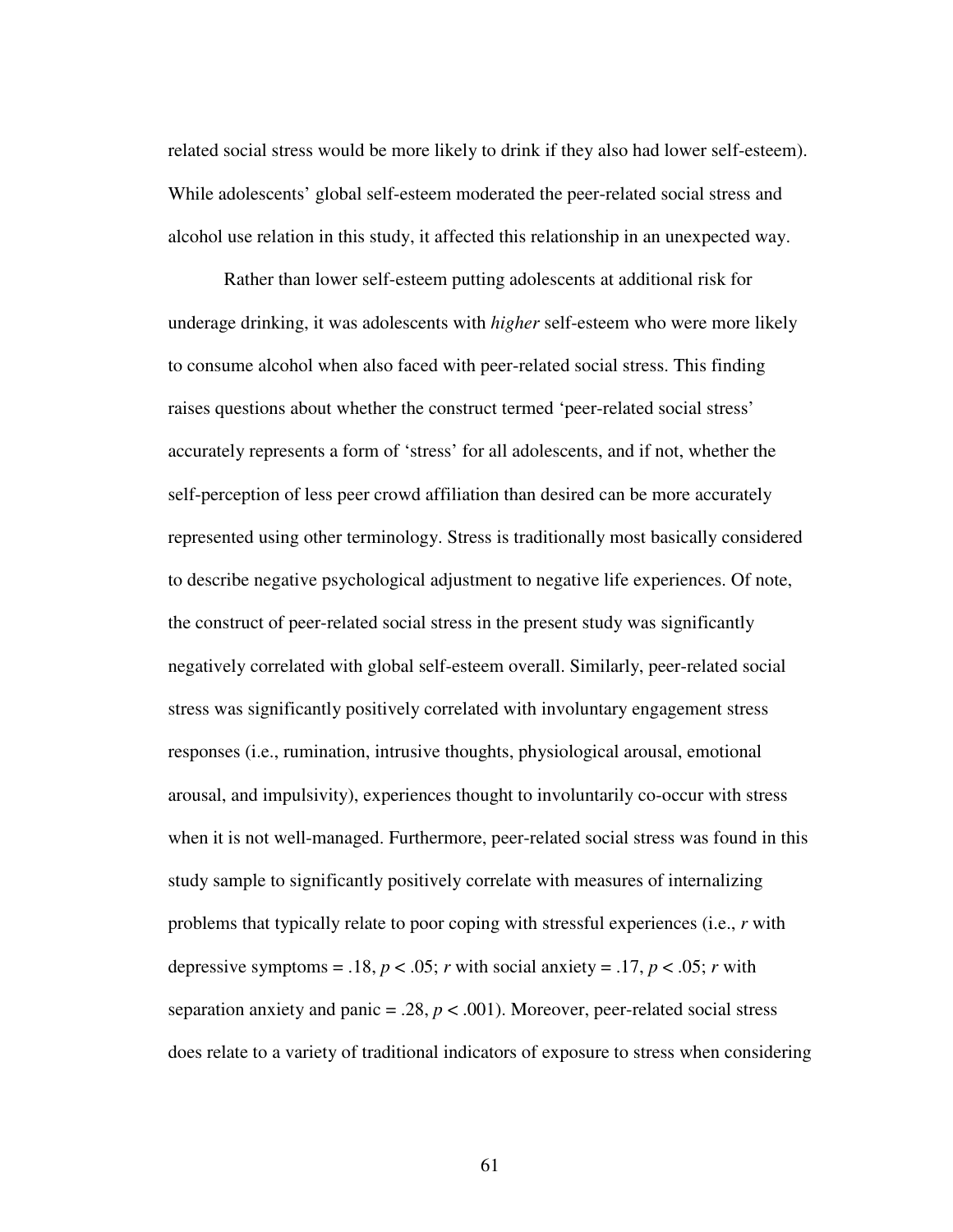related social stress would be more likely to drink if they also had lower self-esteem). While adolescents' global self-esteem moderated the peer-related social stress and alcohol use relation in this study, it affected this relationship in an unexpected way.

Rather than lower self-esteem putting adolescents at additional risk for underage drinking, it was adolescents with *higher* self-esteem who were more likely to consume alcohol when also faced with peer-related social stress. This finding raises questions about whether the construct termed 'peer-related social stress' accurately represents a form of 'stress' for all adolescents, and if not, whether the self-perception of less peer crowd affiliation than desired can be more accurately represented using other terminology. Stress is traditionally most basically considered to describe negative psychological adjustment to negative life experiences. Of note, the construct of peer-related social stress in the present study was significantly negatively correlated with global self-esteem overall. Similarly, peer-related social stress was significantly positively correlated with involuntary engagement stress responses (i.e., rumination, intrusive thoughts, physiological arousal, emotional arousal, and impulsivity), experiences thought to involuntarily co-occur with stress when it is not well-managed. Furthermore, peer-related social stress was found in this study sample to significantly positively correlate with measures of internalizing problems that typically relate to poor coping with stressful experiences (i.e., $r$ with depressive symptoms = .18, $p < .05$; $r$ with social anxiety = .17, $p < .05$; $r$ with separation anxiety and panic = .28, $p < .001$). Moreover, peer-related social stress does relate to a variety of traditional indicators of exposure to stress when considering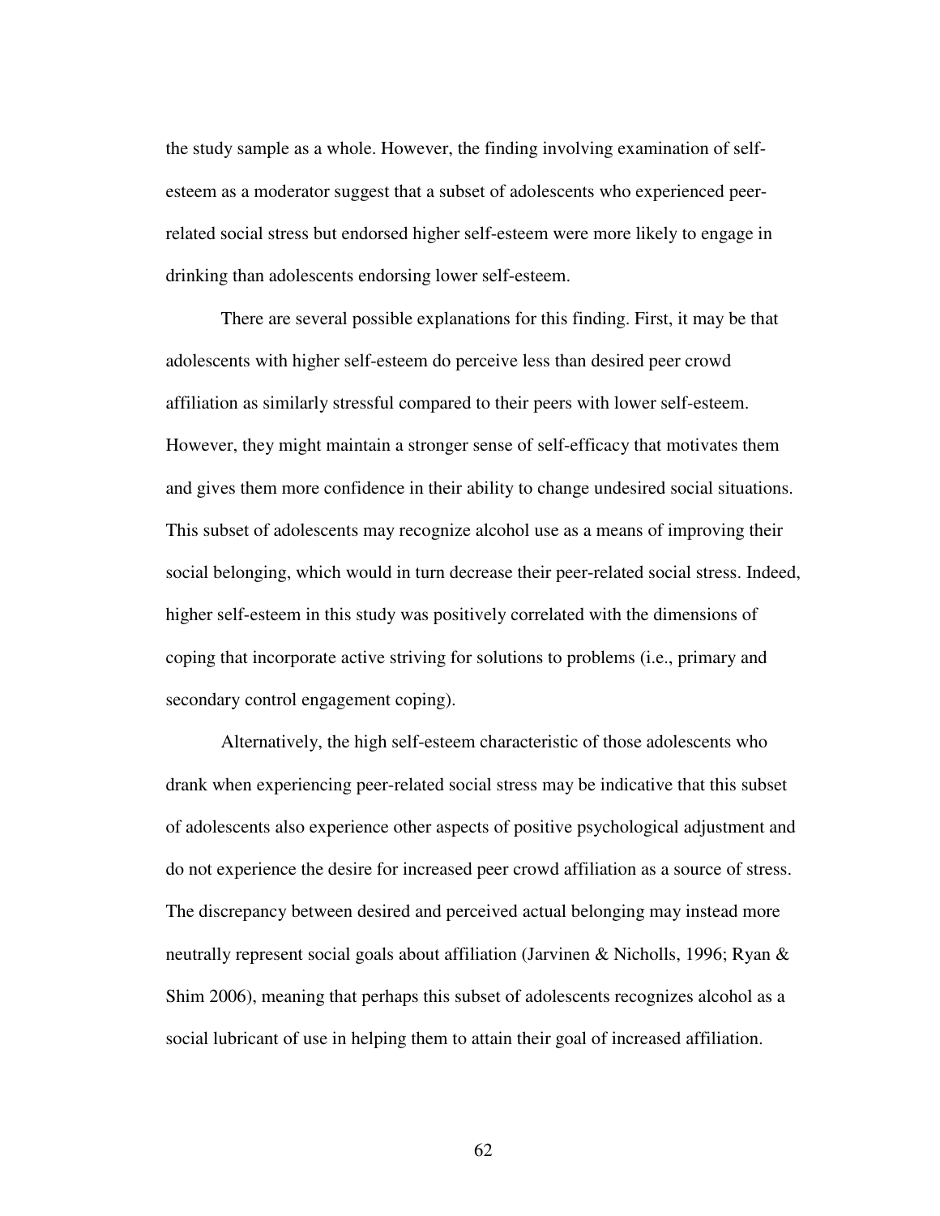the study sample as a whole. However, the finding involving examination of self-esteem as a moderator suggest that a subset of adolescents who experienced peer-related social stress but endorsed higher self-esteem were more likely to engage in drinking than adolescents endorsing lower self-esteem.

There are several possible explanations for this finding. First, it may be that adolescents with higher self-esteem do perceive less than desired peer crowd affiliation as similarly stressful compared to their peers with lower self-esteem. However, they might maintain a stronger sense of self-efficacy that motivates them and gives them more confidence in their ability to change undesired social situations. This subset of adolescents may recognize alcohol use as a means of improving their social belonging, which would in turn decrease their peer-related social stress. Indeed, higher self-esteem in this study was positively correlated with the dimensions of coping that incorporate active striving for solutions to problems (i.e., primary and secondary control engagement coping).

Alternatively, the high self-esteem characteristic of those adolescents who drank when experiencing peer-related social stress may be indicative that this subset of adolescents also experience other aspects of positive psychological adjustment and do not experience the desire for increased peer crowd affiliation as a source of stress. The discrepancy between desired and perceived actual belonging may instead more neutrally represent social goals about affiliation (Jarvinen & Nicholls, 1996; Ryan & Shim 2006), meaning that perhaps this subset of adolescents recognizes alcohol as a social lubricant of use in helping them to attain their goal of increased affiliation.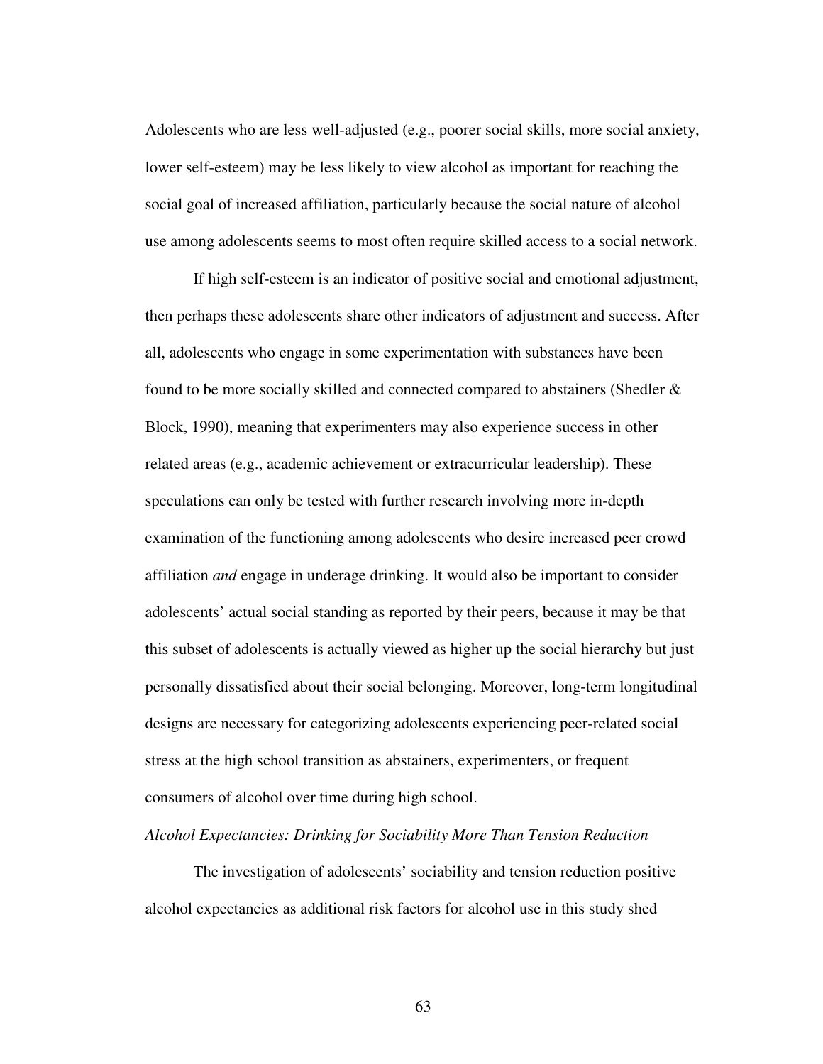Adolescents who are less well-adjusted (e.g., poorer social skills, more social anxiety, lower self-esteem) may be less likely to view alcohol as important for reaching the social goal of increased affiliation, particularly because the social nature of alcohol use among adolescents seems to most often require skilled access to a social network.

If high self-esteem is an indicator of positive social and emotional adjustment, then perhaps these adolescents share other indicators of adjustment and success. After all, adolescents who engage in some experimentation with substances have been found to be more socially skilled and connected compared to abstainers (Shedler & Block, 1990), meaning that experimenters may also experience success in other related areas (e.g., academic achievement or extracurricular leadership). These speculations can only be tested with further research involving more in-depth examination of the functioning among adolescents who desire increased peer crowd affiliation *and* engage in underage drinking. It would also be important to consider adolescents' actual social standing as reported by their peers, because it may be that this subset of adolescents is actually viewed as higher up the social hierarchy but just personally dissatisfied about their social belonging. Moreover, long-term longitudinal designs are necessary for categorizing adolescents experiencing peer-related social stress at the high school transition as abstainers, experimenters, or frequent consumers of alcohol over time during high school.

*Alcohol Expectancies: Drinking for Sociability More Than Tension Reduction*

The investigation of adolescents' sociability and tension reduction positive alcohol expectancies as additional risk factors for alcohol use in this study shed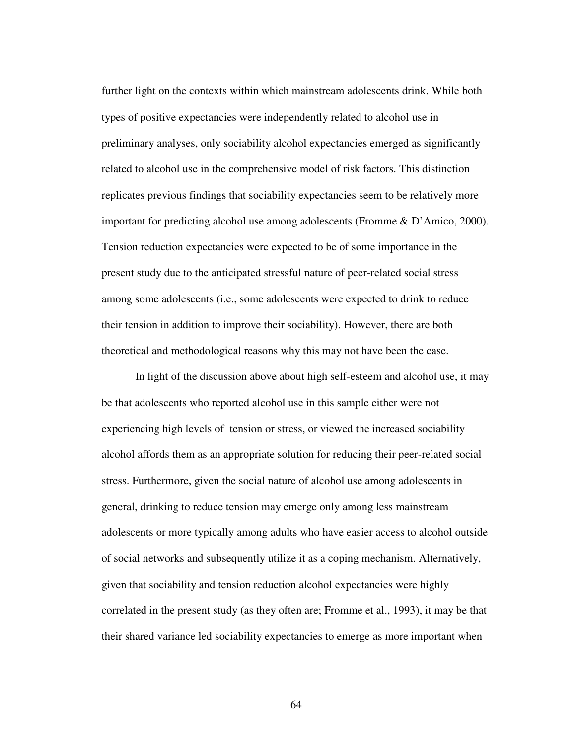further light on the contexts within which mainstream adolescents drink. While both types of positive expectancies were independently related to alcohol use in preliminary analyses, only sociability alcohol expectancies emerged as significantly related to alcohol use in the comprehensive model of risk factors. This distinction replicates previous findings that sociability expectancies seem to be relatively more important for predicting alcohol use among adolescents (Fromme & D'Amico, 2000). Tension reduction expectancies were expected to be of some importance in the present study due to the anticipated stressful nature of peer-related social stress among some adolescents (i.e., some adolescents were expected to drink to reduce their tension in addition to improve their sociability). However, there are both theoretical and methodological reasons why this may not have been the case.

In light of the discussion above about high self-esteem and alcohol use, it may be that adolescents who reported alcohol use in this sample either were not experiencing high levels of tension or stress, or viewed the increased sociability alcohol affords them as an appropriate solution for reducing their peer-related social stress. Furthermore, given the social nature of alcohol use among adolescents in general, drinking to reduce tension may emerge only among less mainstream adolescents or more typically among adults who have easier access to alcohol outside of social networks and subsequently utilize it as a coping mechanism. Alternatively, given that sociability and tension reduction alcohol expectancies were highly correlated in the present study (as they often are; Fromme et al., 1993), it may be that their shared variance led sociability expectancies to emerge as more important when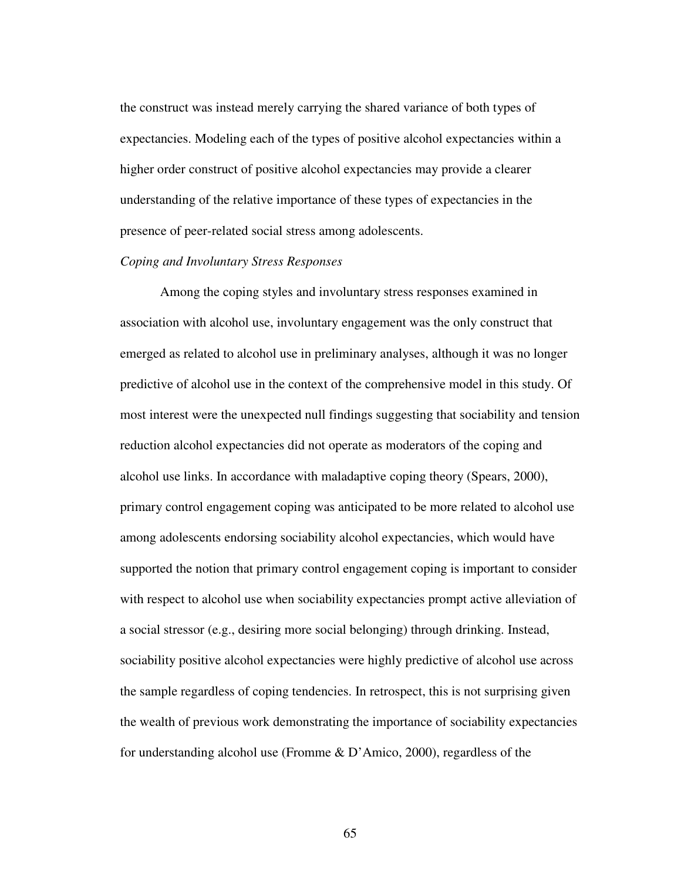the construct was instead merely carrying the shared variance of both types of expectancies. Modeling each of the types of positive alcohol expectancies within a higher order construct of positive alcohol expectancies may provide a clearer understanding of the relative importance of these types of expectancies in the presence of peer-related social stress among adolescents.

### *Coping and Involuntary Stress Responses*

Among the coping styles and involuntary stress responses examined in association with alcohol use, involuntary engagement was the only construct that emerged as related to alcohol use in preliminary analyses, although it was no longer predictive of alcohol use in the context of the comprehensive model in this study. Of most interest were the unexpected null findings suggesting that sociability and tension reduction alcohol expectancies did not operate as moderators of the coping and alcohol use links. In accordance with maladaptive coping theory (Spears, 2000), primary control engagement coping was anticipated to be more related to alcohol use among adolescents endorsing sociability alcohol expectancies, which would have supported the notion that primary control engagement coping is important to consider with respect to alcohol use when sociability expectancies prompt active alleviation of a social stressor (e.g., desiring more social belonging) through drinking. Instead, sociability positive alcohol expectancies were highly predictive of alcohol use across the sample regardless of coping tendencies. In retrospect, this is not surprising given the wealth of previous work demonstrating the importance of sociability expectancies for understanding alcohol use (Fromme & D'Amico, 2000), regardless of the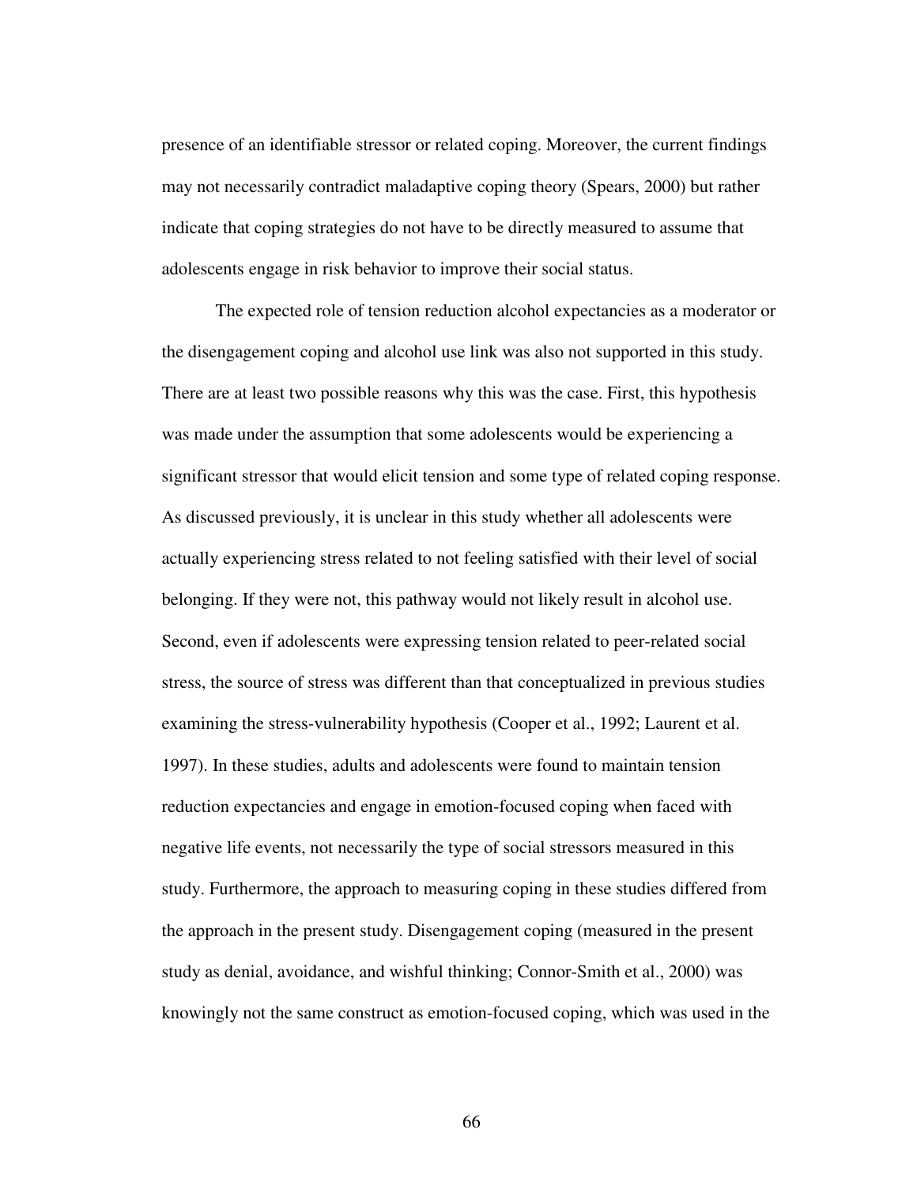presence of an identifiable stressor or related coping. Moreover, the current findings may not necessarily contradict maladaptive coping theory (Spears, 2000) but rather indicate that coping strategies do not have to be directly measured to assume that adolescents engage in risk behavior to improve their social status.

The expected role of tension reduction alcohol expectancies as a moderator or the disengagement coping and alcohol use link was also not supported in this study. There are at least two possible reasons why this was the case. First, this hypothesis was made under the assumption that some adolescents would be experiencing a significant stressor that would elicit tension and some type of related coping response. As discussed previously, it is unclear in this study whether all adolescents were actually experiencing stress related to not feeling satisfied with their level of social belonging. If they were not, this pathway would not likely result in alcohol use. Second, even if adolescents were expressing tension related to peer-related social stress, the source of stress was different than that conceptualized in previous studies examining the stress-vulnerability hypothesis (Cooper et al., 1992; Laurent et al. 1997). In these studies, adults and adolescents were found to maintain tension reduction expectancies and engage in emotion-focused coping when faced with negative life events, not necessarily the type of social stressors measured in this study. Furthermore, the approach to measuring coping in these studies differed from the approach in the present study. Disengagement coping (measured in the present study as denial, avoidance, and wishful thinking; Connor-Smith et al., 2000) was knowingly not the same construct as emotion-focused coping, which was used in the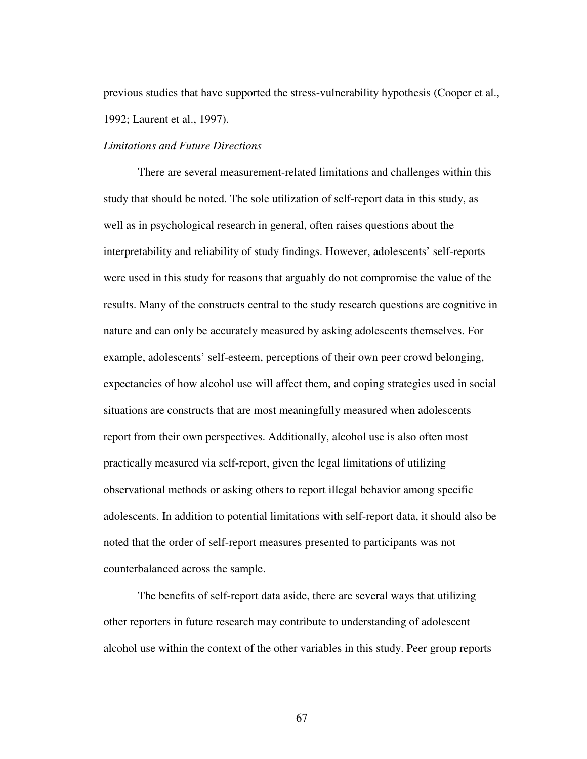previous studies that have supported the stress-vulnerability hypothesis (Cooper et al., 1992; Laurent et al., 1997).

*Limitations and Future Directions*

There are several measurement-related limitations and challenges within this study that should be noted. The sole utilization of self-report data in this study, as well as in psychological research in general, often raises questions about the interpretability and reliability of study findings. However, adolescents' self-reports were used in this study for reasons that arguably do not compromise the value of the results. Many of the constructs central to the study research questions are cognitive in nature and can only be accurately measured by asking adolescents themselves. For example, adolescents' self-esteem, perceptions of their own peer crowd belonging, expectancies of how alcohol use will affect them, and coping strategies used in social situations are constructs that are most meaningfully measured when adolescents report from their own perspectives. Additionally, alcohol use is also often most practically measured via self-report, given the legal limitations of utilizing observational methods or asking others to report illegal behavior among specific adolescents. In addition to potential limitations with self-report data, it should also be noted that the order of self-report measures presented to participants was not counterbalanced across the sample.

The benefits of self-report data aside, there are several ways that utilizing other reporters in future research may contribute to understanding of adolescent alcohol use within the context of the other variables in this study. Peer group reports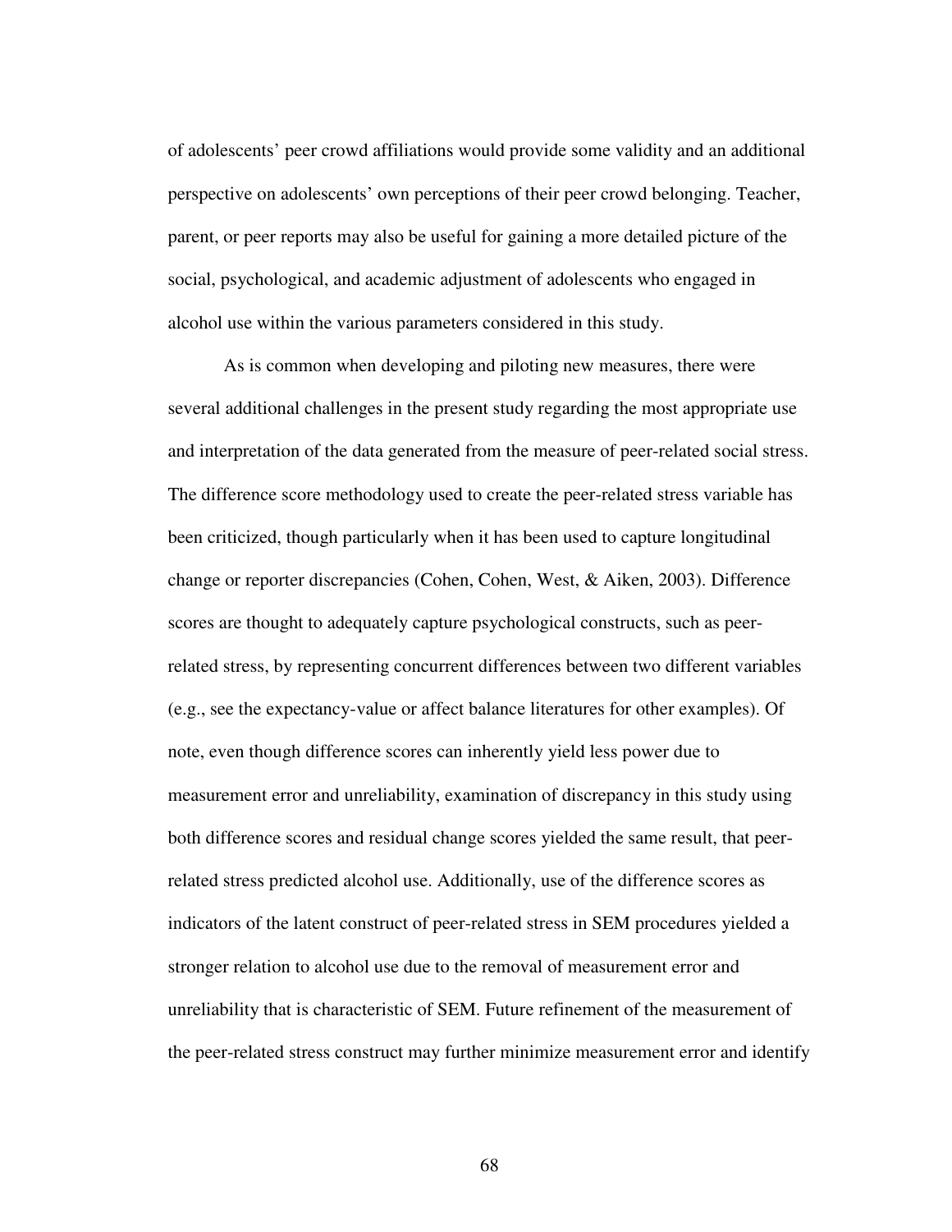of adolescents' peer crowd affiliations would provide some validity and an additional perspective on adolescents' own perceptions of their peer crowd belonging. Teacher, parent, or peer reports may also be useful for gaining a more detailed picture of the social, psychological, and academic adjustment of adolescents who engaged in alcohol use within the various parameters considered in this study.

As is common when developing and piloting new measures, there were several additional challenges in the present study regarding the most appropriate use and interpretation of the data generated from the measure of peer-related social stress. The difference score methodology used to create the peer-related stress variable has been criticized, though particularly when it has been used to capture longitudinal change or reporter discrepancies (Cohen, Cohen, West, & Aiken, 2003). Difference scores are thought to adequately capture psychological constructs, such as peer-related stress, by representing concurrent differences between two different variables (e.g., see the expectancy-value or affect balance literatures for other examples). Of note, even though difference scores can inherently yield less power due to measurement error and unreliability, examination of discrepancy in this study using both difference scores and residual change scores yielded the same result, that peer-related stress predicted alcohol use. Additionally, use of the difference scores as indicators of the latent construct of peer-related stress in SEM procedures yielded a stronger relation to alcohol use due to the removal of measurement error and unreliability that is characteristic of SEM. Future refinement of the measurement of the peer-related stress construct may further minimize measurement error and identify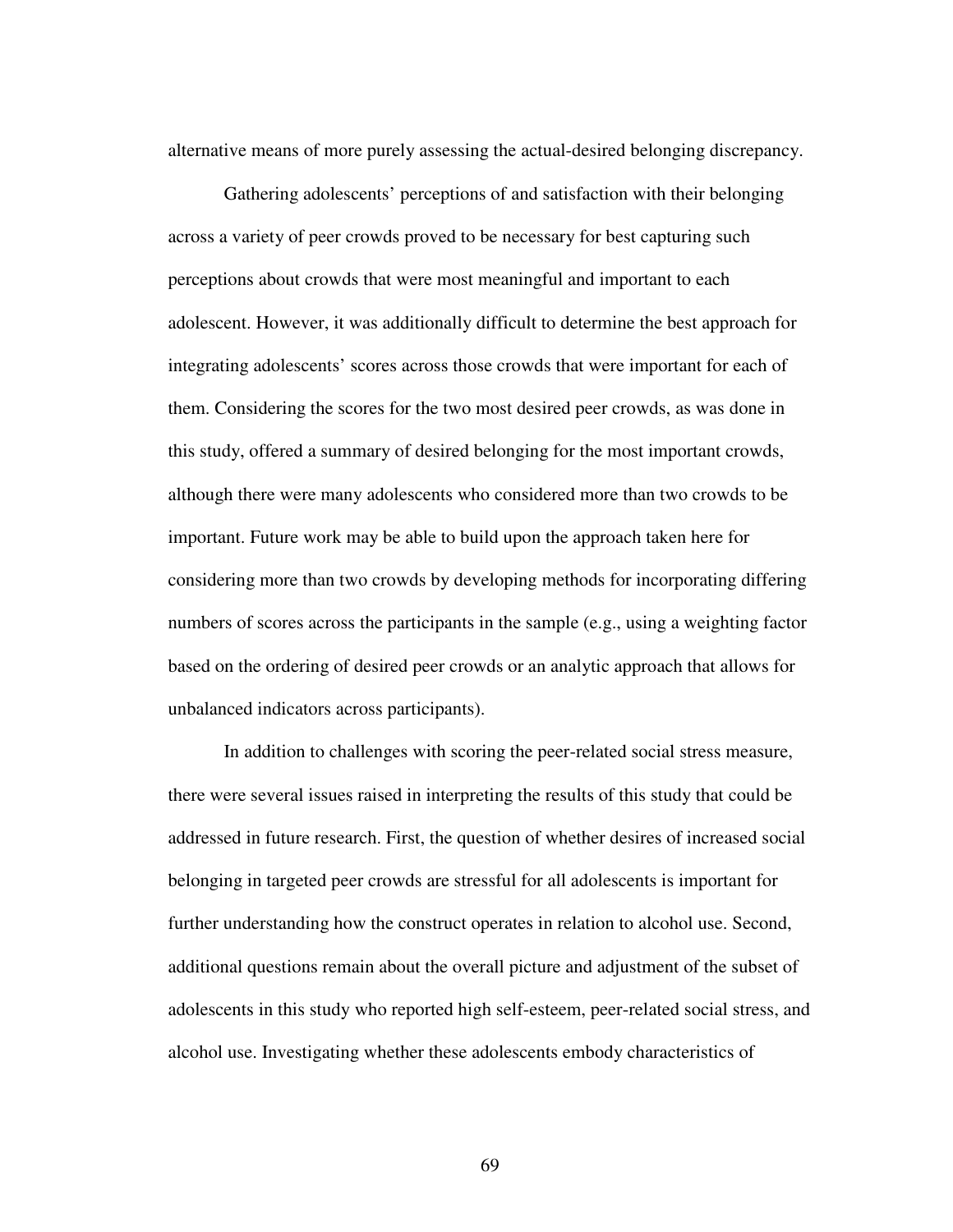alternative means of more purely assessing the actual-desired belonging discrepancy.

Gathering adolescents' perceptions of and satisfaction with their belonging across a variety of peer crowds proved to be necessary for best capturing such perceptions about crowds that were most meaningful and important to each adolescent. However, it was additionally difficult to determine the best approach for integrating adolescents' scores across those crowds that were important for each of them. Considering the scores for the two most desired peer crowds, as was done in this study, offered a summary of desired belonging for the most important crowds, although there were many adolescents who considered more than two crowds to be important. Future work may be able to build upon the approach taken here for considering more than two crowds by developing methods for incorporating differing numbers of scores across the participants in the sample (e.g., using a weighting factor based on the ordering of desired peer crowds or an analytic approach that allows for unbalanced indicators across participants).

In addition to challenges with scoring the peer-related social stress measure, there were several issues raised in interpreting the results of this study that could be addressed in future research. First, the question of whether desires of increased social belonging in targeted peer crowds are stressful for all adolescents is important for further understanding how the construct operates in relation to alcohol use. Second, additional questions remain about the overall picture and adjustment of the subset of adolescents in this study who reported high self-esteem, peer-related social stress, and alcohol use. Investigating whether these adolescents embody characteristics of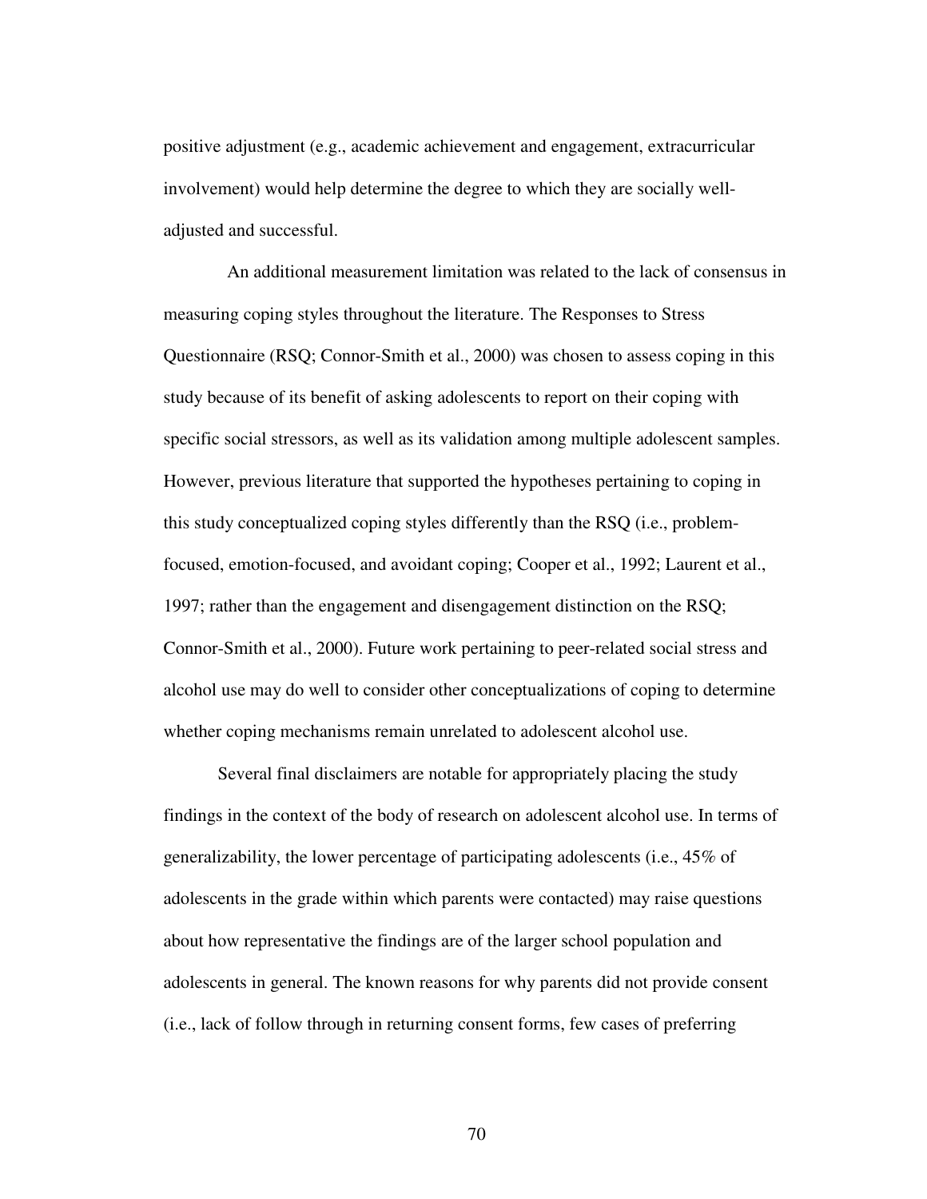positive adjustment (e.g., academic achievement and engagement, extracurricular involvement) would help determine the degree to which they are socially well-adjusted and successful.

An additional measurement limitation was related to the lack of consensus in measuring coping styles throughout the literature. The Responses to Stress Questionnaire (RSQ; Connor-Smith et al., 2000) was chosen to assess coping in this study because of its benefit of asking adolescents to report on their coping with specific social stressors, as well as its validation among multiple adolescent samples. However, previous literature that supported the hypotheses pertaining to coping in this study conceptualized coping styles differently than the RSQ (i.e., problem-focused, emotion-focused, and avoidant coping; Cooper et al., 1992; Laurent et al., 1997; rather than the engagement and disengagement distinction on the RSQ; Connor-Smith et al., 2000). Future work pertaining to peer-related social stress and alcohol use may do well to consider other conceptualizations of coping to determine whether coping mechanisms remain unrelated to adolescent alcohol use.

Several final disclaimers are notable for appropriately placing the study findings in the context of the body of research on adolescent alcohol use. In terms of generalizability, the lower percentage of participating adolescents (i.e., 45% of adolescents in the grade within which parents were contacted) may raise questions about how representative the findings are of the larger school population and adolescents in general. The known reasons for why parents did not provide consent (i.e., lack of follow through in returning consent forms, few cases of preferring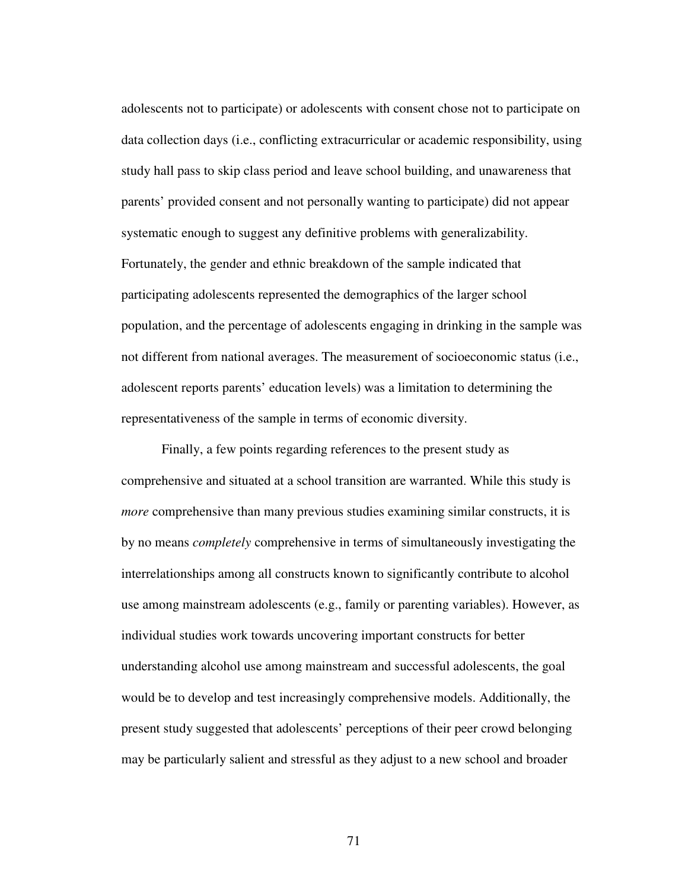adolescents not to participate) or adolescents with consent chose not to participate on data collection days (i.e., conflicting extracurricular or academic responsibility, using study hall pass to skip class period and leave school building, and unawareness that parents' provided consent and not personally wanting to participate) did not appear systematic enough to suggest any definitive problems with generalizability. Fortunately, the gender and ethnic breakdown of the sample indicated that participating adolescents represented the demographics of the larger school population, and the percentage of adolescents engaging in drinking in the sample was not different from national averages. The measurement of socioeconomic status (i.e., adolescent reports parents' education levels) was a limitation to determining the representativeness of the sample in terms of economic diversity.

Finally, a few points regarding references to the present study as comprehensive and situated at a school transition are warranted. While this study is *more* comprehensive than many previous studies examining similar constructs, it is by no means *completely* comprehensive in terms of simultaneously investigating the interrelationships among all constructs known to significantly contribute to alcohol use among mainstream adolescents (e.g., family or parenting variables). However, as individual studies work towards uncovering important constructs for better understanding alcohol use among mainstream and successful adolescents, the goal would be to develop and test increasingly comprehensive models. Additionally, the present study suggested that adolescents' perceptions of their peer crowd belonging may be particularly salient and stressful as they adjust to a new school and broader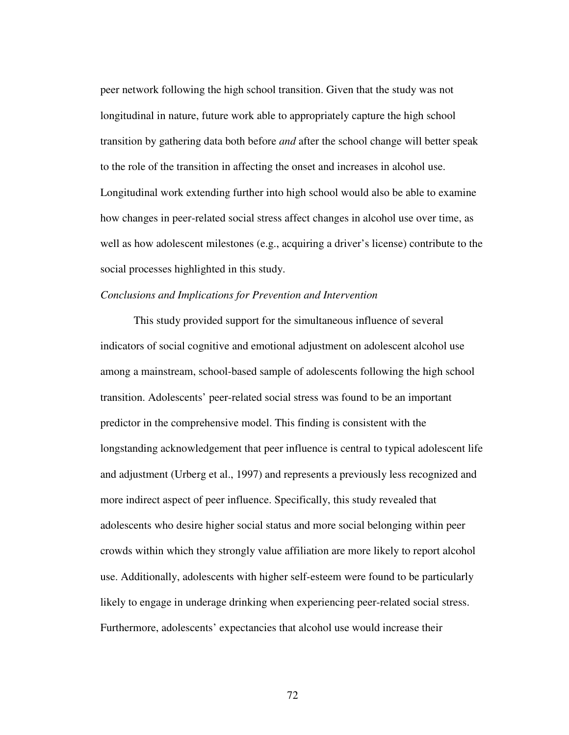peer network following the high school transition. Given that the study was not longitudinal in nature, future work able to appropriately capture the high school transition by gathering data both before *and* after the school change will better speak to the role of the transition in affecting the onset and increases in alcohol use. Longitudinal work extending further into high school would also be able to examine how changes in peer-related social stress affect changes in alcohol use over time, as well as how adolescent milestones (e.g., acquiring a driver's license) contribute to the social processes highlighted in this study.

*Conclusions and Implications for Prevention and Intervention*

This study provided support for the simultaneous influence of several indicators of social cognitive and emotional adjustment on adolescent alcohol use among a mainstream, school-based sample of adolescents following the high school transition. Adolescents' peer-related social stress was found to be an important predictor in the comprehensive model. This finding is consistent with the longstanding acknowledgement that peer influence is central to typical adolescent life and adjustment (Urberg et al., 1997) and represents a previously less recognized and more indirect aspect of peer influence. Specifically, this study revealed that adolescents who desire higher social status and more social belonging within peer crowds within which they strongly value affiliation are more likely to report alcohol use. Additionally, adolescents with higher self-esteem were found to be particularly likely to engage in underage drinking when experiencing peer-related social stress. Furthermore, adolescents' expectancies that alcohol use would increase their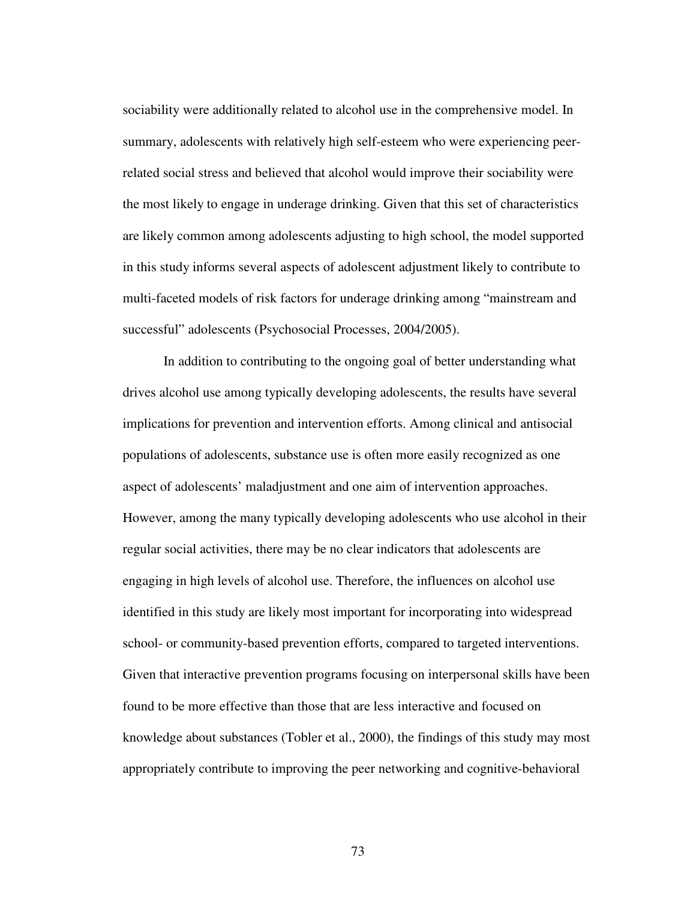sociability were additionally related to alcohol use in the comprehensive model. In summary, adolescents with relatively high self-esteem who were experiencing peer-related social stress and believed that alcohol would improve their sociability were the most likely to engage in underage drinking. Given that this set of characteristics are likely common among adolescents adjusting to high school, the model supported in this study informs several aspects of adolescent adjustment likely to contribute to multi-faceted models of risk factors for underage drinking among "mainstream and successful" adolescents (Psychosocial Processes, 2004/2005).

In addition to contributing to the ongoing goal of better understanding what drives alcohol use among typically developing adolescents, the results have several implications for prevention and intervention efforts. Among clinical and antisocial populations of adolescents, substance use is often more easily recognized as one aspect of adolescents' maladjustment and one aim of intervention approaches. However, among the many typically developing adolescents who use alcohol in their regular social activities, there may be no clear indicators that adolescents are engaging in high levels of alcohol use. Therefore, the influences on alcohol use identified in this study are likely most important for incorporating into widespread school- or community-based prevention efforts, compared to targeted interventions. Given that interactive prevention programs focusing on interpersonal skills have been found to be more effective than those that are less interactive and focused on knowledge about substances (Tobler et al., 2000), the findings of this study may most appropriately contribute to improving the peer networking and cognitive-behavioral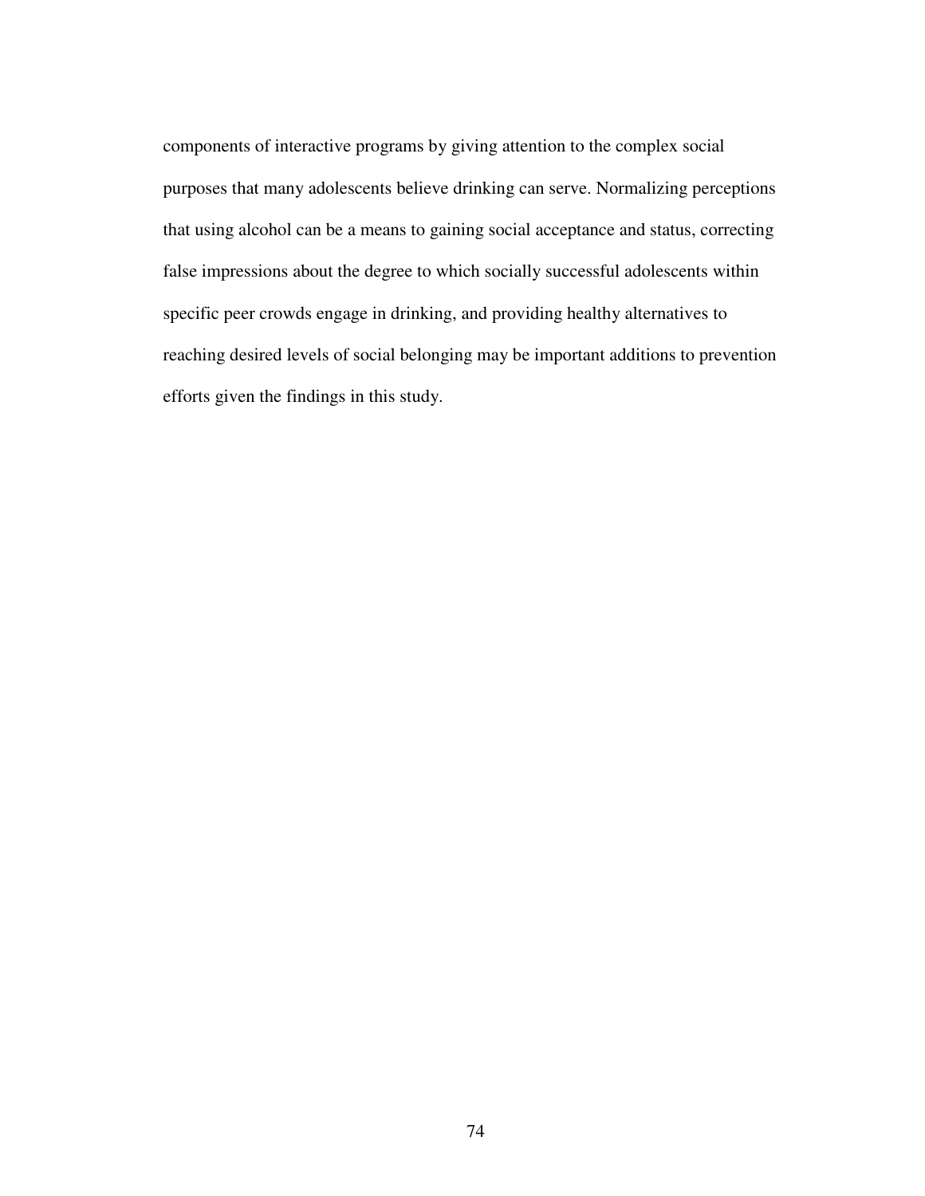components of interactive programs by giving attention to the complex social purposes that many adolescents believe drinking can serve. Normalizing perceptions that using alcohol can be a means to gaining social acceptance and status, correcting false impressions about the degree to which socially successful adolescents within specific peer crowds engage in drinking, and providing healthy alternatives to reaching desired levels of social belonging may be important additions to prevention efforts given the findings in this study.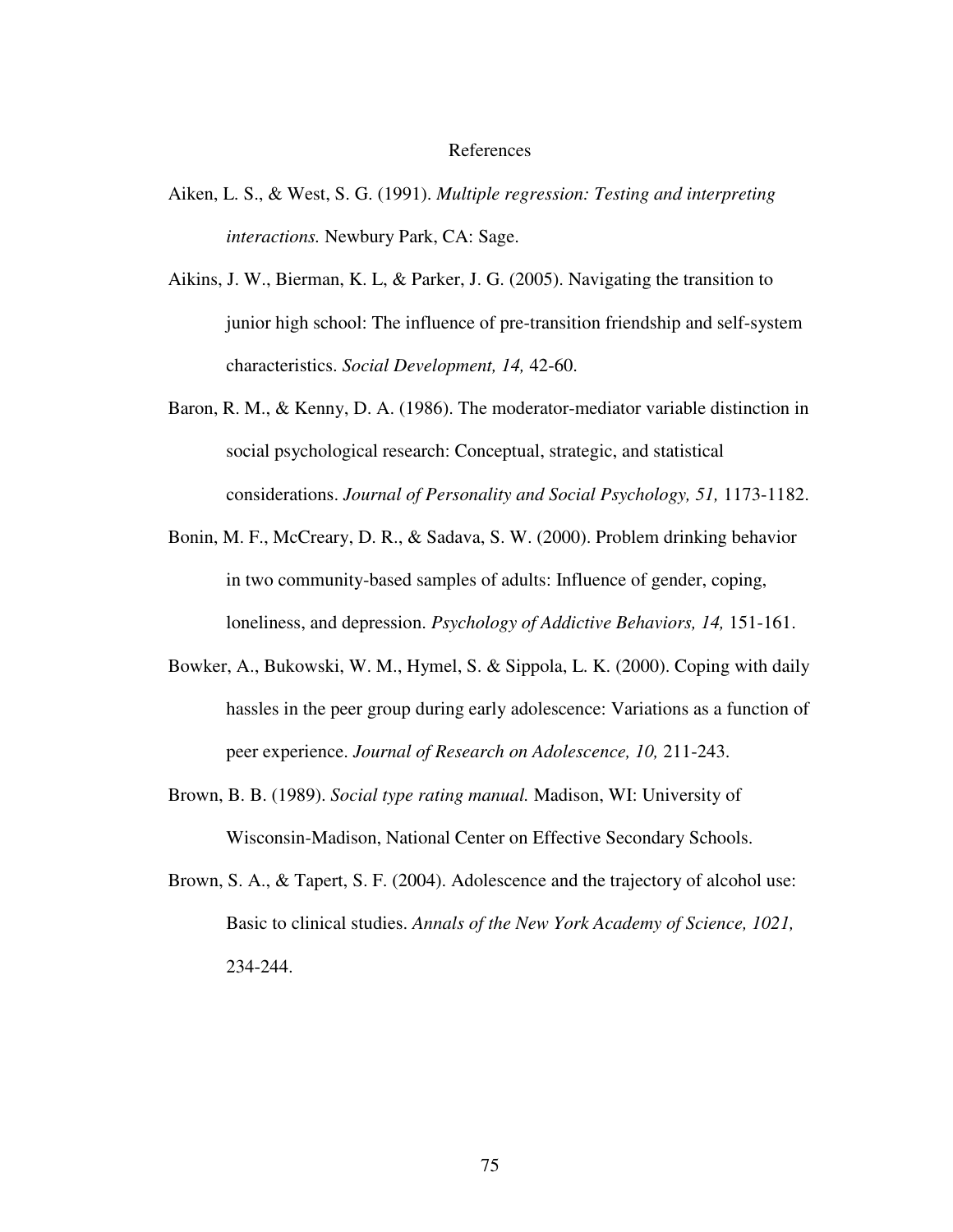# References

Aiken, L. S., & West, S. G. (1991). *Multiple regression: Testing and interpreting interactions.* Newbury Park, CA: Sage.

Aikins, J. W., Bierman, K. L, & Parker, J. G. (2005). Navigating the transition to junior high school: The influence of pre-transition friendship and self-system characteristics. *Social Development, 14,* 42-60.

Baron, R. M., & Kenny, D. A. (1986). The moderator-mediator variable distinction in social psychological research: Conceptual, strategic, and statistical considerations. *Journal of Personality and Social Psychology, 51,* 1173-1182.

Bonin, M. F., McCreary, D. R., & Sadava, S. W. (2000). Problem drinking behavior in two community-based samples of adults: Influence of gender, coping, loneliness, and depression. *Psychology of Addictive Behaviors, 14,* 151-161.

Bowker, A., Bukowski, W. M., Hymel, S. & Sippola, L. K. (2000). Coping with daily hassles in the peer group during early adolescence: Variations as a function of peer experience. *Journal of Research on Adolescence, 10,* 211-243.

Brown, B. B. (1989). *Social type rating manual.* Madison, WI: University of Wisconsin-Madison, National Center on Effective Secondary Schools.

Brown, S. A., & Tapert, S. F. (2004). Adolescence and the trajectory of alcohol use: Basic to clinical studies. *Annals of the New York Academy of Science, 1021,* 234-244.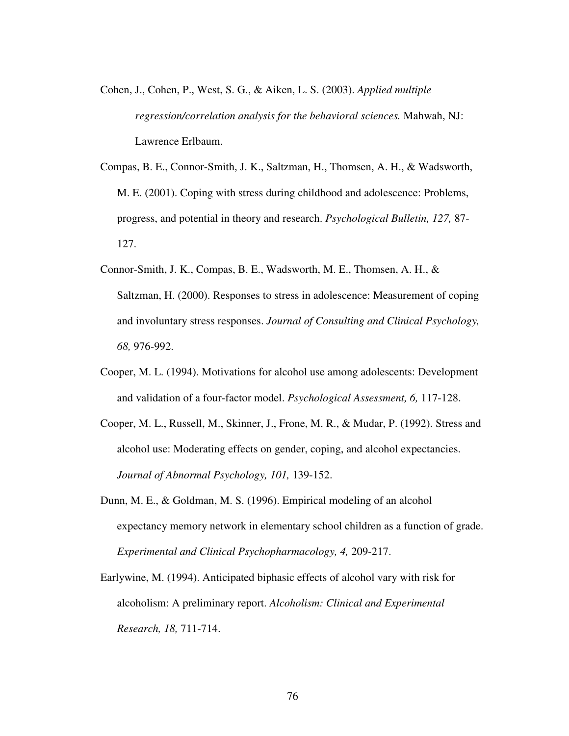Cohen, J., Cohen, P., West, S. G., & Aiken, L. S. (2003). *Applied multiple regression/correlation analysis for the behavioral sciences.* Mahwah, NJ: Lawrence Erlbaum.

Compas, B. E., Connor-Smith, J. K., Saltzman, H., Thomsen, A. H., & Wadsworth, M. E. (2001). Coping with stress during childhood and adolescence: Problems, progress, and potential in theory and research. *Psychological Bulletin, 127,* 87-127.

Connor-Smith, J. K., Compas, B. E., Wadsworth, M. E., Thomsen, A. H., & Saltzman, H. (2000). Responses to stress in adolescence: Measurement of coping and involuntary stress responses. *Journal of Consulting and Clinical Psychology, 68,* 976-992.

Cooper, M. L. (1994). Motivations for alcohol use among adolescents: Development and validation of a four-factor model. *Psychological Assessment, 6,* 117-128.

Cooper, M. L., Russell, M., Skinner, J., Frone, M. R., & Mudar, P. (1992). Stress and alcohol use: Moderating effects on gender, coping, and alcohol expectancies. *Journal of Abnormal Psychology, 101,* 139-152.

Dunn, M. E., & Goldman, M. S. (1996). Empirical modeling of an alcohol expectancy memory network in elementary school children as a function of grade. *Experimental and Clinical Psychopharmacology, 4,* 209-217.

Earlywine, M. (1994). Anticipated biphasic effects of alcohol vary with risk for alcoholism: A preliminary report. *Alcoholism: Clinical and Experimental Research, 18,* 711-714.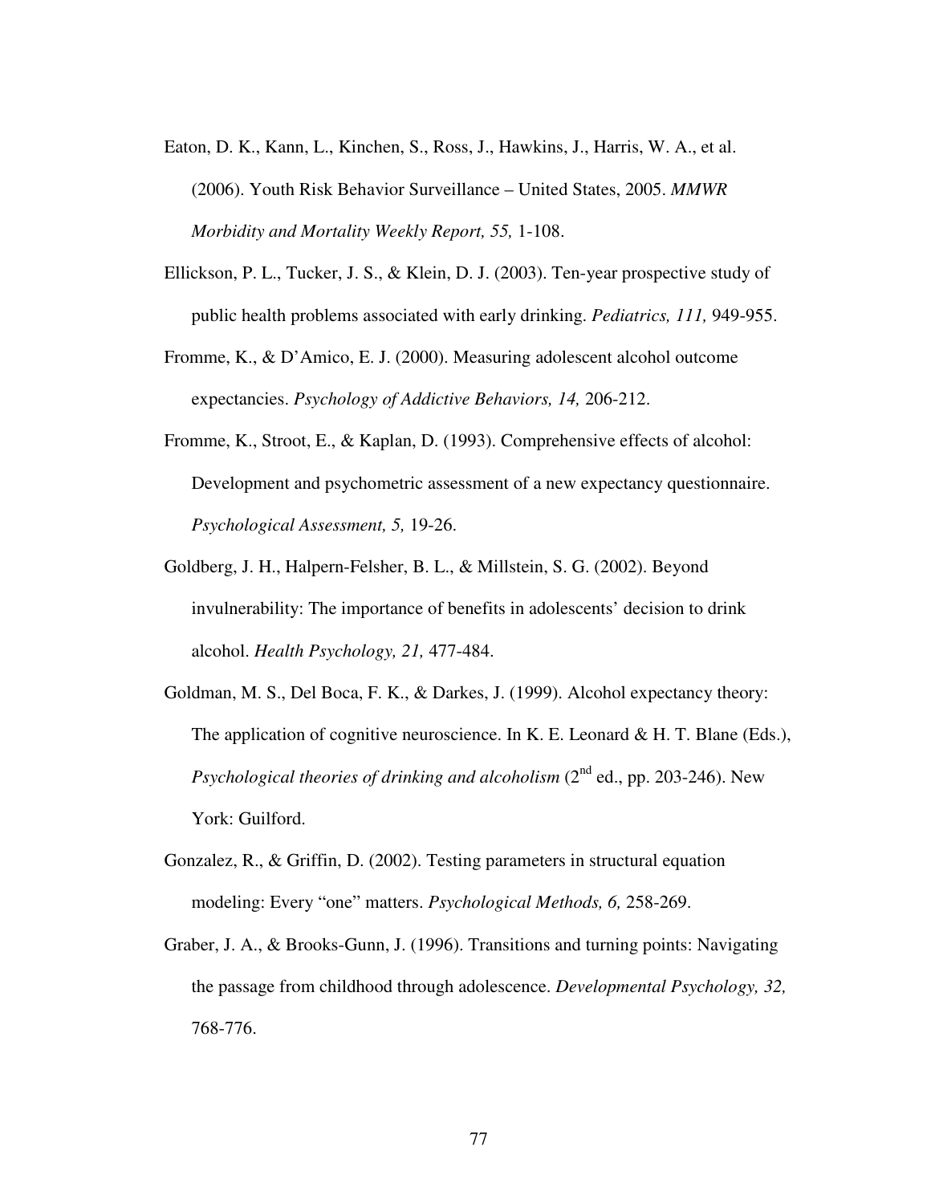Eaton, D. K., Kann, L., Kinchen, S., Ross, J., Hawkins, J., Harris, W. A., et al. (2006). Youth Risk Behavior Surveillance – United States, 2005. *MMWR Morbidity and Mortality Weekly Report, 55,* 1-108.

Ellickson, P. L., Tucker, J. S., & Klein, D. J. (2003). Ten-year prospective study of public health problems associated with early drinking. *Pediatrics, 111,* 949-955.

Fromme, K., & D'Amico, E. J. (2000). Measuring adolescent alcohol outcome expectancies. *Psychology of Addictive Behaviors, 14,* 206-212.

Fromme, K., Stroot, E., & Kaplan, D. (1993). Comprehensive effects of alcohol: Development and psychometric assessment of a new expectancy questionnaire. *Psychological Assessment, 5,* 19-26.

Goldberg, J. H., Halpern-Felsher, B. L., & Millstein, S. G. (2002). Beyond invulnerability: The importance of benefits in adolescents' decision to drink alcohol. *Health Psychology, 21,* 477-484.

Goldman, M. S., Del Boca, F. K., & Darkes, J. (1999). Alcohol expectancy theory: The application of cognitive neuroscience. In K. E. Leonard & H. T. Blane (Eds.), *Psychological theories of drinking and alcoholism* (2nd ed., pp. 203-246). New York: Guilford.

Gonzalez, R., & Griffin, D. (2002). Testing parameters in structural equation modeling: Every "one" matters. *Psychological Methods, 6,* 258-269.

Graber, J. A., & Brooks-Gunn, J. (1996). Transitions and turning points: Navigating the passage from childhood through adolescence. *Developmental Psychology, 32,* 768-776.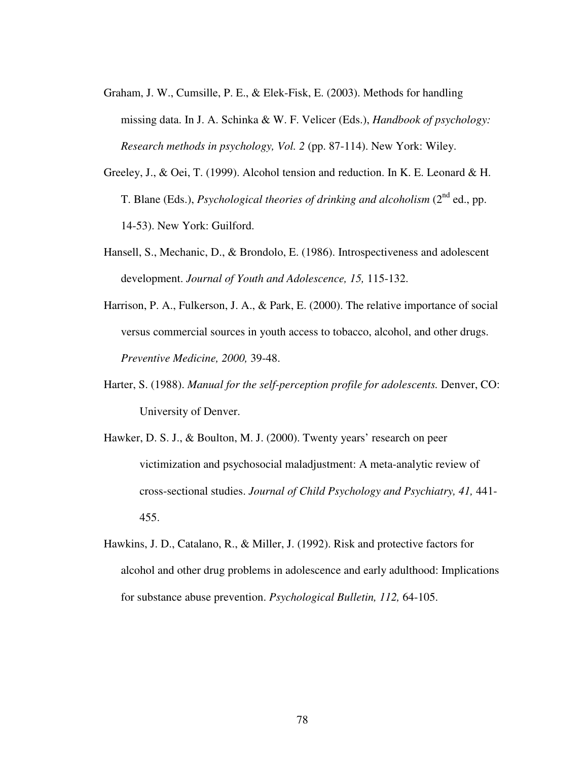Graham, J. W., Cumsille, P. E., & Elek-Fisk, E. (2003). Methods for handling missing data. In J. A. Schinka & W. F. Velicer (Eds.), *Handbook of psychology: Research methods in psychology, Vol. 2* (pp. 87-114). New York: Wiley.

Greeley, J., & Oei, T. (1999). Alcohol tension and reduction. In K. E. Leonard & H. T. Blane (Eds.), *Psychological theories of drinking and alcoholism* (2nd ed., pp. 14-53). New York: Guilford.

Hansell, S., Mechanic, D., & Brondolo, E. (1986). Introspectiveness and adolescent development. *Journal of Youth and Adolescence, 15,* 115-132.

Harrison, P. A., Fulkerson, J. A., & Park, E. (2000). The relative importance of social versus commercial sources in youth access to tobacco, alcohol, and other drugs. *Preventive Medicine, 2000,* 39-48.

Harter, S. (1988). *Manual for the self-perception profile for adolescents.* Denver, CO: University of Denver.

Hawker, D. S. J., & Boulton, M. J. (2000). Twenty years' research on peer victimization and psychosocial maladjustment: A meta-analytic review of cross-sectional studies. *Journal of Child Psychology and Psychiatry, 41,* 441-455.

Hawkins, J. D., Catalano, R., & Miller, J. (1992). Risk and protective factors for alcohol and other drug problems in adolescence and early adulthood: Implications for substance abuse prevention. *Psychological Bulletin, 112,* 64-105.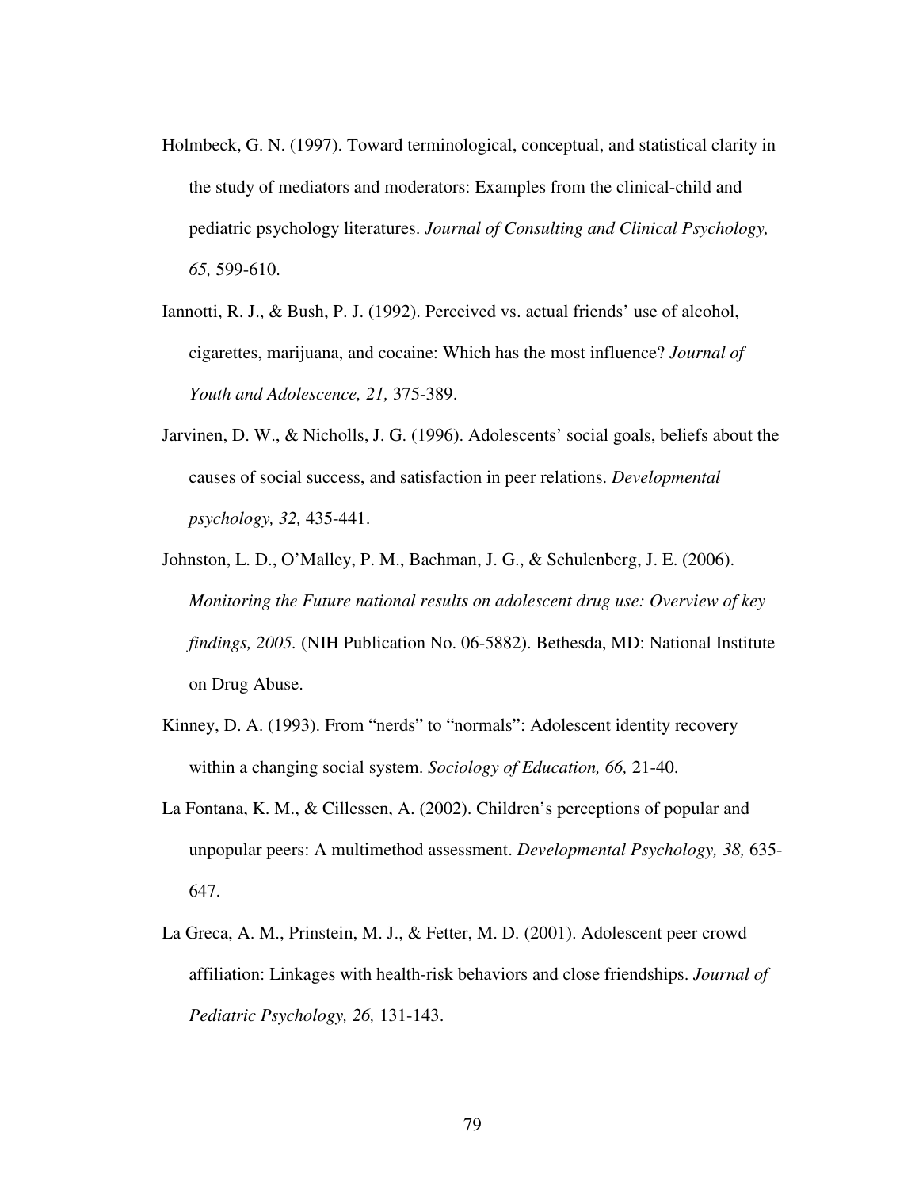Holmbeck, G. N. (1997). Toward terminological, conceptual, and statistical clarity in the study of mediators and moderators: Examples from the clinical-child and pediatric psychology literatures. *Journal of Consulting and Clinical Psychology, 65,* 599-610.

Iannotti, R. J., & Bush, P. J. (1992). Perceived vs. actual friends' use of alcohol, cigarettes, marijuana, and cocaine: Which has the most influence? *Journal of Youth and Adolescence, 21,* 375-389.

Jarvinen, D. W., & Nicholls, J. G. (1996). Adolescents' social goals, beliefs about the causes of social success, and satisfaction in peer relations. *Developmental psychology, 32,* 435-441.

Johnston, L. D., O'Malley, P. M., Bachman, J. G., & Schulenberg, J. E. (2006). *Monitoring the Future national results on adolescent drug use: Overview of key findings, 2005.* (NIH Publication No. 06-5882). Bethesda, MD: National Institute on Drug Abuse.

Kinney, D. A. (1993). From "nerds" to "normals": Adolescent identity recovery within a changing social system. *Sociology of Education, 66,* 21-40.

La Fontana, K. M., & Cillessen, A. (2002). Children's perceptions of popular and unpopular peers: A multimethod assessment. *Developmental Psychology, 38,* 635-647.

La Greca, A. M., Prinstein, M. J., & Fetter, M. D. (2001). Adolescent peer crowd affiliation: Linkages with health-risk behaviors and close friendships. *Journal of Pediatric Psychology, 26,* 131-143.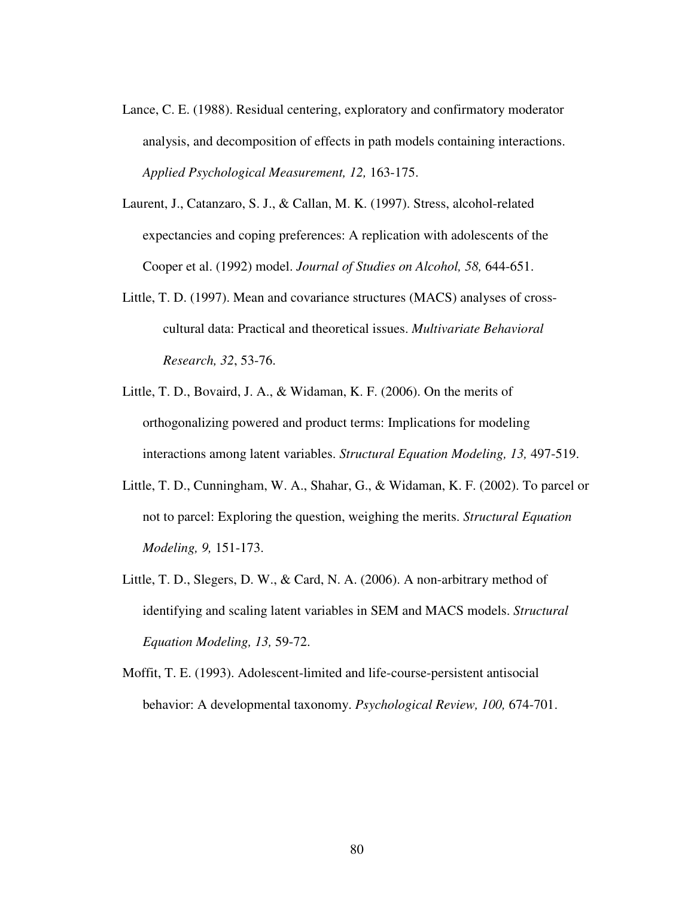Lance, C. E. (1988). Residual centering, exploratory and confirmatory moderator analysis, and decomposition of effects in path models containing interactions. *Applied Psychological Measurement, 12,* 163-175.

Laurent, J., Catanzaro, S. J., & Callan, M. K. (1997). Stress, alcohol-related expectancies and coping preferences: A replication with adolescents of the Cooper et al. (1992) model. *Journal of Studies on Alcohol, 58,* 644-651.

Little, T. D. (1997). Mean and covariance structures (MACS) analyses of cross-cultural data: Practical and theoretical issues. *Multivariate Behavioral Research, 32*, 53-76.

Little, T. D., Bovaird, J. A., & Widaman, K. F. (2006). On the merits of orthogonalizing powered and product terms: Implications for modeling interactions among latent variables. *Structural Equation Modeling, 13,* 497-519.

Little, T. D., Cunningham, W. A., Shahar, G., & Widaman, K. F. (2002). To parcel or not to parcel: Exploring the question, weighing the merits. *Structural Equation Modeling, 9,* 151-173.

Little, T. D., Slegers, D. W., & Card, N. A. (2006). A non-arbitrary method of identifying and scaling latent variables in SEM and MACS models. *Structural Equation Modeling, 13,* 59-72.

Moffit, T. E. (1993). Adolescent-limited and life-course-persistent antisocial behavior: A developmental taxonomy. *Psychological Review, 100,* 674-701.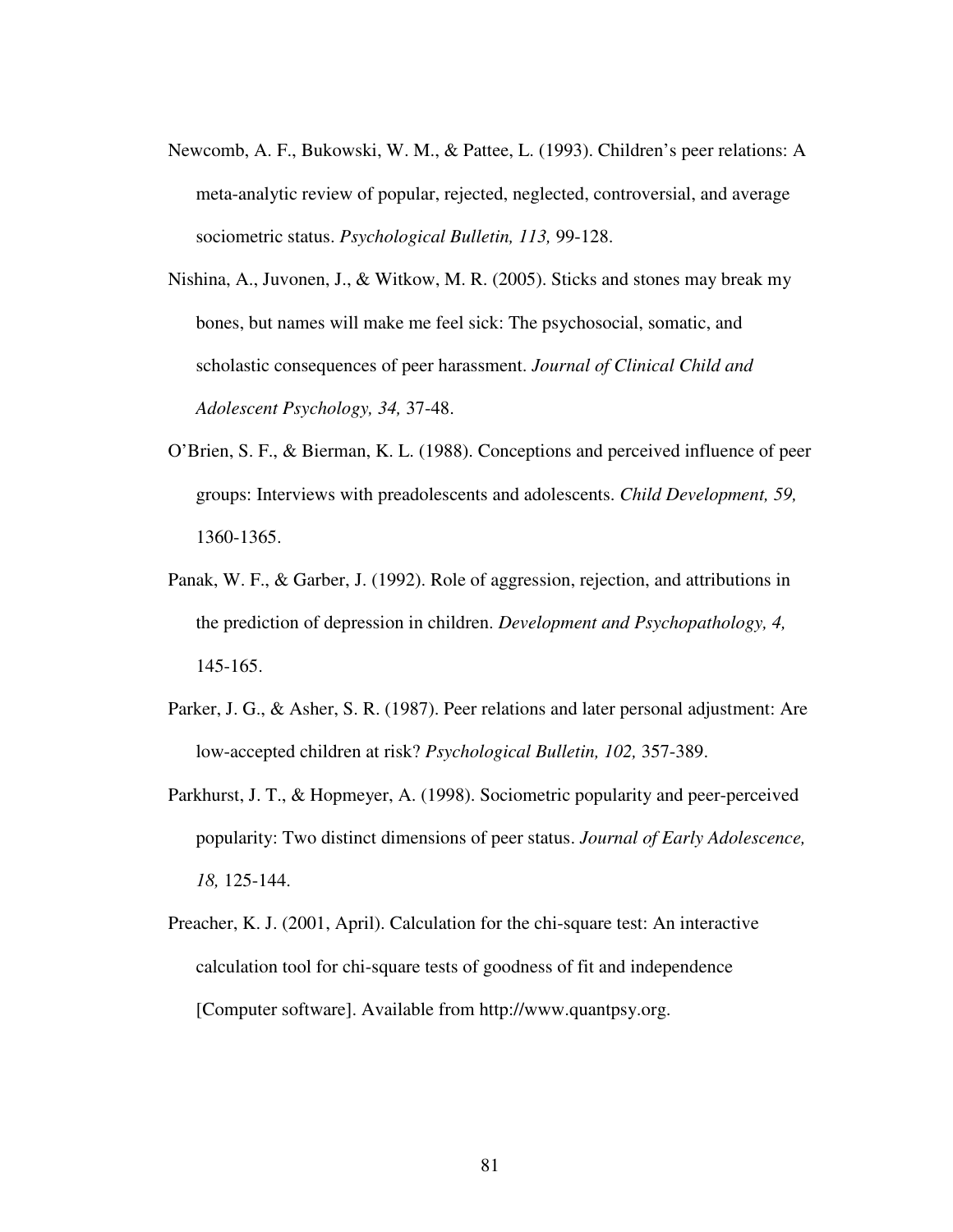Newcomb, A. F., Bukowski, W. M., & Pattee, L. (1993). Children's peer relations: A meta-analytic review of popular, rejected, neglected, controversial, and average sociometric status. *Psychological Bulletin, 113,* 99-128.

Nishina, A., Juvonen, J., & Witkow, M. R. (2005). Sticks and stones may break my bones, but names will make me feel sick: The psychosocial, somatic, and scholastic consequences of peer harassment. *Journal of Clinical Child and Adolescent Psychology, 34,* 37-48.

O'Brien, S. F., & Bierman, K. L. (1988). Conceptions and perceived influence of peer groups: Interviews with preadolescents and adolescents. *Child Development, 59,* 1360-1365.

Panak, W. F., & Garber, J. (1992). Role of aggression, rejection, and attributions in the prediction of depression in children. *Development and Psychopathology, 4,* 145-165.

Parker, J. G., & Asher, S. R. (1987). Peer relations and later personal adjustment: Are low-accepted children at risk? *Psychological Bulletin, 102,* 357-389.

Parkhurst, J. T., & Hopmeyer, A. (1998). Sociometric popularity and peer-perceived popularity: Two distinct dimensions of peer status. *Journal of Early Adolescence, 18,* 125-144.

Preacher, K. J. (2001, April). Calculation for the chi-square test: An interactive calculation tool for chi-square tests of goodness of fit and independence [Computer software]. Available from http://www.quantpsy.org.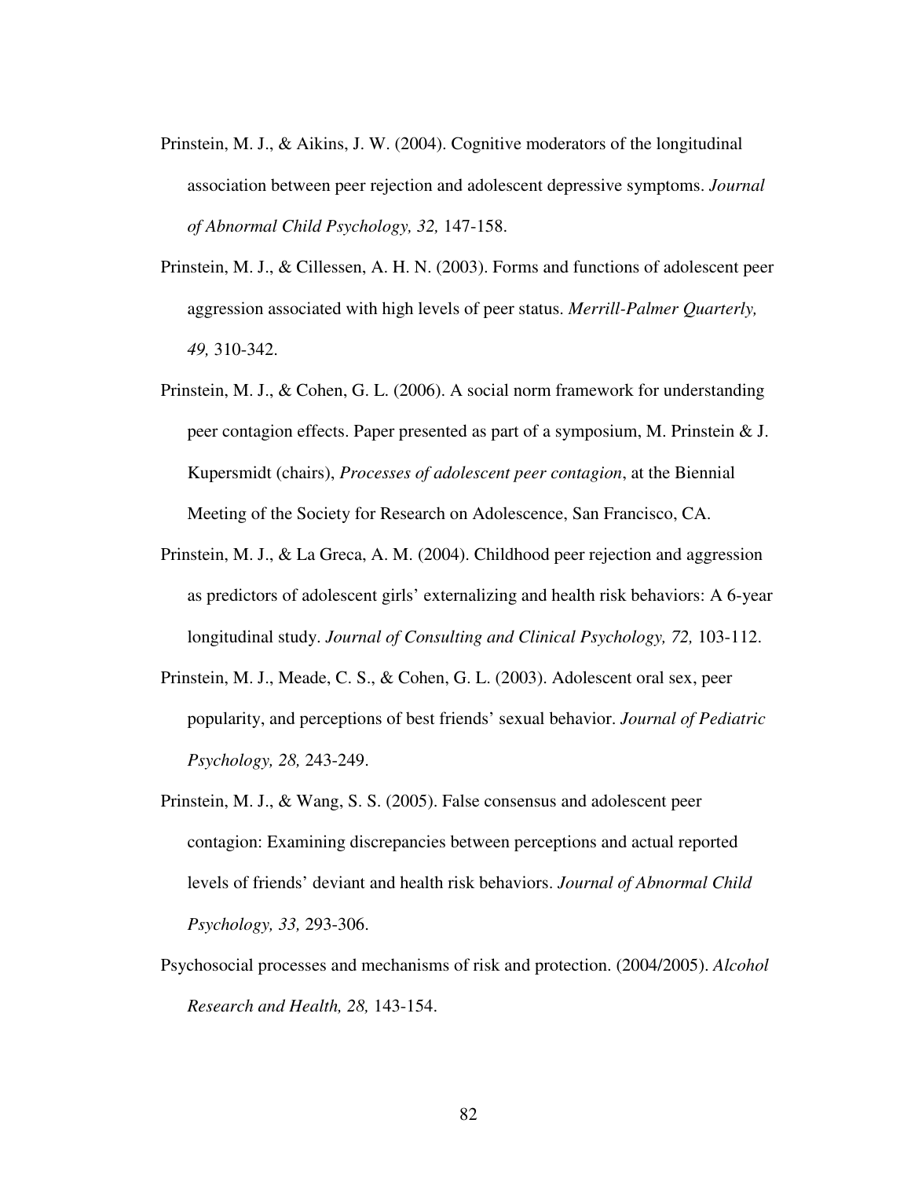Prinstein, M. J., & Aikins, J. W. (2004). Cognitive moderators of the longitudinal association between peer rejection and adolescent depressive symptoms. *Journal of Abnormal Child Psychology, 32,* 147-158.

Prinstein, M. J., & Cillessen, A. H. N. (2003). Forms and functions of adolescent peer aggression associated with high levels of peer status. *Merrill-Palmer Quarterly, 49,* 310-342.

Prinstein, M. J., & Cohen, G. L. (2006). A social norm framework for understanding peer contagion effects. Paper presented as part of a symposium, M. Prinstein & J. Kupersmidt (chairs), *Processes of adolescent peer contagion*, at the Biennial Meeting of the Society for Research on Adolescence, San Francisco, CA.

Prinstein, M. J., & La Greca, A. M. (2004). Childhood peer rejection and aggression as predictors of adolescent girls' externalizing and health risk behaviors: A 6-year longitudinal study. *Journal of Consulting and Clinical Psychology, 72,* 103-112.

Prinstein, M. J., Meade, C. S., & Cohen, G. L. (2003). Adolescent oral sex, peer popularity, and perceptions of best friends' sexual behavior. *Journal of Pediatric Psychology, 28,* 243-249.

Prinstein, M. J., & Wang, S. S. (2005). False consensus and adolescent peer contagion: Examining discrepancies between perceptions and actual reported levels of friends' deviant and health risk behaviors. *Journal of Abnormal Child Psychology, 33,* 293-306.

Psychosocial processes and mechanisms of risk and protection. (2004/2005). *Alcohol Research and Health, 28,* 143-154.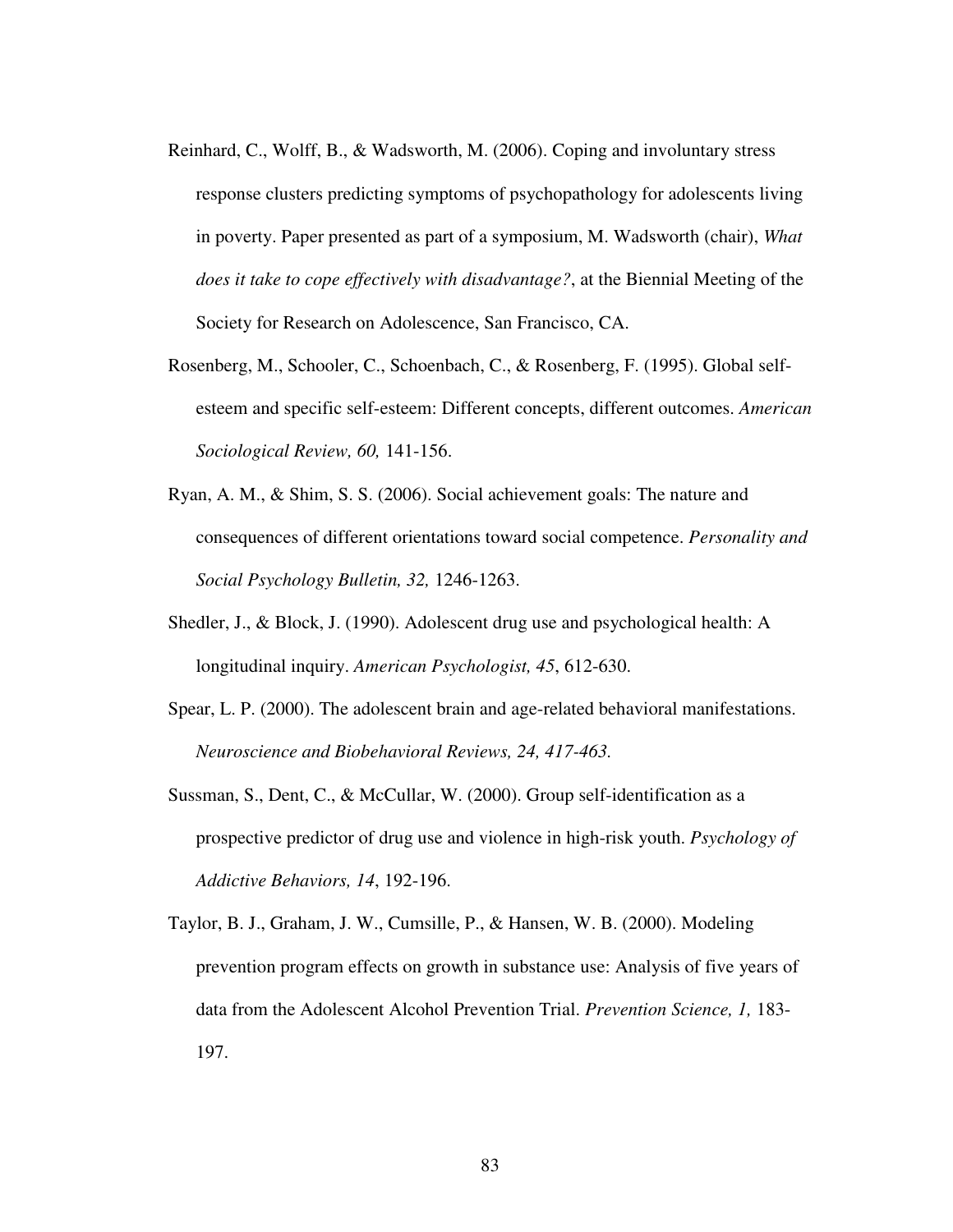Reinhard, C., Wolff, B., & Wadsworth, M. (2006). Coping and involuntary stress response clusters predicting symptoms of psychopathology for adolescents living in poverty. Paper presented as part of a symposium, M. Wadsworth (chair), *What does it take to cope effectively with disadvantage?*, at the Biennial Meeting of the Society for Research on Adolescence, San Francisco, CA.

Rosenberg, M., Schooler, C., Schoenbach, C., & Rosenberg, F. (1995). Global self-esteem and specific self-esteem: Different concepts, different outcomes. *American Sociological Review, 60,* 141-156.

Ryan, A. M., & Shim, S. S. (2006). Social achievement goals: The nature and consequences of different orientations toward social competence. *Personality and Social Psychology Bulletin, 32,* 1246-1263.

Shedler, J., & Block, J. (1990). Adolescent drug use and psychological health: A longitudinal inquiry. *American Psychologist, 45*, 612-630.

Spear, L. P. (2000). The adolescent brain and age-related behavioral manifestations. *Neuroscience and Biobehavioral Reviews, 24, 417-463.*

Sussman, S., Dent, C., & McCullar, W. (2000). Group self-identification as a prospective predictor of drug use and violence in high-risk youth. *Psychology of Addictive Behaviors, 14*, 192-196.

Taylor, B. J., Graham, J. W., Cumsille, P., & Hansen, W. B. (2000). Modeling prevention program effects on growth in substance use: Analysis of five years of data from the Adolescent Alcohol Prevention Trial. *Prevention Science, 1,* 183-197.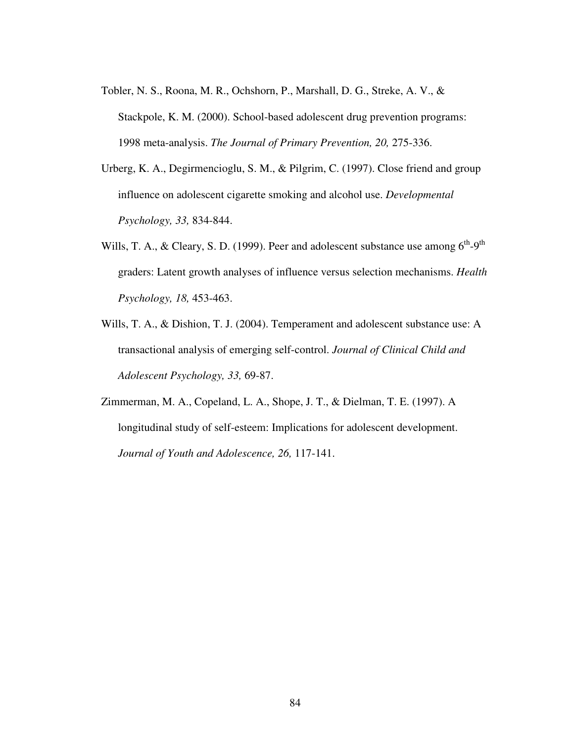Tobler, N. S., Roona, M. R., Ochshorn, P., Marshall, D. G., Streke, A. V., & Stackpole, K. M. (2000). School-based adolescent drug prevention programs: 1998 meta-analysis. *The Journal of Primary Prevention, 20,* 275-336.

Urberg, K. A., Degirmencioglu, S. M., & Pilgrim, C. (1997). Close friend and group influence on adolescent cigarette smoking and alcohol use. *Developmental Psychology, 33,* 834-844.

Wills, T. A., & Cleary, S. D. (1999). Peer and adolescent substance use among 6th-9th graders: Latent growth analyses of influence versus selection mechanisms. *Health Psychology, 18,* 453-463.

Wills, T. A., & Dishion, T. J. (2004). Temperament and adolescent substance use: A transactional analysis of emerging self-control. *Journal of Clinical Child and Adolescent Psychology, 33,* 69-87.

Zimmerman, M. A., Copeland, L. A., Shope, J. T., & Dielman, T. E. (1997). A longitudinal study of self-esteem: Implications for adolescent development. *Journal of Youth and Adolescence, 26,* 117-141.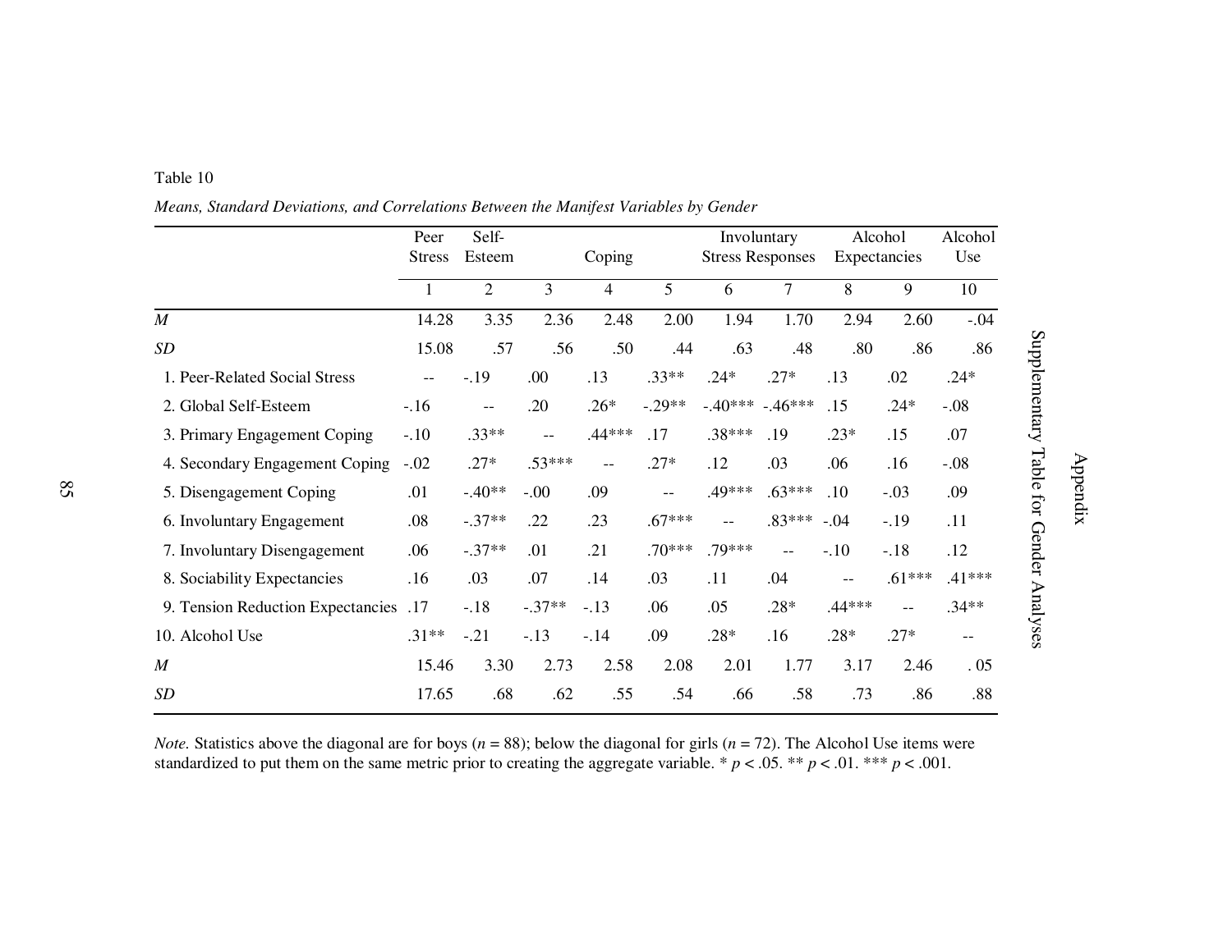# Appendix

## Supplementary Table for Gender Analyses

Table 10

*Means, Standard Deviations, and Correlations Between the Manifest Variables by Gender*

| | Peer Stress | Self-Esteem | Coping | | | Involuntary Stress Responses | | Alcohol Expectancies | | Alcohol Use |
|---|---|---|---|---|---|---|---|---|---|---|
| | 1 | 2 | 3 | 4 | 5 | 6 | 7 | 8 | 9 | 10 |
| *M* | 14.28 | 3.35 | 2.36 | 2.48 | 2.00 | 1.94 | 1.70 | 2.94 | 2.60 | -.04 |
| *SD* | 15.08 | .57 | .56 | .50 | .44 | .63 | .48 | .80 | .86 | .86 |
| 1. Peer-Related Social Stress | -- | -.19 | .00 | .13 | .33** | .24* | .27* | .13 | .02 | .24* |
| 2. Global Self-Esteem | -.16 | -- | .20 | .26* | -.29** | -.40*** | -.46*** | .15 | .24* | -.08 |
| 3. Primary Engagement Coping | -.10 | .33** | -- | .44*** | .17 | .38*** | .19 | .23* | .15 | .07 |
| 4. Secondary Engagement Coping | -.02 | .27* | .53*** | -- | .27* | .12 | .03 | .06 | .16 | -.08 |
| 5. Disengagement Coping | .01 | -.40** | -.00 | .09 | -- | .49*** | .63*** | .10 | -.03 | .09 |
| 6. Involuntary Engagement | .08 | -.37** | .22 | .23 | .67*** | -- | .83*** | -.04 | -.19 | .11 |
| 7. Involuntary Disengagement | .06 | -.37** | .01 | .21 | .70*** | .79*** | -- | -.10 | -.18 | .12 |
| 8. Sociability Expectancies | .16 | .03 | .07 | .14 | .03 | .11 | .04 | -- | .61*** | .41*** |
| 9. Tension Reduction Expectancies | .17 | -.18 | -.37** | -.13 | .06 | .05 | .28* | .44*** | -- | .34** |
| 10. Alcohol Use | .31** | -.21 | -.13 | -.14 | .09 | .28* | .16 | .28* | .27* | -- |
| *M* | 15.46 | 3.30 | 2.73 | 2.58 | 2.08 | 2.01 | 1.77 | 3.17 | 2.46 | . 05 |
| *SD* | 17.65 | .68 | .62 | .55 | .54 | .66 | .58 | .73 | .86 | .88 |

*Note.* Statistics above the diagonal are for boys ($n = 88$); below the diagonal for girls ($n = 72$). The Alcohol Use items were standardized to put them on the same metric prior to creating the aggregate variable. * $p < .05$. ** $p < .01$. *** $p < .001$.